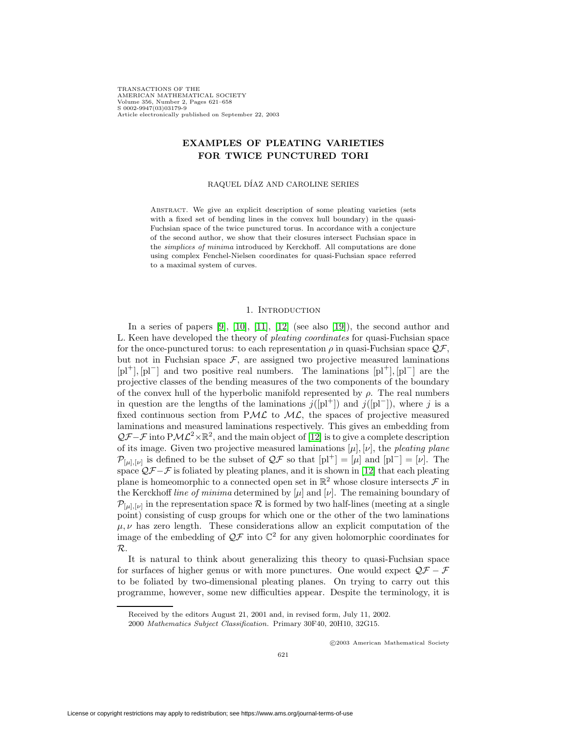# EXAMPLES OF PLEATING VARIETIES FOR TWICE PUNCTURED TORI

RAQUEL DÍAZ AND CAROLINE SERIES

Abstract. We give an explicit description of some pleating varieties (sets with a fixed set of bending lines in the convex hull boundary) in the quasi-Fuchsian space of the twice punctured torus. In accordance with a conjecture of the second author, we show that their closures intersect Fuchsian space in the *simplices of minima* introduced by Kerckhoff. All computations are done using complex Fenchel-Nielsen coordinates for quasi-Fuchsian space referred to a maximal system of curves.

## 1. Introduction

In a series of papers [9], [10], [11], [12] (see also [19]), the second author and L. Keen have developed the theory of *pleating coordinates* for quasi-Fuchsian space for the once-punctured torus: to each representation $\rho$ in quasi-Fuchsian space $\mathcal{QF}$, but not in Fuchsian space $\mathcal{F}$, are assigned two projective measured laminations $[\mathrm{pl}^+], [\mathrm{pl}^-]$ and two positive real numbers. The laminations $[\mathrm{pl}^+], [\mathrm{pl}^-]$ are the projective classes of the bending measures of the two components of the boundary of the convex hull of the hyperbolic manifold represented by $\rho$. The real numbers in question are the lengths of the laminations $j([\mathrm{pl}^+])$ and $j([\mathrm{pl}^-])$, where $j$ is a fixed continuous section from $\mathrm{P}\mathcal{ML}$ to $\mathcal{ML}$, the spaces of projective measured laminations and measured laminations respectively. This gives an embedding from $\mathcal{QF}-\mathcal{F}$ into $\mathrm{P}\mathcal{ML}^2\times\mathbb{R}^2$, and the main object of [12] is to give a complete description of its image. Given two projective measured laminations $[\mu], [\nu]$, the *pleating plane* $\mathcal{P}_{[\mu],[\nu]}$ is defined to be the subset of $\mathcal{QF}$ so that $[\mathrm{pl}^+] = [\mu]$ and $[\mathrm{pl}^-] = [\nu]$. The space $\mathcal{QF}-\mathcal{F}$ is foliated by pleating planes, and it is shown in [12] that each pleating plane is homeomorphic to a connected open set in $\mathbb{R}^2$ whose closure intersects $\mathcal{F}$ in the Kerckhoff *line of minima* determined by $[\mu]$ and $[\nu]$. The remaining boundary of $\mathcal{P}_{[\mu],[\nu]}$ in the representation space $\mathcal{R}$ is formed by two half-lines (meeting at a single point) consisting of cusp groups for which one or the other of the two laminations $\mu, \nu$ has zero length. These considerations allow an explicit computation of the image of the embedding of $\mathcal{QF}$ into $\mathbb{C}^2$ for any given holomorphic coordinates for $\mathcal{R}$.

It is natural to think about generalizing this theory to quasi-Fuchsian space for surfaces of higher genus or with more punctures. One would expect $\mathcal{QF}-\mathcal{F}$ to be foliated by two-dimensional pleating planes. On trying to carry out this programme, however, some new difficulties appear. Despite the terminology, it is

Received by the editors August 21, 2001 and, in revised form, July 11, 2002.

2000 *Mathematics Subject Classification.* Primary 30F40, 20H10, 32G15.

©2003 American Mathematical Society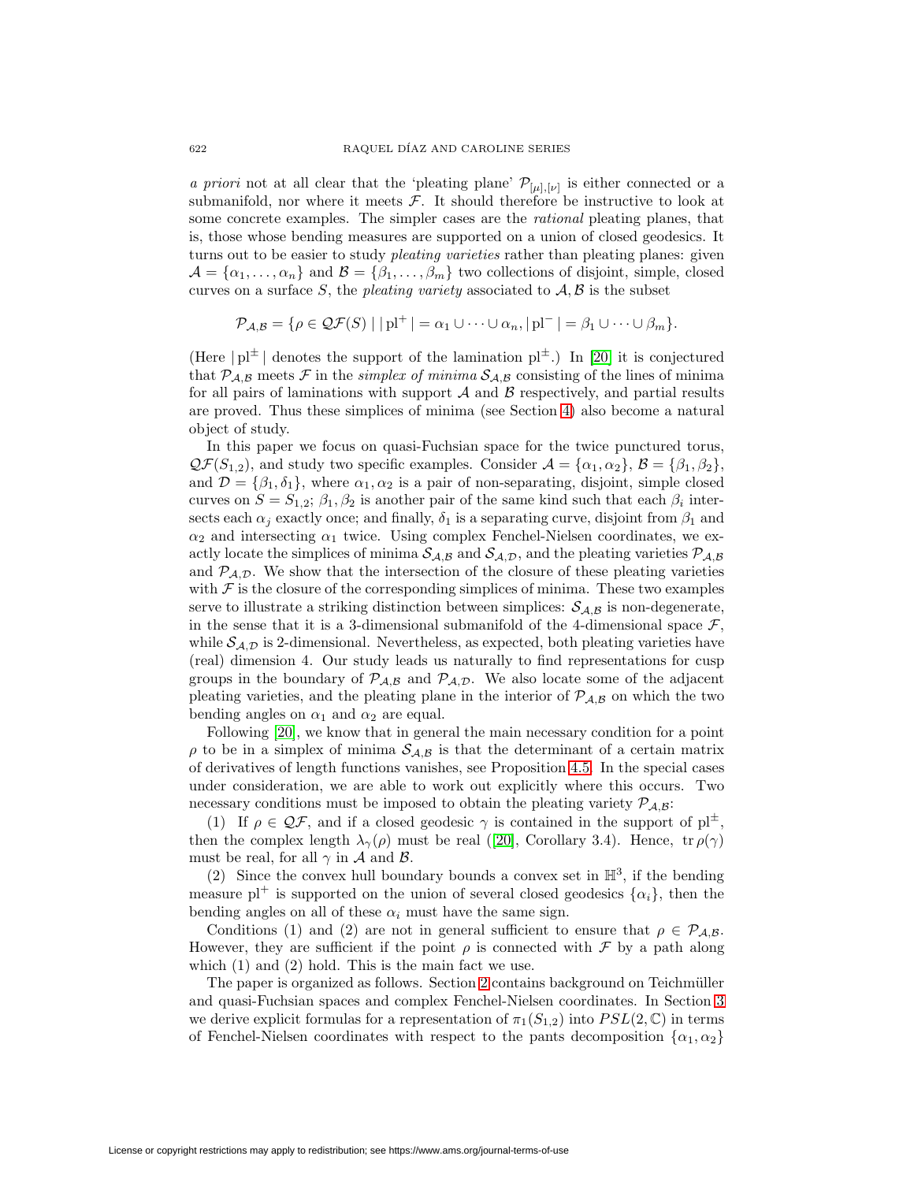*a priori* not at all clear that the 'pleating plane' $\mathcal{P}_{[\mu],[\nu]}$ is either connected or a submanifold, nor where it meets $\mathcal{F}$. It should therefore be instructive to look at some concrete examples. The simpler cases are the *rational* pleating planes, that is, those whose bending measures are supported on a union of closed geodesics. It turns out to be easier to study *pleating varieties* rather than pleating planes: given $\mathcal{A} = \{\alpha_1, \dots, \alpha_n\}$ and $\mathcal{B} = \{\beta_1, \dots, \beta_m\}$ two collections of disjoint, simple, closed curves on a surface $S$, the *pleating variety* associated to $\mathcal{A}, \mathcal{B}$ is the subset

$$\mathcal{P}_{\mathcal{A},\mathcal{B}} = \{\rho \in \mathcal{QF}(S) \mid |\,\mathrm{pl}^+\,| = \alpha_1 \cup \dots \cup \alpha_n, |\,\mathrm{pl}^-\,| = \beta_1 \cup \dots \cup \beta_m\}.$$

(Here $|\,\mathrm{pl}^{\pm}\,|$ denotes the support of the lamination $\mathrm{pl}^{\pm}$.) In [20] it is conjectured that $\mathcal{P}_{\mathcal{A},\mathcal{B}}$ meets $\mathcal{F}$ in the *simplex of minima* $\mathcal{S}_{\mathcal{A},\mathcal{B}}$ consisting of the lines of minima for all pairs of laminations with support $\mathcal{A}$ and $\mathcal{B}$ respectively, and partial results are proved. Thus these simplices of minima (see Section 4) also become a natural object of study.

In this paper we focus on quasi-Fuchsian space for the twice punctured torus, $\mathcal{QF}(S_{1,2})$, and study two specific examples. Consider $\mathcal{A} = \{\alpha_1, \alpha_2\}$, $\mathcal{B} = \{\beta_1, \beta_2\}$, and $\mathcal{D} = \{\beta_1, \delta_1\}$, where $\alpha_1, \alpha_2$ is a pair of non-separating, disjoint, simple closed curves on $S = S_{1,2}$; $\beta_1, \beta_2$ is another pair of the same kind such that each $\beta_i$ intersects each $\alpha_j$ exactly once; and finally, $\delta_1$ is a separating curve, disjoint from $\beta_1$ and $\alpha_2$ and intersecting $\alpha_1$ twice. Using complex Fenchel-Nielsen coordinates, we exactly locate the simplices of minima $\mathcal{S}_{\mathcal{A},\mathcal{B}}$ and $\mathcal{S}_{\mathcal{A},\mathcal{D}}$, and the pleating varieties $\mathcal{P}_{\mathcal{A},\mathcal{B}}$ and $\mathcal{P}_{\mathcal{A},\mathcal{D}}$. We show that the intersection of the closure of these pleating varieties with $\mathcal{F}$ is the closure of the corresponding simplices of minima. These two examples serve to illustrate a striking distinction between simplices: $\mathcal{S}_{\mathcal{A},\mathcal{B}}$ is non-degenerate, in the sense that it is a 3-dimensional submanifold of the 4-dimensional space $\mathcal{F}$, while $\mathcal{S}_{\mathcal{A},\mathcal{D}}$ is 2-dimensional. Nevertheless, as expected, both pleating varieties have (real) dimension 4. Our study leads us naturally to find representations for cusp groups in the boundary of $\mathcal{P}_{\mathcal{A},\mathcal{B}}$ and $\mathcal{P}_{\mathcal{A},\mathcal{D}}$. We also locate some of the adjacent pleating varieties, and the pleating plane in the interior of $\mathcal{P}_{\mathcal{A},\mathcal{B}}$ on which the two bending angles on $\alpha_1$ and $\alpha_2$ are equal.

Following [20], we know that in general the main necessary condition for a point $\rho$ to be in a simplex of minima $\mathcal{S}_{\mathcal{A},\mathcal{B}}$ is that the determinant of a certain matrix of derivatives of length functions vanishes, see Proposition 4.5. In the special cases under consideration, we are able to work out explicitly where this occurs. Two necessary conditions must be imposed to obtain the pleating variety $\mathcal{P}_{\mathcal{A},\mathcal{B}}$:

(1) If $\rho \in \mathcal{QF}$, and if a closed geodesic $\gamma$ is contained in the support of $\mathrm{pl}^{\pm}$, then the complex length $\lambda_\gamma(\rho)$ must be real ([20], Corollary 3.4). Hence, $\operatorname{tr}\rho(\gamma)$ must be real, for all $\gamma$ in $\mathcal{A}$ and $\mathcal{B}$.

(2) Since the convex hull boundary bounds a convex set in $\mathbb{H}^3$, if the bending measure $\mathrm{pl}^+$ is supported on the union of several closed geodesics $\{\alpha_i\}$, then the bending angles on all of these $\alpha_i$ must have the same sign.

Conditions (1) and (2) are not in general sufficient to ensure that $\rho \in \mathcal{P}_{\mathcal{A},\mathcal{B}}$. However, they are sufficient if the point $\rho$ is connected with $\mathcal{F}$ by a path along which (1) and (2) hold. This is the main fact we use.

The paper is organized as follows. Section 2 contains background on Teichmüller and quasi-Fuchsian spaces and complex Fenchel-Nielsen coordinates. In Section 3 we derive explicit formulas for a representation of $\pi_1(S_{1,2})$ into $PSL(2,\mathbb{C})$ in terms of Fenchel-Nielsen coordinates with respect to the pants decomposition $\{\alpha_1, \alpha_2\}$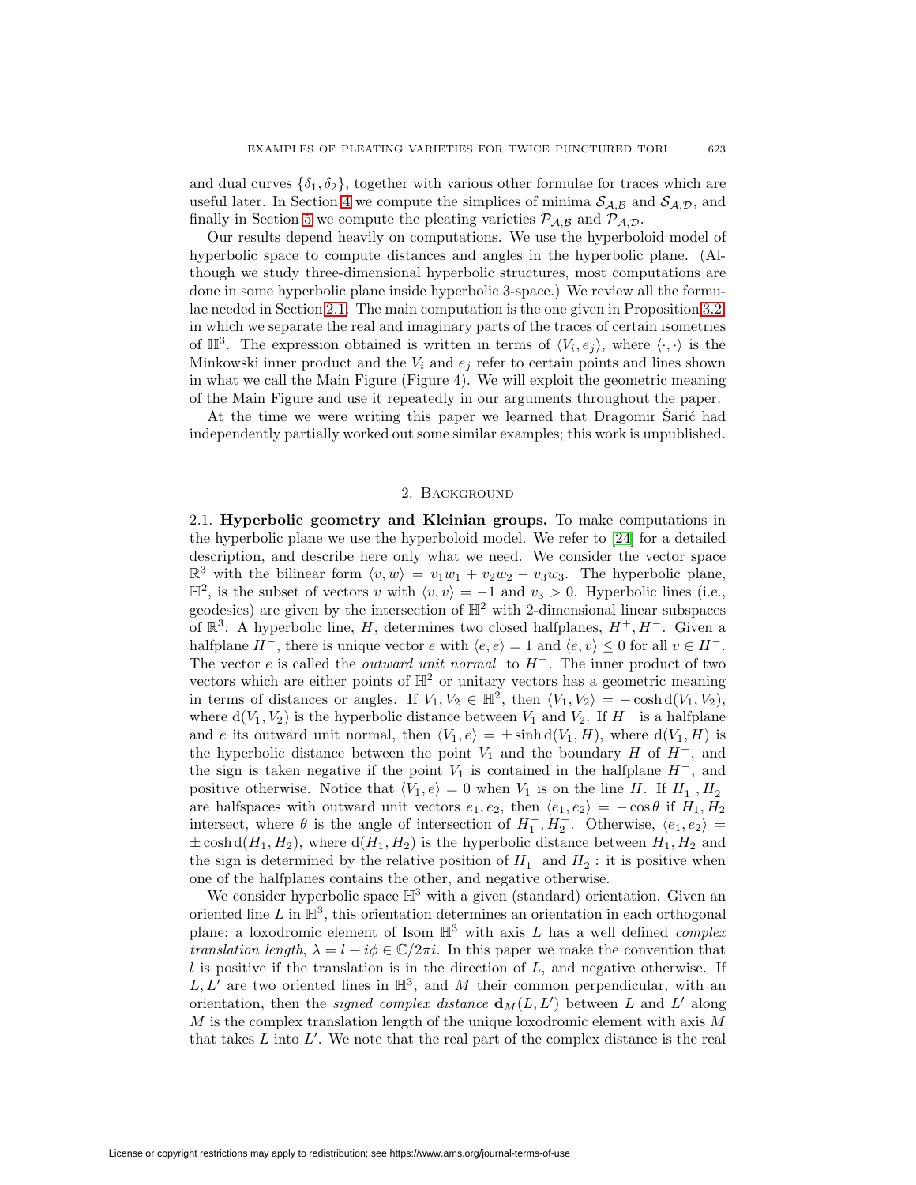and dual curves $\{\delta_1, \delta_2\}$, together with various other formulae for traces which are useful later. In Section 4 we compute the simplices of minima $\mathcal{S}_{\mathcal{A},\mathcal{B}}$ and $\mathcal{S}_{\mathcal{A},\mathcal{D}}$, and finally in Section 5 we compute the pleating varieties $\mathcal{P}_{\mathcal{A},\mathcal{B}}$ and $\mathcal{P}_{\mathcal{A},\mathcal{D}}$.

Our results depend heavily on computations. We use the hyperboloid model of hyperbolic space to compute distances and angles in the hyperbolic plane. (Although we study three-dimensional hyperbolic structures, most computations are done in some hyperbolic plane inside hyperbolic 3-space.) We review all the formulae needed in Section 2.1. The main computation is the one given in Proposition 3.2 in which we separate the real and imaginary parts of the traces of certain isometries of $\mathbb{H}^3$. The expression obtained is written in terms of $\langle V_i, e_j\rangle$, where $\langle\cdot,\cdot\rangle$ is the Minkowski inner product and the $V_i$ and $e_j$ refer to certain points and lines shown in what we call the Main Figure (Figure 4). We will exploit the geometric meaning of the Main Figure and use it repeatedly in our arguments throughout the paper.

At the time we were writing this paper we learned that Dragomir Šarić had independently partially worked out some similar examples; this work is unpublished.

## 2. Background

2.1. **Hyperbolic geometry and Kleinian groups.** To make computations in the hyperbolic plane we use the hyperboloid model. We refer to [24] for a detailed description, and describe here only what we need. We consider the vector space $\mathbb{R}^3$ with the bilinear form $\langle v, w\rangle = v_1w_1 + v_2w_2 - v_3w_3$. The hyperbolic plane, $\mathbb{H}^2$, is the subset of vectors $v$ with $\langle v, v\rangle = -1$ and $v_3 > 0$. Hyperbolic lines (i.e., geodesics) are given by the intersection of $\mathbb{H}^2$ with 2-dimensional linear subspaces of $\mathbb{R}^3$. A hyperbolic line, $H$, determines two closed halfplanes, $H^+, H^-$. Given a halfplane $H^-$, there is unique vector $e$ with $\langle e, e\rangle = 1$ and $\langle e, v\rangle \leq 0$ for all $v \in H^-$. The vector $e$ is called the *outward unit normal* to $H^-$. The inner product of two vectors which are either points of $\mathbb{H}^2$ or unitary vectors has a geometric meaning in terms of distances or angles. If $V_1, V_2 \in \mathbb{H}^2$, then $\langle V_1, V_2\rangle = -\cosh \mathrm{d}(V_1, V_2)$, where $\mathrm{d}(V_1, V_2)$ is the hyperbolic distance between $V_1$ and $V_2$. If $H^-$ is a halfplane and $e$ its outward unit normal, then $\langle V_1, e\rangle = \pm \sinh \mathrm{d}(V_1, H)$, where $\mathrm{d}(V_1, H)$ is the hyperbolic distance between the point $V_1$ and the boundary $H$ of $H^-$, and the sign is taken negative if the point $V_1$ is contained in the halfplane $H^-$, and positive otherwise. Notice that $\langle V_1, e\rangle = 0$ when $V_1$ is on the line $H$. If $H_1^-, H_2^-$ are halfspaces with outward unit vectors $e_1, e_2$, then $\langle e_1, e_2\rangle = -\cos\theta$ if $H_1, H_2$ intersect, where $\theta$ is the angle of intersection of $H_1^-, H_2^-$. Otherwise, $\langle e_1, e_2\rangle = \pm \cosh \mathrm{d}(H_1, H_2)$, where $\mathrm{d}(H_1, H_2)$ is the hyperbolic distance between $H_1, H_2$ and the sign is determined by the relative position of $H_1^-$ and $H_2^-$: it is positive when one of the halfplanes contains the other, and negative otherwise.

We consider hyperbolic space $\mathbb{H}^3$ with a given (standard) orientation. Given an oriented line $L$ in $\mathbb{H}^3$, this orientation determines an orientation in each orthogonal plane; a loxodromic element of Isom $\mathbb{H}^3$ with axis $L$ has a well defined *complex translation length*, $\lambda = l + i\phi \in \mathbb{C}/2\pi i$. In this paper we make the convention that $l$ is positive if the translation is in the direction of $L$, and negative otherwise. If $L, L'$ are two oriented lines in $\mathbb{H}^3$, and $M$ their common perpendicular, with an orientation, then the *signed complex distance* $\mathbf{d}_M(L, L')$ between $L$ and $L'$ along $M$ is the complex translation length of the unique loxodromic element with axis $M$ that takes $L$ into $L'$. We note that the real part of the complex distance is the real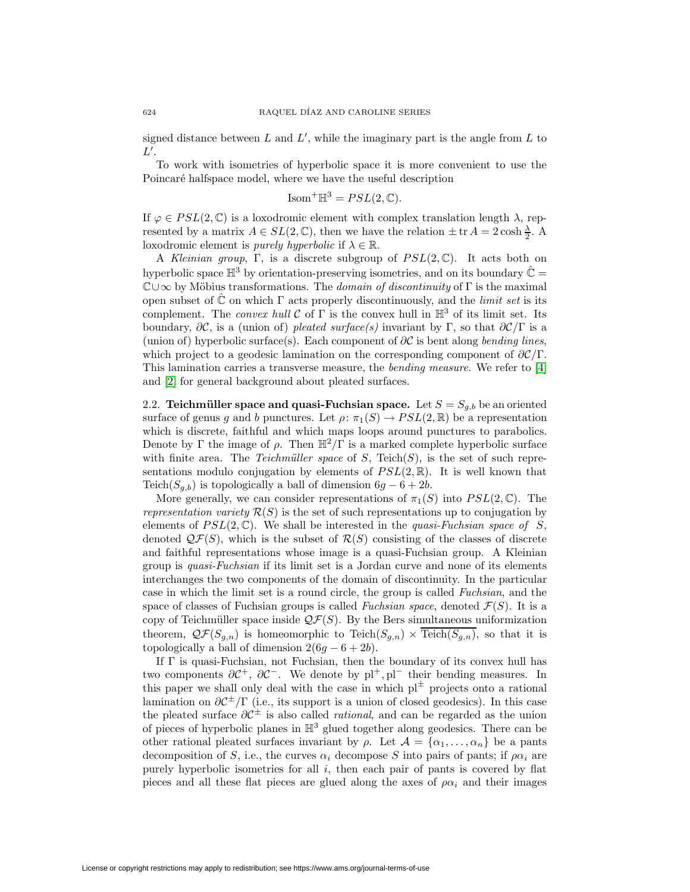signed distance between $L$ and $L'$, while the imaginary part is the angle from $L$ to $L'$.

To work with isometries of hyperbolic space it is more convenient to use the Poincaré halfspace model, where we have the useful description

$$\mathrm{Isom}^+\mathbb{H}^3 = PSL(2,\mathbb{C}).$$

If $\varphi \in PSL(2,\mathbb{C})$ is a loxodromic element with complex translation length $\lambda$, represented by a matrix $A \in SL(2,\mathbb{C})$, then we have the relation $\pm \operatorname{tr} A = 2\cosh\frac{\lambda}{2}$. A loxodromic element is *purely hyperbolic* if $\lambda \in \mathbb{R}$.

A *Kleinian group*, $\Gamma$, is a discrete subgroup of $PSL(2,\mathbb{C})$. It acts both on hyperbolic space $\mathbb{H}^3$ by orientation-preserving isometries, and on its boundary $\hat{\mathbb{C}} = \mathbb{C} \cup \infty$ by Möbius transformations. The *domain of discontinuity* of $\Gamma$ is the maximal open subset of $\hat{\mathbb{C}}$ on which $\Gamma$ acts properly discontinuously, and the *limit set* is its complement. The *convex hull* $\mathcal{C}$ of $\Gamma$ is the convex hull in $\mathbb{H}^3$ of its limit set. Its boundary, $\partial\mathcal{C}$, is a (union of) *pleated surface(s)* invariant by $\Gamma$, so that $\partial\mathcal{C}/\Gamma$ is a (union of) hyperbolic surface(s). Each component of $\partial\mathcal{C}$ is bent along *bending lines*, which project to a geodesic lamination on the corresponding component of $\partial\mathcal{C}/\Gamma$. This lamination carries a transverse measure, the *bending measure*. We refer to [4] and [2] for general background about pleated surfaces.

**2.2. Teichmüller space and quasi-Fuchsian space.** Let $S = S_{g,b}$ be an oriented surface of genus $g$ and $b$ punctures. Let $\rho\colon \pi_1(S) \to PSL(2,\mathbb{R})$ be a representation which is discrete, faithful and which maps loops around punctures to parabolics. Denote by $\Gamma$ the image of $\rho$. Then $\mathbb{H}^2/\Gamma$ is a marked complete hyperbolic surface with finite area. The *Teichmüller space* of $S$, $\mathrm{Teich}(S)$, is the set of such representations modulo conjugation by elements of $PSL(2,\mathbb{R})$. It is well known that $\mathrm{Teich}(S_{g,b})$ is topologically a ball of dimension $6g-6+2b$.

More generally, we can consider representations of $\pi_1(S)$ into $PSL(2,\mathbb{C})$. The *representation variety* $\mathcal{R}(S)$ is the set of such representations up to conjugation by elements of $PSL(2,\mathbb{C})$. We shall be interested in the *quasi-Fuchsian space of* $S$, denoted $\mathcal{QF}(S)$, which is the subset of $\mathcal{R}(S)$ consisting of the classes of discrete and faithful representations whose image is a quasi-Fuchsian group. A Kleinian group is *quasi-Fuchsian* if its limit set is a Jordan curve and none of its elements interchanges the two components of the domain of discontinuity. In the particular case in which the limit set is a round circle, the group is called *Fuchsian*, and the space of classes of Fuchsian groups is called *Fuchsian space*, denoted $\mathcal{F}(S)$. It is a copy of Teichmüller space inside $\mathcal{QF}(S)$. By the Bers simultaneous uniformization theorem, $\mathcal{QF}(S_{g,n})$ is homeomorphic to $\mathrm{Teich}(S_{g,n}) \times \overline{\mathrm{Teich}(S_{g,n})}$, so that it is topologically a ball of dimension $2(6g-6+2b)$.

If $\Gamma$ is quasi-Fuchsian, not Fuchsian, then the boundary of its convex hull has two components $\partial\mathcal{C}^+$, $\partial\mathcal{C}^-$. We denote by $\mathrm{pl}^+, \mathrm{pl}^-$ their bending measures. In this paper we shall only deal with the case in which $\mathrm{pl}^{\pm}$ projects onto a rational lamination on $\partial\mathcal{C}^{\pm}/\Gamma$ (i.e., its support is a union of closed geodesics). In this case the pleated surface $\partial\mathcal{C}^{\pm}$ is also called *rational*, and can be regarded as the union of pieces of hyperbolic planes in $\mathbb{H}^3$ glued together along geodesics. There can be other rational pleated surfaces invariant by $\rho$. Let $\mathcal{A} = \{\alpha_1, \ldots, \alpha_n\}$ be a pants decomposition of $S$, i.e., the curves $\alpha_i$ decompose $S$ into pairs of pants; if $\rho\alpha_i$ are purely hyperbolic isometries for all $i$, then each pair of pants is covered by flat pieces and all these flat pieces are glued along the axes of $\rho\alpha_i$ and their images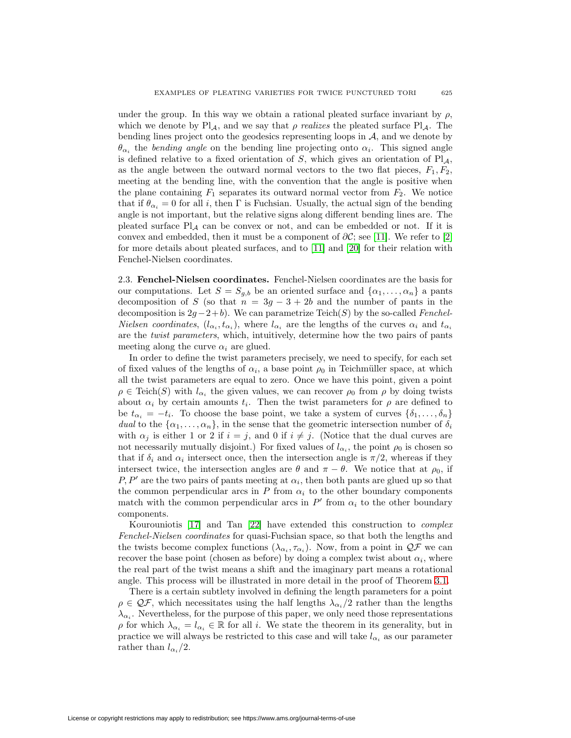under the group. In this way we obtain a rational pleated surface invariant by $\rho$, which we denote by $\mathrm{Pl}_{\mathcal{A}}$, and we say that $\rho$ *realizes* the pleated surface $\mathrm{Pl}_{\mathcal{A}}$. The bending lines project onto the geodesics representing loops in $\mathcal{A}$, and we denote by $\theta_{\alpha_i}$ the *bending angle* on the bending line projecting onto $\alpha_i$. This signed angle is defined relative to a fixed orientation of $S$, which gives an orientation of $\mathrm{Pl}_{\mathcal{A}}$, as the angle between the outward normal vectors to the two flat pieces, $F_1, F_2$, meeting at the bending line, with the convention that the angle is positive when the plane containing $F_1$ separates its outward normal vector from $F_2$. We notice that if $\theta_{\alpha_i} = 0$ for all $i$, then $\Gamma$ is Fuchsian. Usually, the actual sign of the bending angle is not important, but the relative signs along different bending lines are. The pleated surface $\mathrm{Pl}_{\mathcal{A}}$ can be convex or not, and can be embedded or not. If it is convex and embedded, then it must be a component of $\partial\mathcal{C}$; see [11]. We refer to [2] for more details about pleated surfaces, and to [11] and [20] for their relation with Fenchel-Nielsen coordinates.

2.3. **Fenchel-Nielsen coordinates.** Fenchel-Nielsen coordinates are the basis for our computations. Let $S = S_{g,b}$ be an oriented surface and $\{\alpha_1, \dots, \alpha_n\}$ a pants decomposition of $S$ (so that $n = 3g - 3 + 2b$ and the number of pants in the decomposition is $2g-2+b$). We can parametrize $\mathrm{Teich}(S)$ by the so-called *Fenchel-Nielsen coordinates*, $(l_{\alpha_i}, t_{\alpha_i})$, where $l_{\alpha_i}$ are the lengths of the curves $\alpha_i$ and $t_{\alpha_i}$ are the *twist parameters*, which, intuitively, determine how the two pairs of pants meeting along the curve $\alpha_i$ are glued.

In order to define the twist parameters precisely, we need to specify, for each set of fixed values of the lengths of $\alpha_i$, a base point $\rho_0$ in Teichmüller space, at which all the twist parameters are equal to zero. Once we have this point, given a point $\rho \in \mathrm{Teich}(S)$ with $l_{\alpha_i}$ the given values, we can recover $\rho_0$ from $\rho$ by doing twists about $\alpha_i$ by certain amounts $t_i$. Then the twist parameters for $\rho$ are defined to be $t_{\alpha_i} = -t_i$. To choose the base point, we take a system of curves $\{\delta_1, \dots, \delta_n\}$ *dual* to the $\{\alpha_1, \dots, \alpha_n\}$, in the sense that the geometric intersection number of $\delta_i$ with $\alpha_j$ is either 1 or 2 if $i = j$, and 0 if $i \neq j$. (Notice that the dual curves are not necessarily mutually disjoint.) For fixed values of $l_{\alpha_i}$, the point $\rho_0$ is chosen so that if $\delta_i$ and $\alpha_i$ intersect once, then the intersection angle is $\pi/2$, whereas if they intersect twice, the intersection angles are $\theta$ and $\pi - \theta$. We notice that at $\rho_0$, if $P, P'$ are the two pairs of pants meeting at $\alpha_i$, then both pants are glued up so that the common perpendicular arcs in $P$ from $\alpha_i$ to the other boundary components match with the common perpendicular arcs in $P'$ from $\alpha_i$ to the other boundary components.

Kourouniotis [17] and Tan [22] have extended this construction to *complex Fenchel-Nielsen coordinates* for quasi-Fuchsian space, so that both the lengths and the twists become complex functions $(\lambda_{\alpha_i}, \tau_{\alpha_i})$. Now, from a point in $\mathcal{QF}$ we can recover the base point (chosen as before) by doing a complex twist about $\alpha_i$, where the real part of the twist means a shift and the imaginary part means a rotational angle. This process will be illustrated in more detail in the proof of Theorem 3.1.

There is a certain subtlety involved in defining the length parameters for a point $\rho \in \mathcal{QF}$, which necessitates using the half lengths $\lambda_{\alpha_i}/2$ rather than the lengths $\lambda_{\alpha_i}$. Nevertheless, for the purpose of this paper, we only need those representations $\rho$ for which $\lambda_{\alpha_i} = l_{\alpha_i} \in \mathbb{R}$ for all $i$. We state the theorem in its generality, but in practice we will always be restricted to this case and will take $l_{\alpha_i}$ as our parameter rather than $l_{\alpha_i}/2$.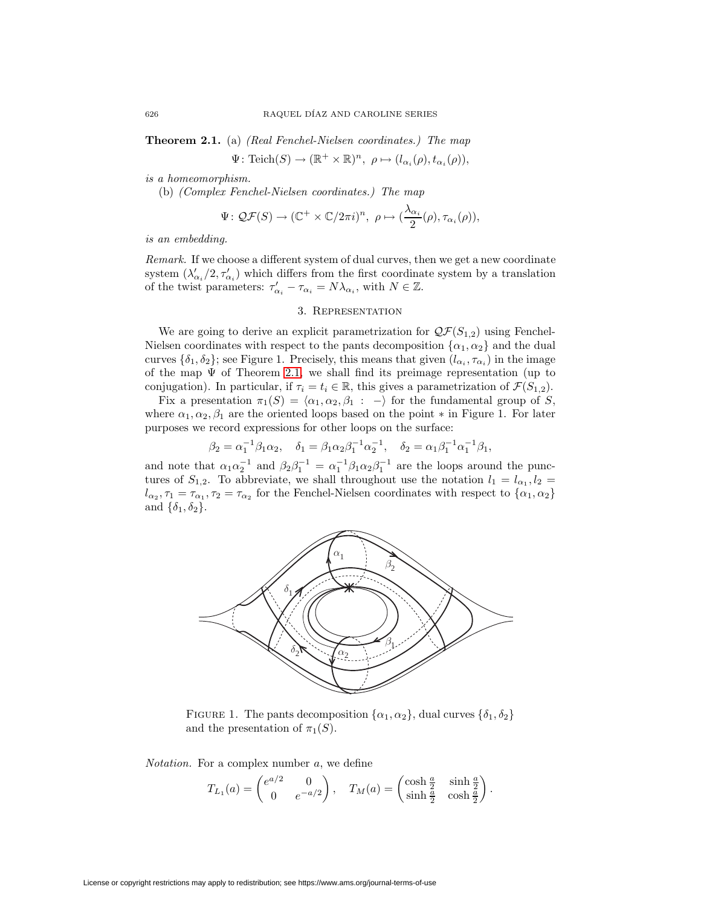**Theorem 2.1.** (a) *(Real Fenchel-Nielsen coordinates.) The map*

$$\Psi\colon \mathrm{Teich}(S) \to (\mathbb{R}^+ \times \mathbb{R})^n,\ \rho \mapsto (l_{\alpha_i}(\rho), t_{\alpha_i}(\rho)),$$

*is a homeomorphism.*

(b) *(Complex Fenchel-Nielsen coordinates.) The map*

$$\Psi\colon \mathcal{QF}(S) \to (\mathbb{C}^+ \times \mathbb{C}/2\pi i)^n,\ \rho \mapsto (\frac{\lambda_{\alpha_i}}{2}(\rho), \tau_{\alpha_i}(\rho)),$$

*is an embedding.*

*Remark.* If we choose a different system of dual curves, then we get a new coordinate system $(\lambda'_{\alpha_i}/2, \tau'_{\alpha_i})$ which differs from the first coordinate system by a translation of the twist parameters: $\tau'_{\alpha_i} - \tau_{\alpha_i} = N\lambda_{\alpha_i}$, with $N \in \mathbb{Z}$.

## 3. Representation

We are going to derive an explicit parametrization for $\mathcal{QF}(S_{1,2})$ using Fenchel-Nielsen coordinates with respect to the pants decomposition $\{\alpha_1, \alpha_2\}$ and the dual curves $\{\delta_1, \delta_2\}$; see Figure 1. Precisely, this means that given $(l_{\alpha_i}, \tau_{\alpha_i})$ in the image of the map $\Psi$ of Theorem 2.1, we shall find its preimage representation (up to conjugation). In particular, if $\tau_i = t_i \in \mathbb{R}$, this gives a parametrization of $\mathcal{F}(S_{1,2})$.

Fix a presentation $\pi_1(S) = \langle \alpha_1, \alpha_2, \beta_1 \ :\ - \rangle$ for the fundamental group of $S$, where $\alpha_1, \alpha_2, \beta_1$ are the oriented loops based on the point $*$ in Figure 1. For later purposes we record expressions for other loops on the surface:

$$\beta_2 = \alpha_1^{-1}\beta_1\alpha_2, \quad \delta_1 = \beta_1\alpha_2\beta_1^{-1}\alpha_2^{-1}, \quad \delta_2 = \alpha_1\beta_1^{-1}\alpha_1^{-1}\beta_1,$$

and note that $\alpha_1\alpha_2^{-1}$ and $\beta_2\beta_1^{-1} = \alpha_1^{-1}\beta_1\alpha_2\beta_1^{-1}$ are the loops around the punctures of $S_{1,2}$. To abbreviate, we shall throughout use the notation $l_1 = l_{\alpha_1}, l_2 = l_{\alpha_2}, \tau_1 = \tau_{\alpha_1}, \tau_2 = \tau_{\alpha_2}$ for the Fenchel-Nielsen coordinates with respect to $\{\alpha_1, \alpha_2\}$ and $\{\delta_1, \delta_2\}$.

Figure 1. The pants decomposition $\{\alpha_1, \alpha_2\}$, dual curves $\{\delta_1, \delta_2\}$ and the presentation of $\pi_1(S)$.

*Notation.* For a complex number $a$, we define

$$T_{L_1}(a) = \begin{pmatrix} e^{a/2} & 0 \\ 0 & e^{-a/2} \end{pmatrix}, \quad T_M(a) = \begin{pmatrix} \cosh\frac{a}{2} & \sinh\frac{a}{2} \\ \sinh\frac{a}{2} & \cosh\frac{a}{2} \end{pmatrix}.$$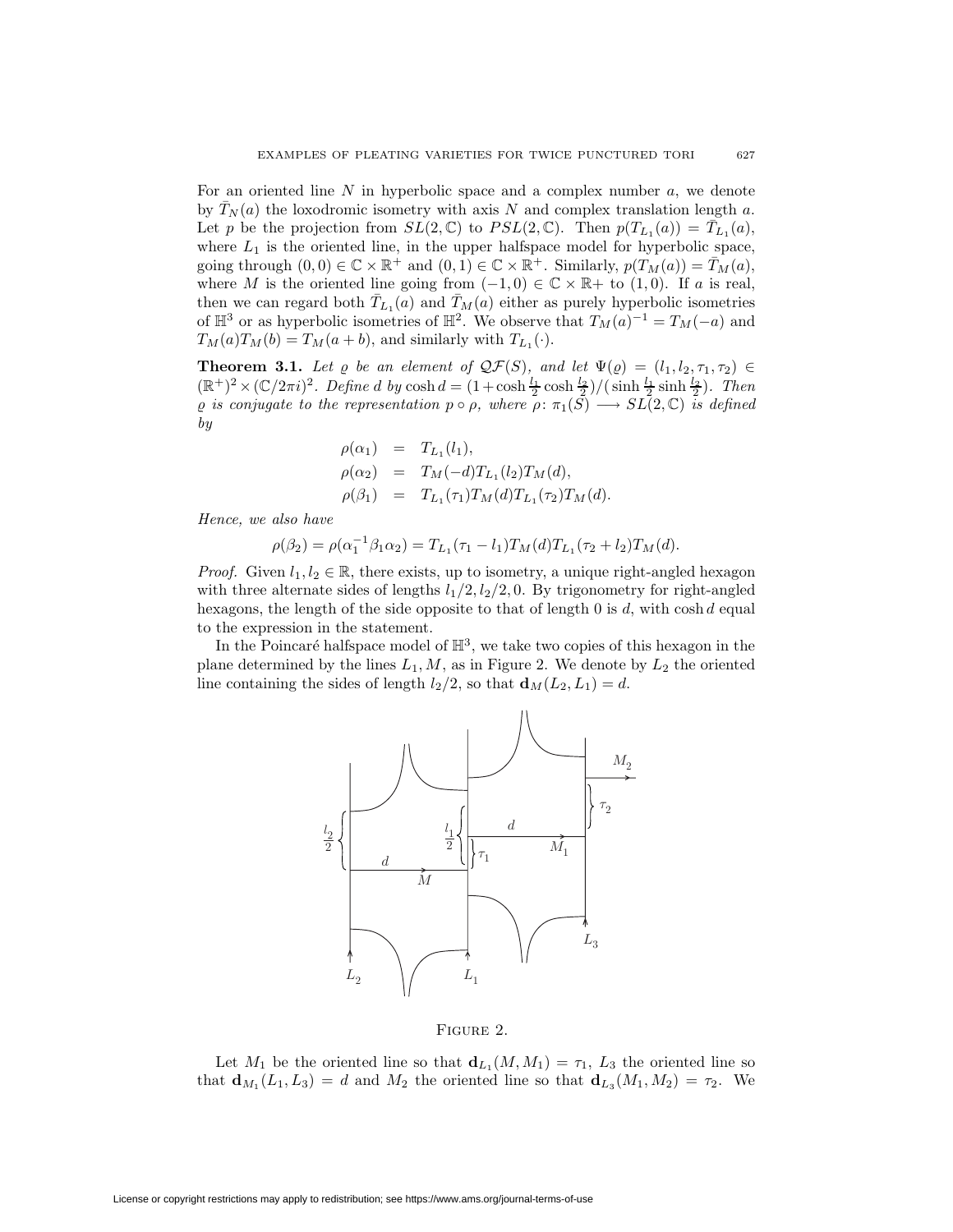For an oriented line $N$ in hyperbolic space and a complex number $a$, we denote by $\bar{T}_N(a)$ the loxodromic isometry with axis $N$ and complex translation length $a$. Let $p$ be the projection from $SL(2,\mathbb{C})$ to $PSL(2,\mathbb{C})$. Then $p(T_{L_1}(a)) = \bar{T}_{L_1}(a)$, where $L_1$ is the oriented line, in the upper halfspace model for hyperbolic space, going through $(0,0) \in \mathbb{C} \times \mathbb{R}^+$ and $(0,1) \in \mathbb{C} \times \mathbb{R}^+$. Similarly, $p(T_M(a)) = \bar{T}_M(a)$, where $M$ is the oriented line going from $(-1,0) \in \mathbb{C} \times \mathbb{R}+$ to $(1,0)$. If $a$ is real, then we can regard both $\bar{T}_{L_1}(a)$ and $\bar{T}_M(a)$ either as purely hyperbolic isometries of $\mathbb{H}^3$ or as hyperbolic isometries of $\mathbb{H}^2$. We observe that $T_M(a)^{-1} = T_M(-a)$ and $T_M(a)T_M(b) = T_M(a+b)$, and similarly with $T_{L_1}(\cdot)$.

**Theorem 3.1.** *Let $\varrho$ be an element of $\mathcal{QF}(S)$, and let $\Psi(\varrho) = (l_1, l_2, \tau_1, \tau_2) \in (\mathbb{R}^+)^2 \times (\mathbb{C}/2\pi i)^2$. Define $d$ by $\cosh d = (1 + \cosh \frac{l_1}{2} \cosh \frac{l_2}{2})/(\sinh \frac{l_1}{2} \sinh \frac{l_2}{2})$. Then $\varrho$ is conjugate to the representation $p \circ \rho$, where $\rho\colon \pi_1(S) \longrightarrow SL(2,\mathbb{C})$ is defined by*

$$
\begin{aligned}
\rho(\alpha_1) &= T_{L_1}(l_1), \\
\rho(\alpha_2) &= T_M(-d)T_{L_1}(l_2)T_M(d), \\
\rho(\beta_1) &= T_{L_1}(\tau_1)T_M(d)T_{L_1}(\tau_2)T_M(d).
\end{aligned}
$$

*Hence, we also have*

$$
\rho(\beta_2) = \rho(\alpha_1^{-1}\beta_1\alpha_2) = T_{L_1}(\tau_1 - l_1)T_M(d)T_{L_1}(\tau_2 + l_2)T_M(d).
$$

*Proof.* Given $l_1, l_2 \in \mathbb{R}$, there exists, up to isometry, a unique right-angled hexagon with three alternate sides of lengths $l_1/2, l_2/2, 0$. By trigonometry for right-angled hexagons, the length of the side opposite to that of length $0$ is $d$, with $\cosh d$ equal to the expression in the statement.

In the Poincaré halfspace model of $\mathbb{H}^3$, we take two copies of this hexagon in the plane determined by the lines $L_1, M$, as in Figure 2. We denote by $L_2$ the oriented line containing the sides of length $l_2/2$, so that $\mathbf{d}_M(L_2, L_1) = d$.

Figure 2.

Let $M_1$ be the oriented line so that $\mathbf{d}_{L_1}(M, M_1) = \tau_1$, $L_3$ the oriented line so that $\mathbf{d}_{M_1}(L_1, L_3) = d$ and $M_2$ the oriented line so that $\mathbf{d}_{L_3}(M_1, M_2) = \tau_2$. We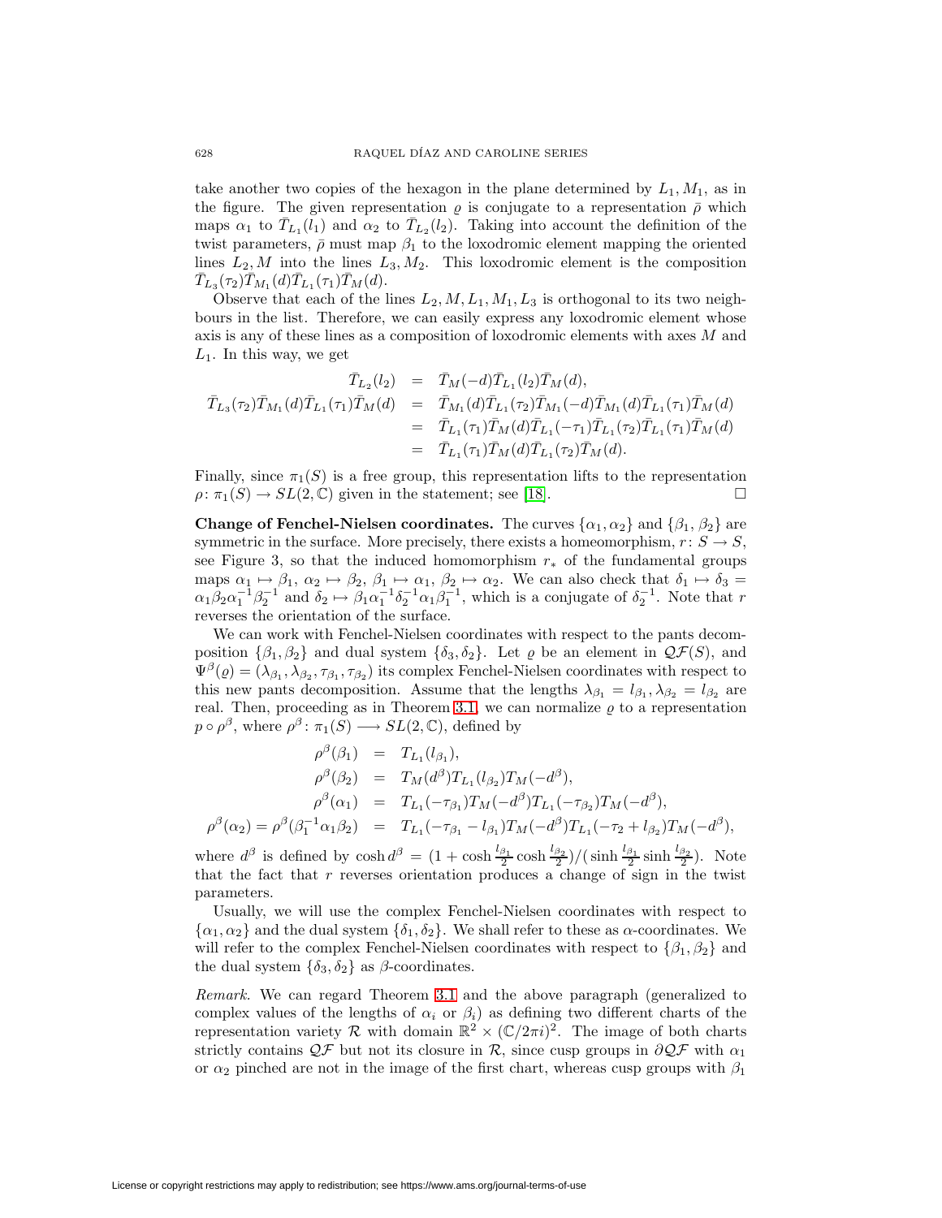take another two copies of the hexagon in the plane determined by $L_1, M_1$, as in the figure. The given representation $\varrho$ is conjugate to a representation $\bar\rho$ which maps $\alpha_1$ to $\bar T_{L_1}(l_1)$ and $\alpha_2$ to $\bar T_{L_2}(l_2)$. Taking into account the definition of the twist parameters, $\bar\rho$ must map $\beta_1$ to the loxodromic element mapping the oriented lines $L_2, M$ into the lines $L_3, M_2$. This loxodromic element is the composition $\bar T_{L_3}(\tau_2)\bar T_{M_1}(d)\bar T_{L_1}(\tau_1)\bar T_M(d)$.

Observe that each of the lines $L_2, M, L_1, M_1, L_3$ is orthogonal to its two neighbours in the list. Therefore, we can easily express any loxodromic element whose axis is any of these lines as a composition of loxodromic elements with axes $M$ and $L_1$. In this way, we get

$$
\begin{aligned}
\bar T_{L_2}(l_2) &= \bar T_M(-d)\bar T_{L_1}(l_2)\bar T_M(d),\\
\bar T_{L_3}(\tau_2)\bar T_{M_1}(d)\bar T_{L_1}(\tau_1)\bar T_M(d) &= \bar T_{M_1}(d)\bar T_{L_1}(\tau_2)\bar T_{M_1}(-d)\bar T_{M_1}(d)\bar T_{L_1}(\tau_1)\bar T_M(d)\\
&= \bar T_{L_1}(\tau_1)\bar T_M(d)\bar T_{L_1}(-\tau_1)\bar T_{L_1}(\tau_2)\bar T_{L_1}(\tau_1)\bar T_M(d)\\
&= \bar T_{L_1}(\tau_1)\bar T_M(d)\bar T_{L_1}(\tau_2)\bar T_M(d).
\end{aligned}
$$

Finally, since $\pi_1(S)$ is a free group, this representation lifts to the representation $\rho\colon \pi_1(S) \to SL(2,\mathbb{C})$ given in the statement; see [18]. $\square$

**Change of Fenchel-Nielsen coordinates.** The curves $\{\alpha_1, \alpha_2\}$ and $\{\beta_1, \beta_2\}$ are symmetric in the surface. More precisely, there exists a homeomorphism, $r\colon S \to S$, see Figure 3, so that the induced homomorphism $r_*$ of the fundamental groups maps $\alpha_1 \mapsto \beta_1$, $\alpha_2 \mapsto \beta_2$, $\beta_1 \mapsto \alpha_1$, $\beta_2 \mapsto \alpha_2$. We can also check that $\delta_1 \mapsto \delta_3 = \alpha_1\beta_2\alpha_1^{-1}\beta_2^{-1}$ and $\delta_2 \mapsto \beta_1\alpha_1^{-1}\delta_2^{-1}\alpha_1\beta_1^{-1}$, which is a conjugate of $\delta_2^{-1}$. Note that $r$ reverses the orientation of the surface.

We can work with Fenchel-Nielsen coordinates with respect to the pants decomposition $\{\beta_1, \beta_2\}$ and dual system $\{\delta_3, \delta_2\}$. Let $\varrho$ be an element in $\mathcal{QF}(S)$, and $\Psi^\beta(\varrho) = (\lambda_{\beta_1}, \lambda_{\beta_2}, \tau_{\beta_1}, \tau_{\beta_2})$ its complex Fenchel-Nielsen coordinates with respect to this new pants decomposition. Assume that the lengths $\lambda_{\beta_1} = l_{\beta_1}, \lambda_{\beta_2} = l_{\beta_2}$ are real. Then, proceeding as in Theorem 3.1, we can normalize $\varrho$ to a representation $p \circ \rho^\beta$, where $\rho^\beta\colon \pi_1(S) \longrightarrow SL(2,\mathbb{C})$, defined by

$$
\begin{aligned}
\rho^\beta(\beta_1) &= T_{L_1}(l_{\beta_1}),\\
\rho^\beta(\beta_2) &= T_M(d^\beta)T_{L_1}(l_{\beta_2})T_M(-d^\beta),\\
\rho^\beta(\alpha_1) &= T_{L_1}(-\tau_{\beta_1})T_M(-d^\beta)T_{L_1}(-\tau_{\beta_2})T_M(-d^\beta),\\
\rho^\beta(\alpha_2) = \rho^\beta(\beta_1^{-1}\alpha_1\beta_2) &= T_{L_1}(-\tau_{\beta_1} - l_{\beta_1})T_M(-d^\beta)T_{L_1}(-\tau_2 + l_{\beta_2})T_M(-d^\beta),
\end{aligned}
$$

where $d^\beta$ is defined by $\cosh d^\beta = (1 + \cosh\frac{l_{\beta_1}}{2}\cosh\frac{l_{\beta_2}}{2})/(\sinh\frac{l_{\beta_1}}{2}\sinh\frac{l_{\beta_2}}{2})$. Note that the fact that $r$ reverses orientation produces a change of sign in the twist parameters.

Usually, we will use the complex Fenchel-Nielsen coordinates with respect to $\{\alpha_1, \alpha_2\}$ and the dual system $\{\delta_1, \delta_2\}$. We shall refer to these as $\alpha$-coordinates. We will refer to the complex Fenchel-Nielsen coordinates with respect to $\{\beta_1, \beta_2\}$ and the dual system $\{\delta_3, \delta_2\}$ as $\beta$-coordinates.

*Remark.* We can regard Theorem 3.1 and the above paragraph (generalized to complex values of the lengths of $\alpha_i$ or $\beta_i$) as defining two different charts of the representation variety $\mathcal{R}$ with domain $\mathbb{R}^2 \times (\mathbb{C}/2\pi i)^2$. The image of both charts strictly contains $\mathcal{QF}$ but not its closure in $\mathcal{R}$, since cusp groups in $\partial\mathcal{QF}$ with $\alpha_1$ or $\alpha_2$ pinched are not in the image of the first chart, whereas cusp groups with $\beta_1$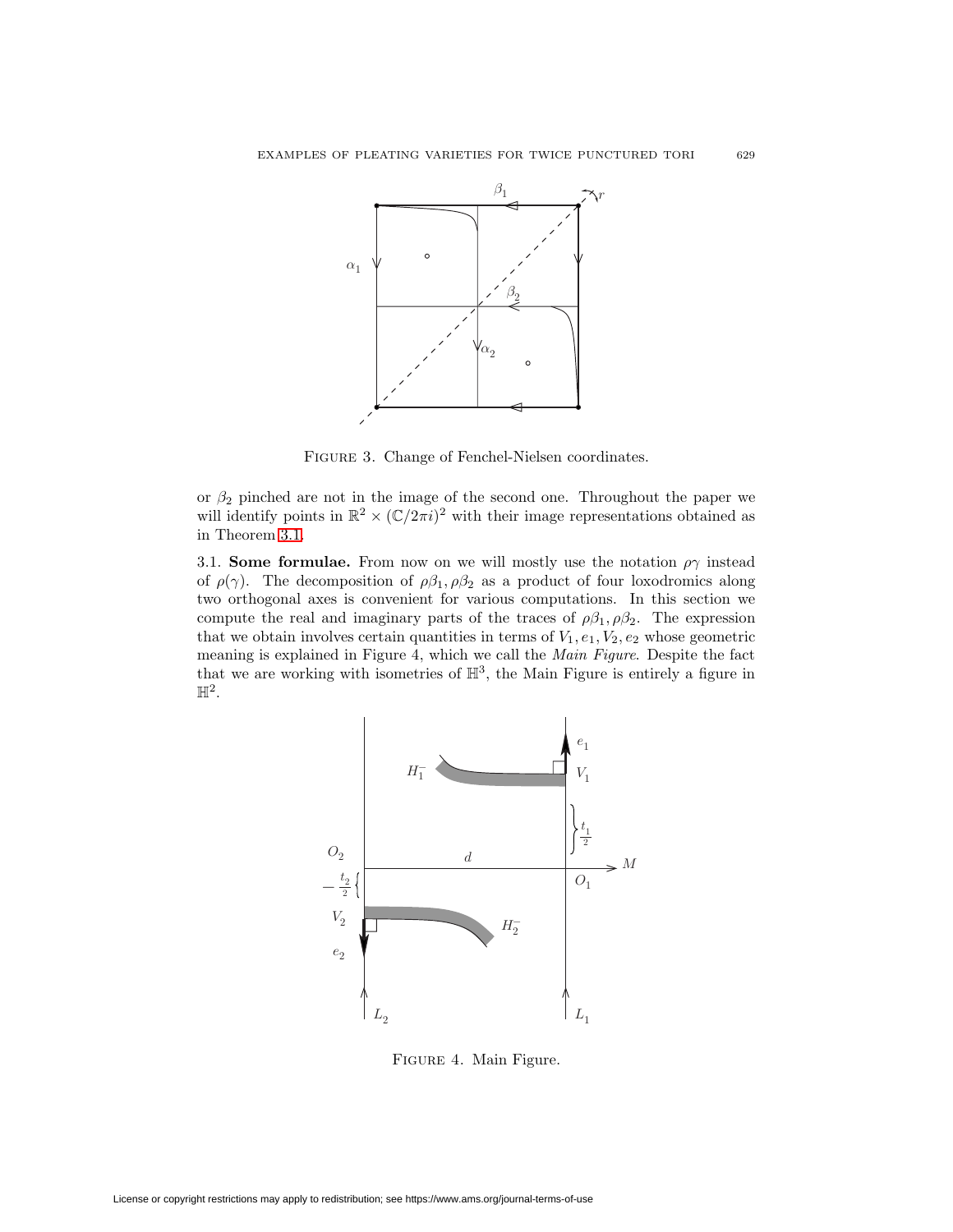FIGURE 3. Change of Fenchel-Nielsen coordinates.

or $\beta_2$ pinched are not in the image of the second one. Throughout the paper we will identify points in $\mathbb{R}^2 \times (\mathbb{C}/2\pi i)^2$ with their image representations obtained as in Theorem 3.1.

3.1. **Some formulae.** From now on we will mostly use the notation $\rho\gamma$ instead of $\rho(\gamma)$. The decomposition of $\rho\beta_1, \rho\beta_2$ as a product of four loxodromics along two orthogonal axes is convenient for various computations. In this section we compute the real and imaginary parts of the traces of $\rho\beta_1, \rho\beta_2$. The expression that we obtain involves certain quantities in terms of $V_1, e_1, V_2, e_2$ whose geometric meaning is explained in Figure 4, which we call the *Main Figure*. Despite the fact that we are working with isometries of $\mathbb{H}^3$, the Main Figure is entirely a figure in $\mathbb{H}^2$.

FIGURE 4. Main Figure.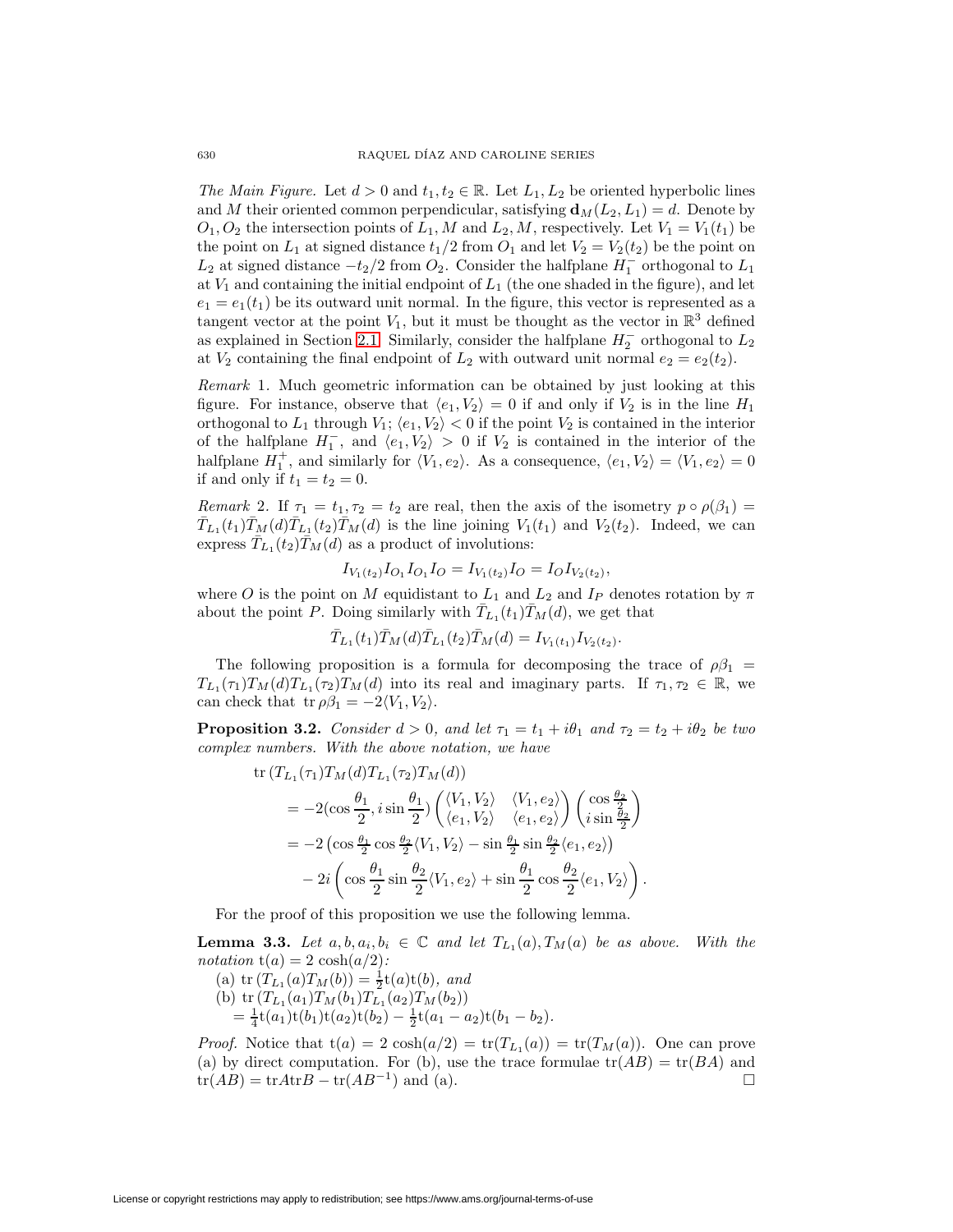*The Main Figure.* Let $d > 0$ and $t_1, t_2 \in \mathbb{R}$. Let $L_1, L_2$ be oriented hyperbolic lines and $M$ their oriented common perpendicular, satisfying $\mathbf{d}_M(L_2, L_1) = d$. Denote by $O_1, O_2$ the intersection points of $L_1, M$ and $L_2, M$, respectively. Let $V_1 = V_1(t_1)$ be the point on $L_1$ at signed distance $t_1/2$ from $O_1$ and let $V_2 = V_2(t_2)$ be the point on $L_2$ at signed distance $-t_2/2$ from $O_2$. Consider the halfplane $H_1^-$ orthogonal to $L_1$ at $V_1$ and containing the initial endpoint of $L_1$ (the one shaded in the figure), and let $e_1 = e_1(t_1)$ be its outward unit normal. In the figure, this vector is represented as a tangent vector at the point $V_1$, but it must be thought as the vector in $\mathbb{R}^3$ defined as explained in Section 2.1. Similarly, consider the halfplane $H_2^-$ orthogonal to $L_2$ at $V_2$ containing the final endpoint of $L_2$ with outward unit normal $e_2 = e_2(t_2)$.

*Remark* 1. Much geometric information can be obtained by just looking at this figure. For instance, observe that $\langle e_1, V_2\rangle = 0$ if and only if $V_2$ is in the line $H_1$ orthogonal to $L_1$ through $V_1$; $\langle e_1, V_2\rangle < 0$ if the point $V_2$ is contained in the interior of the halfplane $H_1^-$, and $\langle e_1, V_2\rangle > 0$ if $V_2$ is contained in the interior of the halfplane $H_1^+$, and similarly for $\langle V_1, e_2\rangle$. As a consequence, $\langle e_1, V_2\rangle = \langle V_1, e_2\rangle = 0$ if and only if $t_1 = t_2 = 0$.

*Remark* 2. If $\tau_1 = t_1, \tau_2 = t_2$ are real, then the axis of the isometry $p \circ \rho(\beta_1) = \bar{T}_{L_1}(t_1)\bar{T}_M(d)\bar{T}_{L_1}(t_2)\bar{T}_M(d)$ is the line joining $V_1(t_1)$ and $V_2(t_2)$. Indeed, we can express $\bar{T}_{L_1}(t_2)\bar{T}_M(d)$ as a product of involutions:

$$I_{V_1(t_2)} I_{O_1} I_{O_1} I_O = I_{V_1(t_2)} I_O = I_O I_{V_2(t_2)},$$

where $O$ is the point on $M$ equidistant to $L_1$ and $L_2$ and $I_P$ denotes rotation by $\pi$ about the point $P$. Doing similarly with $\bar{T}_{L_1}(t_1)\bar{T}_M(d)$, we get that

$$\bar{T}_{L_1}(t_1)\bar{T}_M(d)\bar{T}_{L_1}(t_2)\bar{T}_M(d) = I_{V_1(t_1)} I_{V_2(t_2)}.$$

The following proposition is a formula for decomposing the trace of $\rho\beta_1 = T_{L_1}(\tau_1)T_M(d)T_{L_1}(\tau_2)T_M(d)$ into its real and imaginary parts. If $\tau_1, \tau_2 \in \mathbb{R}$, we can check that $\operatorname{tr}\rho\beta_1 = -2\langle V_1, V_2\rangle$.

**Proposition 3.2.** *Consider $d > 0$, and let $\tau_1 = t_1 + i\theta_1$ and $\tau_2 = t_2 + i\theta_2$ be two complex numbers. With the above notation, we have*

$$\begin{aligned}
&\operatorname{tr}\left(T_{L_1}(\tau_1)T_M(d)T_{L_1}(\tau_2)T_M(d)\right)\\
&= -2(\cos\frac{\theta_1}{2}, i\sin\frac{\theta_1}{2}) \begin{pmatrix} \langle V_1, V_2\rangle & \langle V_1, e_2\rangle \\ \langle e_1, V_2\rangle & \langle e_1, e_2\rangle \end{pmatrix} \begin{pmatrix} \cos\frac{\theta_2}{2} \\ i\sin\frac{\theta_2}{2} \end{pmatrix}\\
&= -2\left(\cos\tfrac{\theta_1}{2}\cos\tfrac{\theta_2}{2}\langle V_1, V_2\rangle - \sin\tfrac{\theta_1}{2}\sin\tfrac{\theta_2}{2}\langle e_1, e_2\rangle\right)\\
&\quad - 2i\left(\cos\frac{\theta_1}{2}\sin\frac{\theta_2}{2}\langle V_1, e_2\rangle + \sin\frac{\theta_1}{2}\cos\frac{\theta_2}{2}\langle e_1, V_2\rangle\right).
\end{aligned}$$

For the proof of this proposition we use the following lemma.

**Lemma 3.3.** *Let $a, b, a_i, b_i \in \mathbb{C}$ and let $T_{L_1}(a), T_M(a)$ be as above. With the notation $\mathrm{t}(a) = 2\cosh(a/2)$:*

(a) $\operatorname{tr}\left(T_{L_1}(a)T_M(b)\right) = \frac{1}{2}\mathrm{t}(a)\mathrm{t}(b)$, *and*

(b) $\operatorname{tr}\left(T_{L_1}(a_1)T_M(b_1)T_{L_1}(a_2)T_M(b_2)\right)$
$= \frac{1}{4}\mathrm{t}(a_1)\mathrm{t}(b_1)\mathrm{t}(a_2)\mathrm{t}(b_2) - \frac{1}{2}\mathrm{t}(a_1 - a_2)\mathrm{t}(b_1 - b_2)$.

*Proof.* Notice that $\mathrm{t}(a) = 2\cosh(a/2) = \operatorname{tr}(T_{L_1}(a)) = \operatorname{tr}(T_M(a))$. One can prove (a) by direct computation. For (b), use the trace formulae $\operatorname{tr}(AB) = \operatorname{tr}(BA)$ and $\operatorname{tr}(AB) = \operatorname{tr}A\operatorname{tr}B - \operatorname{tr}(AB^{-1})$ and (a). □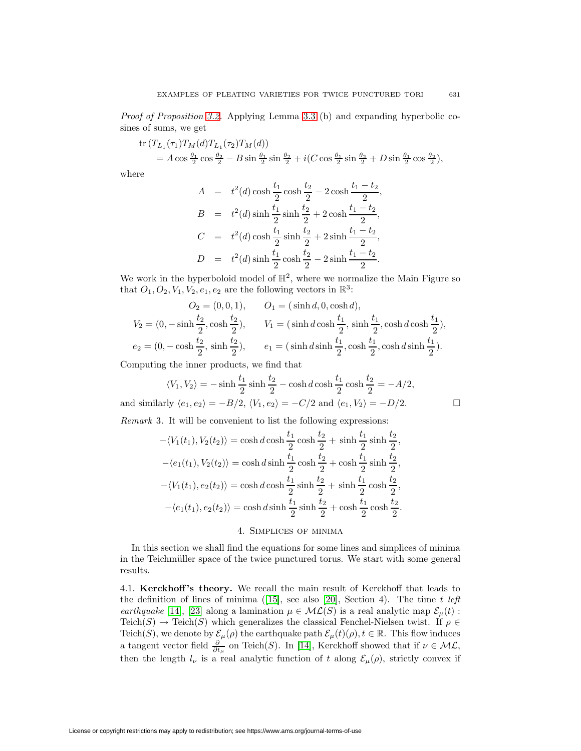*Proof of Proposition 3.2*. Applying Lemma 3.3 (b) and expanding hyperbolic cosines of sums, we get

$$
\begin{aligned}
&\operatorname{tr}\left(T_{L_1}(\tau_1)T_M(d)T_{L_1}(\tau_2)T_M(d)\right)\\
&\quad = A\cos\tfrac{\theta_1}{2}\cos\tfrac{\theta_2}{2} - B\sin\tfrac{\theta_1}{2}\sin\tfrac{\theta_2}{2} + i(C\cos\tfrac{\theta_1}{2}\sin\tfrac{\theta_2}{2} + D\sin\tfrac{\theta_1}{2}\cos\tfrac{\theta_2}{2}),
\end{aligned}
$$

where

$$
\begin{aligned}
A &= t^2(d)\cosh\frac{t_1}{2}\cosh\frac{t_2}{2} - 2\cosh\frac{t_1-t_2}{2},\\
B &= t^2(d)\sinh\frac{t_1}{2}\sinh\frac{t_2}{2} + 2\cosh\frac{t_1-t_2}{2},\\
C &= t^2(d)\cosh\frac{t_1}{2}\sinh\frac{t_2}{2} + 2\sinh\frac{t_1-t_2}{2},\\
D &= t^2(d)\sinh\frac{t_1}{2}\cosh\frac{t_2}{2} - 2\sinh\frac{t_1-t_2}{2}.
\end{aligned}
$$

We work in the hyperboloid model of $\mathbb{H}^2$, where we normalize the Main Figure so that $O_1, O_2, V_1, V_2, e_1, e_2$ are the following vectors in $\mathbb{R}^3$:

$$
\begin{aligned}
O_2 &= (0,0,1), & O_1 &= (\sinh d, 0, \cosh d),\\
V_2 &= (0, -\sinh\frac{t_2}{2}, \cosh\frac{t_2}{2}), & V_1 &= (\sinh d\cosh\frac{t_1}{2}, \sinh\frac{t_1}{2}, \cosh d\cosh\frac{t_1}{2}),\\
e_2 &= (0, -\cosh\frac{t_2}{2}, \sinh\frac{t_2}{2}), & e_1 &= (\sinh d\sinh\frac{t_1}{2}, \cosh\frac{t_1}{2}, \cosh d\sinh\frac{t_1}{2}).
\end{aligned}
$$

Computing the inner products, we find that

$$
\langle V_1, V_2\rangle = -\sinh\frac{t_1}{2}\sinh\frac{t_2}{2} - \cosh d\cosh\frac{t_1}{2}\cosh\frac{t_2}{2} = -A/2,
$$

and similarly $\langle e_1, e_2\rangle = -B/2$, $\langle V_1, e_2\rangle = -C/2$ and $\langle e_1, V_2\rangle = -D/2$. □

*Remark* 3. It will be convenient to list the following expressions:

$$
\begin{aligned}
-\langle V_1(t_1), V_2(t_2)\rangle &= \cosh d\cosh\frac{t_1}{2}\cosh\frac{t_2}{2} + \sinh\frac{t_1}{2}\sinh\frac{t_2}{2},\\
-\langle e_1(t_1), V_2(t_2)\rangle &= \cosh d\sinh\frac{t_1}{2}\cosh\frac{t_2}{2} + \cosh\frac{t_1}{2}\sinh\frac{t_2}{2},\\
-\langle V_1(t_1), e_2(t_2)\rangle &= \cosh d\cosh\frac{t_1}{2}\sinh\frac{t_2}{2} + \sinh\frac{t_1}{2}\cosh\frac{t_2}{2},\\
-\langle e_1(t_1), e_2(t_2)\rangle &= \cosh d\sinh\frac{t_1}{2}\sinh\frac{t_2}{2} + \cosh\frac{t_1}{2}\cosh\frac{t_2}{2}.
\end{aligned}
$$

## 4. Simplices of minima

In this section we shall find the equations for some lines and simplices of minima in the Teichmüller space of the twice punctured torus. We start with some general results.

4.1. **Kerckhoff's theory.** We recall the main result of Kerckhoff that leads to the definition of lines of minima ([15], see also [20], Section 4). The time $t$ *left earthquake* [14], [23] along a lamination $\mu \in \mathcal{ML}(S)$ is a real analytic map $\mathcal{E}_\mu(t)$ : $\mathrm{Teich}(S) \to \mathrm{Teich}(S)$ which generalizes the classical Fenchel-Nielsen twist. If $\rho \in \mathrm{Teich}(S)$, we denote by $\mathcal{E}_\mu(\rho)$ the earthquake path $\mathcal{E}_\mu(t)(\rho), t \in \mathbb{R}$. This flow induces a tangent vector field $\frac{\partial}{\partial t_\mu}$ on $\mathrm{Teich}(S)$. In [14], Kerckhoff showed that if $\nu \in \mathcal{ML}$, then the length $l_\nu$ is a real analytic function of $t$ along $\mathcal{E}_\mu(\rho)$, strictly convex if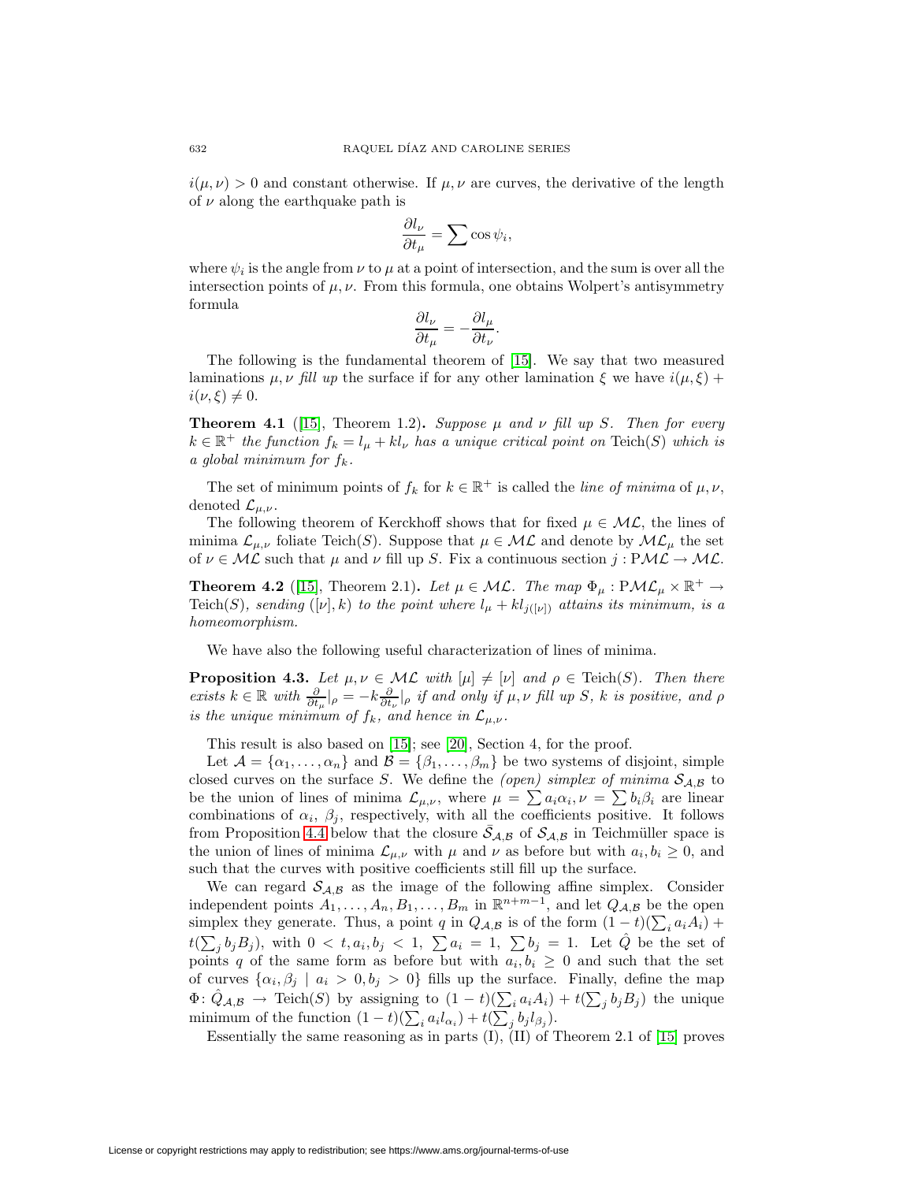$i(\mu, \nu) > 0$ and constant otherwise. If $\mu, \nu$ are curves, the derivative of the length of $\nu$ along the earthquake path is

$$\frac{\partial l_\nu}{\partial t_\mu} = \sum \cos \psi_i,$$

where $\psi_i$ is the angle from $\nu$ to $\mu$ at a point of intersection, and the sum is over all the intersection points of $\mu, \nu$. From this formula, one obtains Wolpert's antisymmetry formula

$$\frac{\partial l_\nu}{\partial t_\mu} = -\frac{\partial l_\mu}{\partial t_\nu}.$$

The following is the fundamental theorem of [15]. We say that two measured laminations $\mu, \nu$ *fill up* the surface if for any other lamination $\xi$ we have $i(\mu, \xi) + i(\nu, \xi) \neq 0$.

**Theorem 4.1** ([15], Theorem 1.2)**.** *Suppose $\mu$ and $\nu$ fill up $S$. Then for every $k \in \mathbb{R}^+$ the function $f_k = l_\mu + k l_\nu$ has a unique critical point on* Teich$(S)$ *which is a global minimum for $f_k$.*

The set of minimum points of $f_k$ for $k \in \mathbb{R}^+$ is called the *line of minima* of $\mu, \nu$, denoted $\mathcal{L}_{\mu,\nu}$.

The following theorem of Kerckhoff shows that for fixed $\mu \in \mathcal{ML}$, the lines of minima $\mathcal{L}_{\mu,\nu}$ foliate Teich$(S)$. Suppose that $\mu \in \mathcal{ML}$ and denote by $\mathcal{ML}_\mu$ the set of $\nu \in \mathcal{ML}$ such that $\mu$ and $\nu$ fill up $S$. Fix a continuous section $j : \mathrm{P}\mathcal{ML} \to \mathcal{ML}$.

**Theorem 4.2** ([15], Theorem 2.1)**.** *Let $\mu \in \mathcal{ML}$. The map $\Phi_\mu : \mathrm{P}\mathcal{ML}_\mu \times \mathbb{R}^+ \to$ Teich$(S)$, sending $([\nu], k)$ to the point where $l_\mu + k l_{j([\nu])}$ attains its minimum, is a homeomorphism.*

We have also the following useful characterization of lines of minima.

**Proposition 4.3.** *Let $\mu, \nu \in \mathcal{ML}$ with $[\mu] \neq [\nu]$ and $\rho \in$ Teich$(S)$. Then there exists $k \in \mathbb{R}$ with $\frac{\partial}{\partial t_\mu}|_\rho = -k \frac{\partial}{\partial t_\nu}|_\rho$ if and only if $\mu, \nu$ fill up $S$, $k$ is positive, and $\rho$ is the unique minimum of $f_k$, and hence in $\mathcal{L}_{\mu,\nu}$.*

This result is also based on [15]; see [20], Section 4, for the proof.

Let $\mathcal{A} = \{\alpha_1, \dots, \alpha_n\}$ and $\mathcal{B} = \{\beta_1, \dots, \beta_m\}$ be two systems of disjoint, simple closed curves on the surface $S$. We define the *(open) simplex of minima* $\mathcal{S}_{\mathcal{A},\mathcal{B}}$ to be the union of lines of minima $\mathcal{L}_{\mu,\nu}$, where $\mu = \sum a_i \alpha_i, \nu = \sum b_i \beta_i$ are linear combinations of $\alpha_i$, $\beta_j$, respectively, with all the coefficients positive. It follows from Proposition 4.4 below that the closure $\bar{\mathcal{S}}_{\mathcal{A},\mathcal{B}}$ of $\mathcal{S}_{\mathcal{A},\mathcal{B}}$ in Teichmüller space is the union of lines of minima $\mathcal{L}_{\mu,\nu}$ with $\mu$ and $\nu$ as before but with $a_i, b_i \geq 0$, and such that the curves with positive coefficients still fill up the surface.

We can regard $\mathcal{S}_{\mathcal{A},\mathcal{B}}$ as the image of the following affine simplex. Consider independent points $A_1, \dots, A_n, B_1, \dots, B_m$ in $\mathbb{R}^{n+m-1}$, and let $Q_{\mathcal{A},\mathcal{B}}$ be the open simplex they generate. Thus, a point $q$ in $Q_{\mathcal{A},\mathcal{B}}$ is of the form $(1-t)(\sum_i a_i A_i) + t(\sum_j b_j B_j)$, with $0 < t, a_i, b_j < 1$, $\sum a_i = 1$, $\sum b_j = 1$. Let $\hat{Q}$ be the set of points $q$ of the same form as before but with $a_i, b_i \geq 0$ and such that the set of curves $\{\alpha_i, \beta_j \mid a_i > 0, b_j > 0\}$ fills up the surface. Finally, define the map $\Phi \colon \hat{Q}_{\mathcal{A},\mathcal{B}} \to$ Teich$(S)$ by assigning to $(1-t)(\sum_i a_i A_i) + t(\sum_j b_j B_j)$ the unique minimum of the function $(1-t)(\sum_i a_i l_{\alpha_i}) + t(\sum_j b_j l_{\beta_j})$.

Essentially the same reasoning as in parts (I), (II) of Theorem 2.1 of [15] proves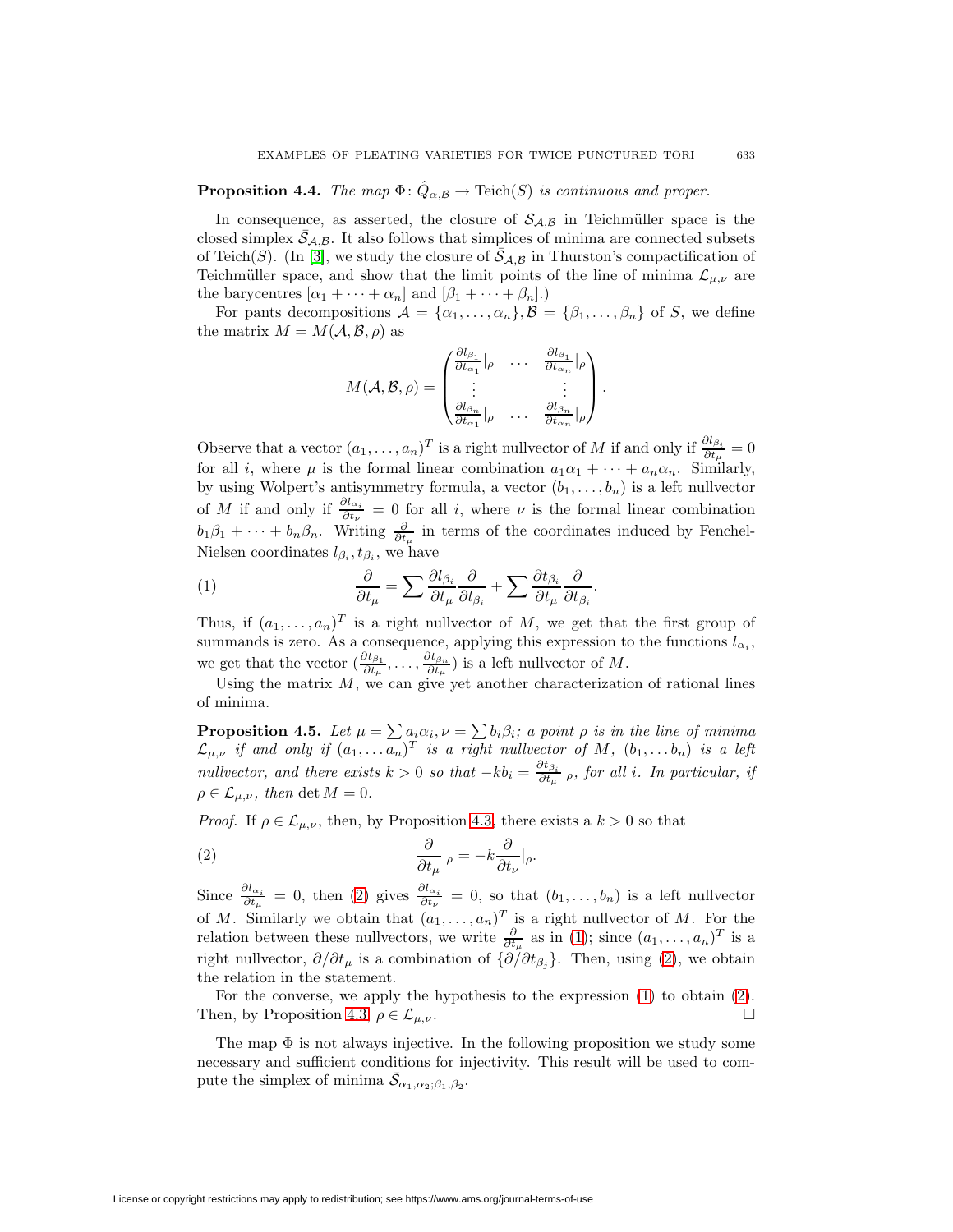**Proposition 4.4.** *The map $\Phi\colon \hat{Q}_{\alpha,\mathcal{B}} \to \mathrm{Teich}(S)$ is continuous and proper.*

In consequence, as asserted, the closure of $\mathcal{S}_{\mathcal{A},\mathcal{B}}$ in Teichmüller space is the closed simplex $\bar{\mathcal{S}}_{\mathcal{A},\mathcal{B}}$. It also follows that simplices of minima are connected subsets of $\mathrm{Teich}(S)$. (In [3], we study the closure of $\bar{\mathcal{S}}_{\mathcal{A},\mathcal{B}}$ in Thurston's compactification of Teichmüller space, and show that the limit points of the line of minima $\mathcal{L}_{\mu,\nu}$ are the barycentres $[\alpha_1 + \cdots + \alpha_n]$ and $[\beta_1 + \cdots + \beta_n]$.)

For pants decompositions $\mathcal{A} = \{\alpha_1, \ldots, \alpha_n\}, \mathcal{B} = \{\beta_1, \ldots, \beta_n\}$ of $S$, we define the matrix $M = M(\mathcal{A}, \mathcal{B}, \rho)$ as

$$M(\mathcal{A},\mathcal{B},\rho) = \begin{pmatrix} \frac{\partial l_{\beta_1}}{\partial t_{\alpha_1}}|_\rho & \cdots & \frac{\partial l_{\beta_1}}{\partial t_{\alpha_n}}|_\rho \\ \vdots & & \vdots \\ \frac{\partial l_{\beta_n}}{\partial t_{\alpha_1}}|_\rho & \cdots & \frac{\partial l_{\beta_n}}{\partial t_{\alpha_n}}|_\rho \end{pmatrix}.$$

Observe that a vector $(a_1, \ldots, a_n)^T$ is a right nullvector of $M$ if and only if $\frac{\partial l_{\beta_i}}{\partial t_\mu} = 0$ for all $i$, where $\mu$ is the formal linear combination $a_1\alpha_1 + \cdots + a_n\alpha_n$. Similarly, by using Wolpert's antisymmetry formula, a vector $(b_1, \ldots, b_n)$ is a left nullvector of $M$ if and only if $\frac{\partial l_{\alpha_i}}{\partial t_\nu} = 0$ for all $i$, where $\nu$ is the formal linear combination $b_1\beta_1 + \cdots + b_n\beta_n$. Writing $\frac{\partial}{\partial t_\mu}$ in terms of the coordinates induced by Fenchel-Nielsen coordinates $l_{\beta_i}, t_{\beta_i}$, we have

$$\frac{\partial}{\partial t_\mu} = \sum \frac{\partial l_{\beta_i}}{\partial t_\mu}\frac{\partial}{\partial l_{\beta_i}} + \sum \frac{\partial t_{\beta_i}}{\partial t_\mu}\frac{\partial}{\partial t_{\beta_i}}. \tag{1}$$

Thus, if $(a_1, \ldots, a_n)^T$ is a right nullvector of $M$, we get that the first group of summands is zero. As a consequence, applying this expression to the functions $l_{\alpha_i}$, we get that the vector $(\frac{\partial t_{\beta_1}}{\partial t_\mu}, \ldots, \frac{\partial t_{\beta_n}}{\partial t_\mu})$ is a left nullvector of $M$.

Using the matrix $M$, we can give yet another characterization of rational lines of minima.

**Proposition 4.5.** *Let $\mu = \sum a_i\alpha_i, \nu = \sum b_i\beta_i$; a point $\rho$ is in the line of minima $\mathcal{L}_{\mu,\nu}$ if and only if $(a_1, \ldots a_n)^T$ is a right nullvector of $M$, $(b_1, \ldots b_n)$ is a left nullvector, and there exists $k > 0$ so that $-kb_i = \frac{\partial t_{\beta_i}}{\partial t_\mu}|_\rho$, for all $i$. In particular, if $\rho \in \mathcal{L}_{\mu,\nu}$, then $\det M = 0$.*

*Proof.* If $\rho \in \mathcal{L}_{\mu,\nu}$, then, by Proposition 4.3, there exists a $k > 0$ so that

$$\frac{\partial}{\partial t_\mu}|_\rho = -k\frac{\partial}{\partial t_\nu}|_\rho. \tag{2}$$

Since $\frac{\partial l_{\alpha_i}}{\partial t_\mu} = 0$, then (2) gives $\frac{\partial l_{\alpha_i}}{\partial t_\nu} = 0$, so that $(b_1, \ldots, b_n)$ is a left nullvector of $M$. Similarly we obtain that $(a_1, \ldots, a_n)^T$ is a right nullvector of $M$. For the relation between these nullvectors, we write $\frac{\partial}{\partial t_\mu}$ as in (1); since $(a_1, \ldots, a_n)^T$ is a right nullvector, $\partial/\partial t_\mu$ is a combination of $\{\partial/\partial t_{\beta_j}\}$. Then, using (2), we obtain the relation in the statement.

For the converse, we apply the hypothesis to the expression (1) to obtain (2). Then, by Proposition 4.3, $\rho \in \mathcal{L}_{\mu,\nu}$. □

The map $\Phi$ is not always injective. In the following proposition we study some necessary and sufficient conditions for injectivity. This result will be used to compute the simplex of minima $\bar{\mathcal{S}}_{\alpha_1,\alpha_2;\beta_1,\beta_2}$.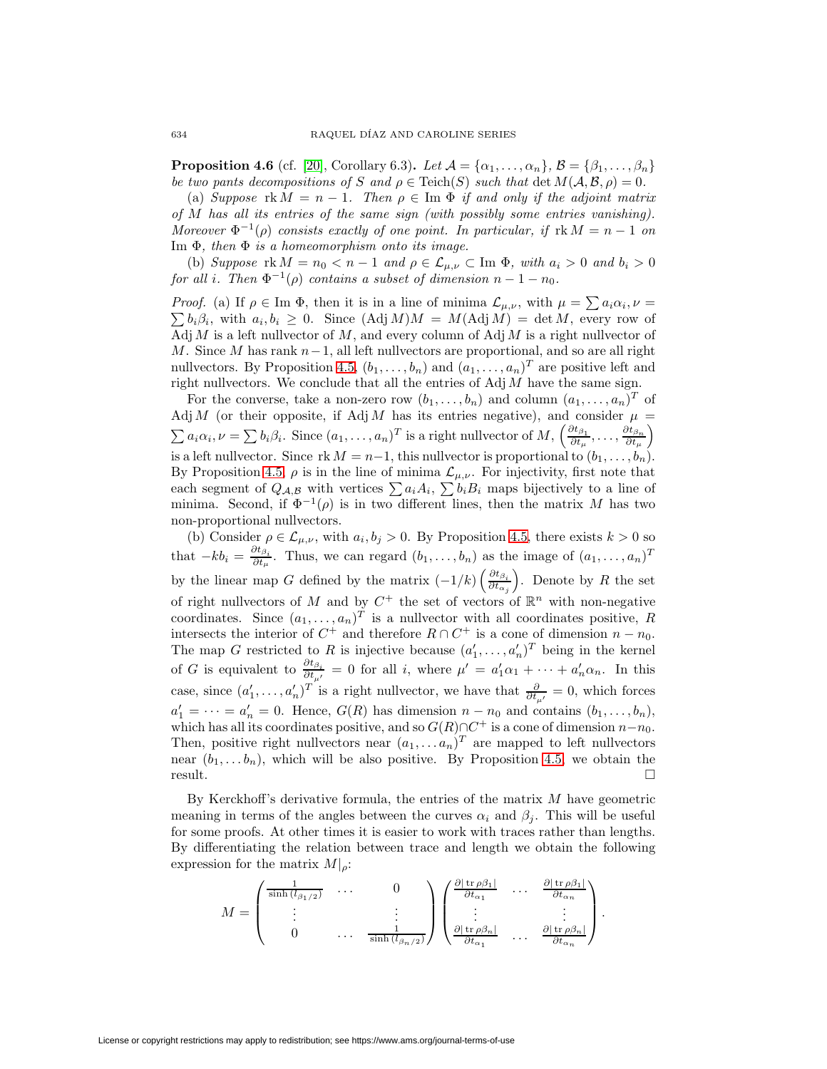**Proposition 4.6** (cf. [20], Corollary 6.3)**.** *Let $\mathcal{A} = \{\alpha_1, \dots, \alpha_n\}$, $\mathcal{B} = \{\beta_1, \dots, \beta_n\}$ be two pants decompositions of $S$ and $\rho \in \mathrm{Teich}(S)$ such that $\det M(\mathcal{A}, \mathcal{B}, \rho) = 0$.*

*(a) Suppose $\operatorname{rk} M = n - 1$. Then $\rho \in \mathrm{Im}\ \Phi$ if and only if the adjoint matrix of $M$ has all its entries of the same sign (with possibly some entries vanishing). Moreover $\Phi^{-1}(\rho)$ consists exactly of one point. In particular, if $\operatorname{rk} M = n-1$ on $\mathrm{Im}\ \Phi$, then $\Phi$ is a homeomorphism onto its image.*

*(b) Suppose $\operatorname{rk} M = n_0 < n - 1$ and $\rho \in \mathcal{L}_{\mu,\nu} \subset \mathrm{Im}\ \Phi$, with $a_i > 0$ and $b_i > 0$ for all $i$. Then $\Phi^{-1}(\rho)$ contains a subset of dimension $n - 1 - n_0$.*

*Proof.* (a) If $\rho \in \mathrm{Im}\ \Phi$, then it is in a line of minima $\mathcal{L}_{\mu,\nu}$, with $\mu = \sum a_i\alpha_i, \nu = \sum b_i\beta_i$, with $a_i, b_i \geq 0$. Since $(\mathrm{Adj}\, M)M = M(\mathrm{Adj}\, M) = \det M$, every row of $\mathrm{Adj}\, M$ is a left nullvector of $M$, and every column of $\mathrm{Adj}\, M$ is a right nullvector of $M$. Since $M$ has rank $n-1$, all left nullvectors are proportional, and so are all right nullvectors. By Proposition 4.5, $(b_1, \dots, b_n)$ and $(a_1, \dots, a_n)^T$ are positive left and right nullvectors. We conclude that all the entries of $\mathrm{Adj}\, M$ have the same sign.

For the converse, take a non-zero row $(b_1, \dots, b_n)$ and column $(a_1, \dots, a_n)^T$ of $\mathrm{Adj}\, M$ (or their opposite, if $\mathrm{Adj}\, M$ has its entries negative), and consider $\mu = \sum a_i\alpha_i, \nu = \sum b_i\beta_i$. Since $(a_1, \dots, a_n)^T$ is a right nullvector of $M$, $\left(\frac{\partial t_{\beta_1}}{\partial t_\mu}, \dots, \frac{\partial t_{\beta_n}}{\partial t_\mu}\right)$ is a left nullvector. Since $\operatorname{rk} M = n-1$, this nullvector is proportional to $(b_1, \dots, b_n)$. By Proposition 4.5, $\rho$ is in the line of minima $\mathcal{L}_{\mu,\nu}$. For injectivity, first note that each segment of $Q_{\mathcal{A},\mathcal{B}}$ with vertices $\sum a_iA_i$, $\sum b_iB_i$ maps bijectively to a line of minima. Second, if $\Phi^{-1}(\rho)$ is in two different lines, then the matrix $M$ has two non-proportional nullvectors.

(b) Consider $\rho \in \mathcal{L}_{\mu,\nu}$, with $a_i, b_j > 0$. By Proposition 4.5, there exists $k > 0$ so that $-kb_i = \frac{\partial t_{\beta_i}}{\partial t_\mu}$. Thus, we can regard $(b_1, \dots, b_n)$ as the image of $(a_1, \dots, a_n)^T$ by the linear map $G$ defined by the matrix $(-1/k)\left(\frac{\partial t_{\beta_i}}{\partial t_{\alpha_j}}\right)$. Denote by $R$ the set of right nullvectors of $M$ and by $C^+$ the set of vectors of $\mathbb{R}^n$ with non-negative coordinates. Since $(a_1, \dots, a_n)^T$ is a nullvector with all coordinates positive, $R$ intersects the interior of $C^+$ and therefore $R \cap C^+$ is a cone of dimension $n - n_0$. The map $G$ restricted to $R$ is injective because $(a'_1, \dots, a'_n)^T$ being in the kernel of $G$ is equivalent to $\frac{\partial t_{\beta_i}}{\partial t_{\mu'}} = 0$ for all $i$, where $\mu' = a'_1\alpha_1 + \dots + a'_n\alpha_n$. In this case, since $(a'_1, \dots, a'_n)^T$ is a right nullvector, we have that $\frac{\partial}{\partial t_{\mu'}} = 0$, which forces $a'_1 = \dots = a'_n = 0$. Hence, $G(R)$ has dimension $n - n_0$ and contains $(b_1, \dots, b_n)$, which has all its coordinates positive, and so $G(R) \cap C^+$ is a cone of dimension $n - n_0$. Then, positive right nullvectors near $(a_1, \dots a_n)^T$ are mapped to left nullvectors near $(b_1, \dots b_n)$, which will be also positive. By Proposition 4.5, we obtain the result. $\square$

By Kerckhoff's derivative formula, the entries of the matrix $M$ have geometric meaning in terms of the angles between the curves $\alpha_i$ and $\beta_j$. This will be useful for some proofs. At other times it is easier to work with traces rather than lengths. By differentiating the relation between trace and length we obtain the following expression for the matrix $M|_\rho$:

$$M = \begin{pmatrix} \frac{1}{\sinh(l_{\beta_1/2})} & \cdots & 0 \\ \vdots & & \vdots \\ 0 & \cdots & \frac{1}{\sinh(l_{\beta_n/2})} \end{pmatrix} \begin{pmatrix} \frac{\partial|\operatorname{tr}\rho\beta_1|}{\partial t_{\alpha_1}} & \cdots & \frac{\partial|\operatorname{tr}\rho\beta_1|}{\partial t_{\alpha_n}} \\ \vdots & & \vdots \\ \frac{\partial|\operatorname{tr}\rho\beta_n|}{\partial t_{\alpha_1}} & \cdots & \frac{\partial|\operatorname{tr}\rho\beta_n|}{\partial t_{\alpha_n}} \end{pmatrix}.$$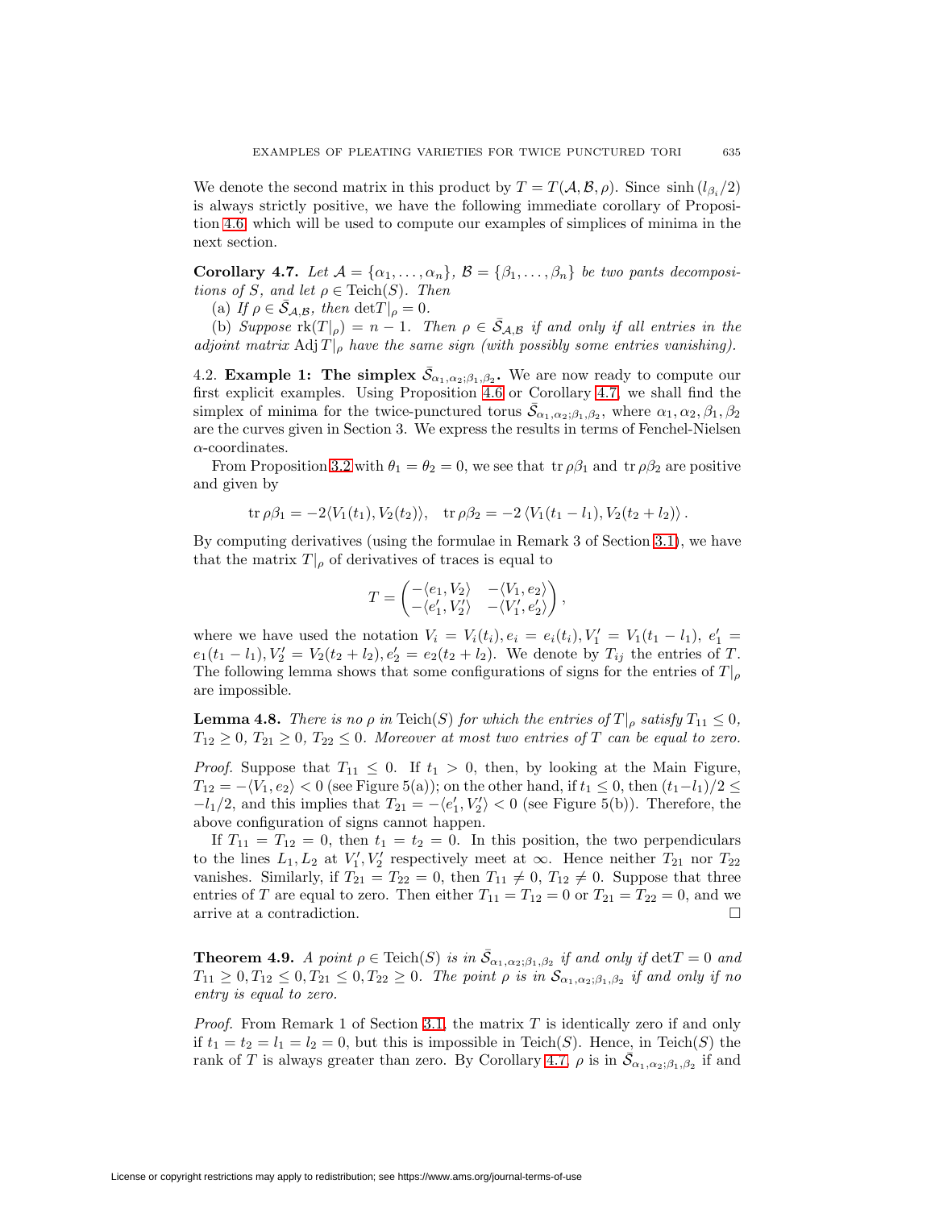We denote the second matrix in this product by $T = T(\mathcal{A}, \mathcal{B}, \rho)$. Since $\sinh(l_{\beta_i}/2)$ is always strictly positive, we have the following immediate corollary of Proposition 4.6 which will be used to compute our examples of simplices of minima in the next section.

**Corollary 4.7.** *Let $\mathcal{A} = \{\alpha_1, \ldots, \alpha_n\}$, $\mathcal{B} = \{\beta_1, \ldots, \beta_n\}$ be two pants decompositions of $S$, and let $\rho \in \mathrm{Teich}(S)$. Then*

(a) *If $\rho \in \bar{\mathcal{S}}_{\mathcal{A},\mathcal{B}}$, then $\det T|_\rho = 0$.*

(b) *Suppose $\mathrm{rk}(T|_\rho) = n-1$. Then $\rho \in \bar{\mathcal{S}}_{\mathcal{A},\mathcal{B}}$ if and only if all entries in the adjoint matrix $\mathrm{Adj}\, T|_\rho$ have the same sign (with possibly some entries vanishing).*

4.2. **Example 1: The simplex $\bar{\mathcal{S}}_{\alpha_1,\alpha_2;\beta_1,\beta_2}$.** We are now ready to compute our first explicit examples. Using Proposition 4.6 or Corollary 4.7, we shall find the simplex of minima for the twice-punctured torus $\bar{\mathcal{S}}_{\alpha_1,\alpha_2;\beta_1,\beta_2}$, where $\alpha_1, \alpha_2, \beta_1, \beta_2$ are the curves given in Section 3. We express the results in terms of Fenchel-Nielsen $\alpha$-coordinates.

From Proposition 3.2 with $\theta_1 = \theta_2 = 0$, we see that $\mathrm{tr}\,\rho\beta_1$ and $\mathrm{tr}\,\rho\beta_2$ are positive and given by

$$\mathrm{tr}\,\rho\beta_1 = -2\langle V_1(t_1), V_2(t_2)\rangle, \quad \mathrm{tr}\,\rho\beta_2 = -2\,\langle V_1(t_1 - l_1), V_2(t_2 + l_2)\rangle\,.$$

By computing derivatives (using the formulae in Remark 3 of Section 3.1), we have that the matrix $T|_\rho$ of derivatives of traces is equal to

$$T = \begin{pmatrix} -\langle e_1, V_2\rangle & -\langle V_1, e_2\rangle \\ -\langle e_1', V_2'\rangle & -\langle V_1', e_2'\rangle \end{pmatrix},$$

where we have used the notation $V_i = V_i(t_i), e_i = e_i(t_i), V_1' = V_1(t_1 - l_1),\ e_1' = e_1(t_1 - l_1), V_2' = V_2(t_2 + l_2), e_2' = e_2(t_2 + l_2)$. We denote by $T_{ij}$ the entries of $T$. The following lemma shows that some configurations of signs for the entries of $T|_\rho$ are impossible.

**Lemma 4.8.** *There is no $\rho$ in $\mathrm{Teich}(S)$ for which the entries of $T|_\rho$ satisfy $T_{11} \le 0$, $T_{12} \ge 0$, $T_{21} \ge 0$, $T_{22} \le 0$. Moreover at most two entries of $T$ can be equal to zero.*

*Proof.* Suppose that $T_{11} \le 0$. If $t_1 > 0$, then, by looking at the Main Figure, $T_{12} = -\langle V_1, e_2\rangle < 0$ (see Figure 5(a)); on the other hand, if $t_1 \le 0$, then $(t_1 - l_1)/2 \le -l_1/2$, and this implies that $T_{21} = -\langle e_1', V_2'\rangle < 0$ (see Figure 5(b)). Therefore, the above configuration of signs cannot happen.

If $T_{11} = T_{12} = 0$, then $t_1 = t_2 = 0$. In this position, the two perpendiculars to the lines $L_1, L_2$ at $V_1', V_2'$ respectively meet at $\infty$. Hence neither $T_{21}$ nor $T_{22}$ vanishes. Similarly, if $T_{21} = T_{22} = 0$, then $T_{11} \neq 0$, $T_{12} \neq 0$. Suppose that three entries of $T$ are equal to zero. Then either $T_{11} = T_{12} = 0$ or $T_{21} = T_{22} = 0$, and we arrive at a contradiction. □

**Theorem 4.9.** *A point $\rho \in \mathrm{Teich}(S)$ is in $\bar{\mathcal{S}}_{\alpha_1,\alpha_2;\beta_1,\beta_2}$ if and only if $\det T = 0$ and $T_{11} \ge 0, T_{12} \le 0, T_{21} \le 0, T_{22} \ge 0$. The point $\rho$ is in $\mathcal{S}_{\alpha_1,\alpha_2;\beta_1,\beta_2}$ if and only if no entry is equal to zero.*

*Proof.* From Remark 1 of Section 3.1, the matrix $T$ is identically zero if and only if $t_1 = t_2 = l_1 = l_2 = 0$, but this is impossible in $\mathrm{Teich}(S)$. Hence, in $\mathrm{Teich}(S)$ the rank of $T$ is always greater than zero. By Corollary 4.7, $\rho$ is in $\bar{\mathcal{S}}_{\alpha_1,\alpha_2;\beta_1,\beta_2}$ if and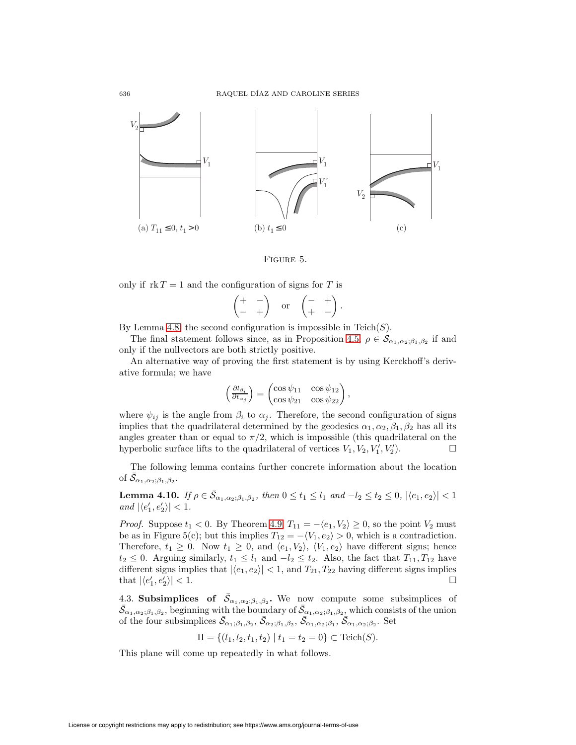(a) $T_{11} \leq 0, t_1 > 0$ (b) $t_1 \leq 0$ (c)

Figure 5.

only if $\operatorname{rk} T = 1$ and the configuration of signs for $T$ is

$$\begin{pmatrix} + & - \\ - & + \end{pmatrix} \quad \text{or} \quad \begin{pmatrix} - & + \\ + & - \end{pmatrix}.$$

By Lemma 4.8, the second configuration is impossible in $\operatorname{Teich}(S)$.

The final statement follows since, as in Proposition 4.5, $\rho \in \mathcal{S}_{\alpha_1,\alpha_2;\beta_1,\beta_2}$ if and only if the nullvectors are both strictly positive.

An alternative way of proving the first statement is by using Kerckhoff's derivative formula; we have

$$\left(\frac{\partial l_{\beta_i}}{\partial t_{\alpha_j}}\right) = \begin{pmatrix} \cos\psi_{11} & \cos\psi_{12} \\ \cos\psi_{21} & \cos\psi_{22} \end{pmatrix},$$

where $\psi_{ij}$ is the angle from $\beta_i$ to $\alpha_j$. Therefore, the second configuration of signs implies that the quadrilateral determined by the geodesics $\alpha_1, \alpha_2, \beta_1, \beta_2$ has all its angles greater than or equal to $\pi/2$, which is impossible (this quadrilateral on the hyperbolic surface lifts to the quadrilateral of vertices $V_1, V_2, V_1', V_2'$). $\square$

The following lemma contains further concrete information about the location of $\bar{\mathcal{S}}_{\alpha_1,\alpha_2;\beta_1,\beta_2}$.

**Lemma 4.10.** *If $\rho \in \bar{\mathcal{S}}_{\alpha_1,\alpha_2;\beta_1,\beta_2}$, then $0 \leq t_1 \leq l_1$ and $-l_2 \leq t_2 \leq 0$, $|\langle e_1, e_2\rangle| < 1$ and $|\langle e_1', e_2'\rangle| < 1$.*

*Proof.* Suppose $t_1 < 0$. By Theorem 4.9, $T_{11} = -\langle e_1, V_2\rangle \geq 0$, so the point $V_2$ must be as in Figure 5(c); but this implies $T_{12} = -\langle V_1, e_2\rangle > 0$, which is a contradiction. Therefore, $t_1 \geq 0$. Now $t_1 \geq 0$, and $\langle e_1, V_2\rangle$, $\langle V_1, e_2\rangle$ have different signs; hence $t_2 \leq 0$. Arguing similarly, $t_1 \leq l_1$ and $-l_2 \leq t_2$. Also, the fact that $T_{11}, T_{12}$ have different signs implies that $|\langle e_1, e_2\rangle| < 1$, and $T_{21}, T_{22}$ having different signs implies that $|\langle e_1', e_2'\rangle| < 1$. $\square$

4.3. **Subsimplices of $\bar{\mathcal{S}}_{\alpha_1,\alpha_2;\beta_1,\beta_2}$.** We now compute some subsimplices of $\bar{\mathcal{S}}_{\alpha_1,\alpha_2;\beta_1,\beta_2}$, beginning with the boundary of $\bar{\mathcal{S}}_{\alpha_1,\alpha_2;\beta_1,\beta_2}$, which consists of the union of the four subsimplices $\bar{\mathcal{S}}_{\alpha_1;\beta_1,\beta_2}$, $\bar{\mathcal{S}}_{\alpha_2;\beta_1,\beta_2}$, $\bar{\mathcal{S}}_{\alpha_1,\alpha_2;\beta_1}$, $\bar{\mathcal{S}}_{\alpha_1,\alpha_2;\beta_2}$. Set

$$\Pi = \{(l_1, l_2, t_1, t_2) \mid t_1 = t_2 = 0\} \subset \operatorname{Teich}(S).$$

This plane will come up repeatedly in what follows.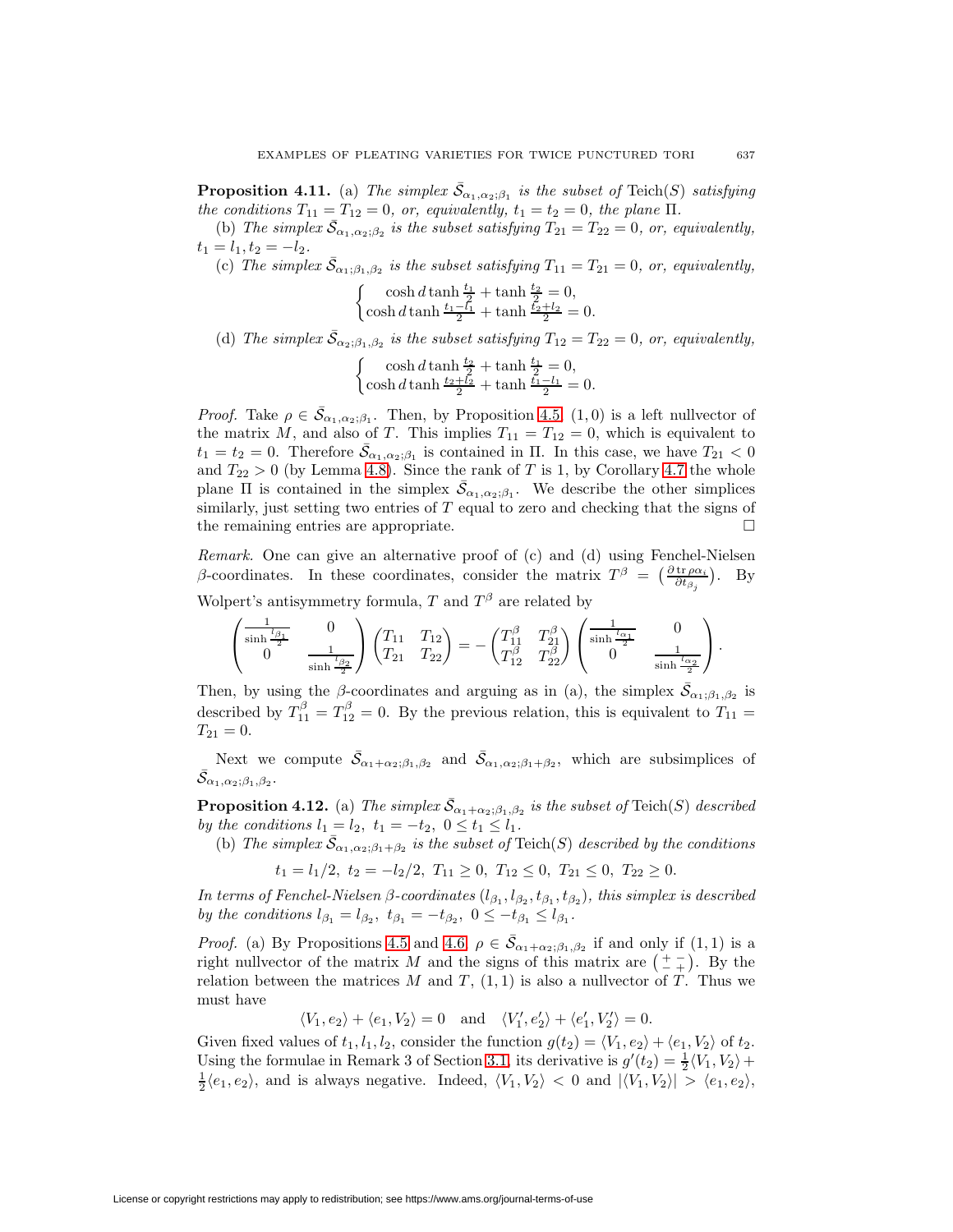**Proposition 4.11.** (a) *The simplex $\bar{\mathcal{S}}_{\alpha_1,\alpha_2;\beta_1}$ is the subset of* Teich$(S)$ *satisfying the conditions $T_{11} = T_{12} = 0$, or, equivalently, $t_1 = t_2 = 0$, the plane $\Pi$.*

(b) *The simplex $\bar{\mathcal{S}}_{\alpha_1,\alpha_2;\beta_2}$ is the subset satisfying $T_{21} = T_{22} = 0$, or, equivalently, $t_1 = l_1, t_2 = -l_2$.*

(c) *The simplex $\bar{\mathcal{S}}_{\alpha_1;\beta_1,\beta_2}$ is the subset satisfying $T_{11} = T_{21} = 0$, or, equivalently,*

$$\begin{cases} \cosh d \tanh \frac{t_1}{2} + \tanh \frac{t_2}{2} = 0, \\ \cosh d \tanh \frac{t_1 - l_1}{2} + \tanh \frac{t_2 + l_2}{2} = 0. \end{cases}$$

(d) *The simplex $\bar{\mathcal{S}}_{\alpha_2;\beta_1,\beta_2}$ is the subset satisfying $T_{12} = T_{22} = 0$, or, equivalently,*

$$\begin{cases} \cosh d \tanh \frac{t_2}{2} + \tanh \frac{t_1}{2} = 0, \\ \cosh d \tanh \frac{t_2 + l_2}{2} + \tanh \frac{t_1 - l_1}{2} = 0. \end{cases}$$

*Proof.* Take $\rho \in \bar{\mathcal{S}}_{\alpha_1,\alpha_2;\beta_1}$. Then, by Proposition 4.5, $(1,0)$ is a left nullvector of the matrix $M$, and also of $T$. This implies $T_{11} = T_{12} = 0$, which is equivalent to $t_1 = t_2 = 0$. Therefore $\bar{\mathcal{S}}_{\alpha_1,\alpha_2;\beta_1}$ is contained in $\Pi$. In this case, we have $T_{21} < 0$ and $T_{22} > 0$ (by Lemma 4.8). Since the rank of $T$ is 1, by Corollary 4.7 the whole plane $\Pi$ is contained in the simplex $\bar{\mathcal{S}}_{\alpha_1,\alpha_2;\beta_1}$. We describe the other simplices similarly, just setting two entries of $T$ equal to zero and checking that the signs of the remaining entries are appropriate. $\square$

*Remark.* One can give an alternative proof of (c) and (d) using Fenchel-Nielsen $\beta$-coordinates. In these coordinates, consider the matrix $T^\beta = \left(\frac{\partial \operatorname{tr} \rho \alpha_i}{\partial t_{\beta_j}}\right)$. By Wolpert's antisymmetry formula, $T$ and $T^\beta$ are related by

$$\begin{pmatrix} \frac{1}{\sinh \frac{l_{\beta_1}}{2}} & 0 \\ 0 & \frac{1}{\sinh \frac{l_{\beta_2}}{2}} \end{pmatrix} \begin{pmatrix} T_{11} & T_{12} \\ T_{21} & T_{22} \end{pmatrix} = - \begin{pmatrix} T^\beta_{11} & T^\beta_{21} \\ T^\beta_{12} & T^\beta_{22} \end{pmatrix} \begin{pmatrix} \frac{1}{\sinh \frac{l_{\alpha_1}}{2}} & 0 \\ 0 & \frac{1}{\sinh \frac{l_{\alpha_2}}{2}} \end{pmatrix}.$$

Then, by using the $\beta$-coordinates and arguing as in (a), the simplex $\bar{\mathcal{S}}_{\alpha_1;\beta_1,\beta_2}$ is described by $T^\beta_{11} = T^\beta_{12} = 0$. By the previous relation, this is equivalent to $T_{11} = T_{21} = 0$.

Next we compute $\bar{\mathcal{S}}_{\alpha_1+\alpha_2;\beta_1,\beta_2}$ and $\bar{\mathcal{S}}_{\alpha_1,\alpha_2;\beta_1+\beta_2}$, which are subsimplices of $\bar{\mathcal{S}}_{\alpha_1,\alpha_2;\beta_1,\beta_2}$.

**Proposition 4.12.** (a) *The simplex $\bar{\mathcal{S}}_{\alpha_1+\alpha_2;\beta_1,\beta_2}$ is the subset of* Teich$(S)$ *described by the conditions $l_1 = l_2,\ t_1 = -t_2,\ 0 \le t_1 \le l_1$.*

(b) *The simplex $\bar{\mathcal{S}}_{\alpha_1,\alpha_2;\beta_1+\beta_2}$ is the subset of* Teich$(S)$ *described by the conditions*

$$t_1 = l_1/2,\ t_2 = -l_2/2,\ T_{11} \ge 0,\ T_{12} \le 0,\ T_{21} \le 0,\ T_{22} \ge 0.$$

*In terms of Fenchel-Nielsen $\beta$-coordinates $(l_{\beta_1}, l_{\beta_2}, t_{\beta_1}, t_{\beta_2})$, this simplex is described by the conditions $l_{\beta_1} = l_{\beta_2},\ t_{\beta_1} = -t_{\beta_2},\ 0 \le -t_{\beta_1} \le l_{\beta_1}$.*

*Proof.* (a) By Propositions 4.5 and 4.6, $\rho \in \bar{\mathcal{S}}_{\alpha_1+\alpha_2;\beta_1,\beta_2}$ if and only if $(1,1)$ is a right nullvector of the matrix $M$ and the signs of this matrix are $\left(\begin{smallmatrix} + & - \\ - & + \end{smallmatrix}\right)$. By the relation between the matrices $M$ and $T$, $(1,1)$ is also a nullvector of $T$. Thus we must have

$$\langle V_1, e_2 \rangle + \langle e_1, V_2 \rangle = 0 \quad \text{and} \quad \langle V_1', e_2' \rangle + \langle e_1', V_2' \rangle = 0.$$

Given fixed values of $t_1, l_1, l_2$, consider the function $g(t_2) = \langle V_1, e_2 \rangle + \langle e_1, V_2 \rangle$ of $t_2$. Using the formulae in Remark 3 of Section 3.1, its derivative is $g'(t_2) = \frac{1}{2}\langle V_1, V_2 \rangle + \frac{1}{2}\langle e_1, e_2 \rangle$, and is always negative. Indeed, $\langle V_1, V_2 \rangle < 0$ and $|\langle V_1, V_2 \rangle| > \langle e_1, e_2 \rangle$,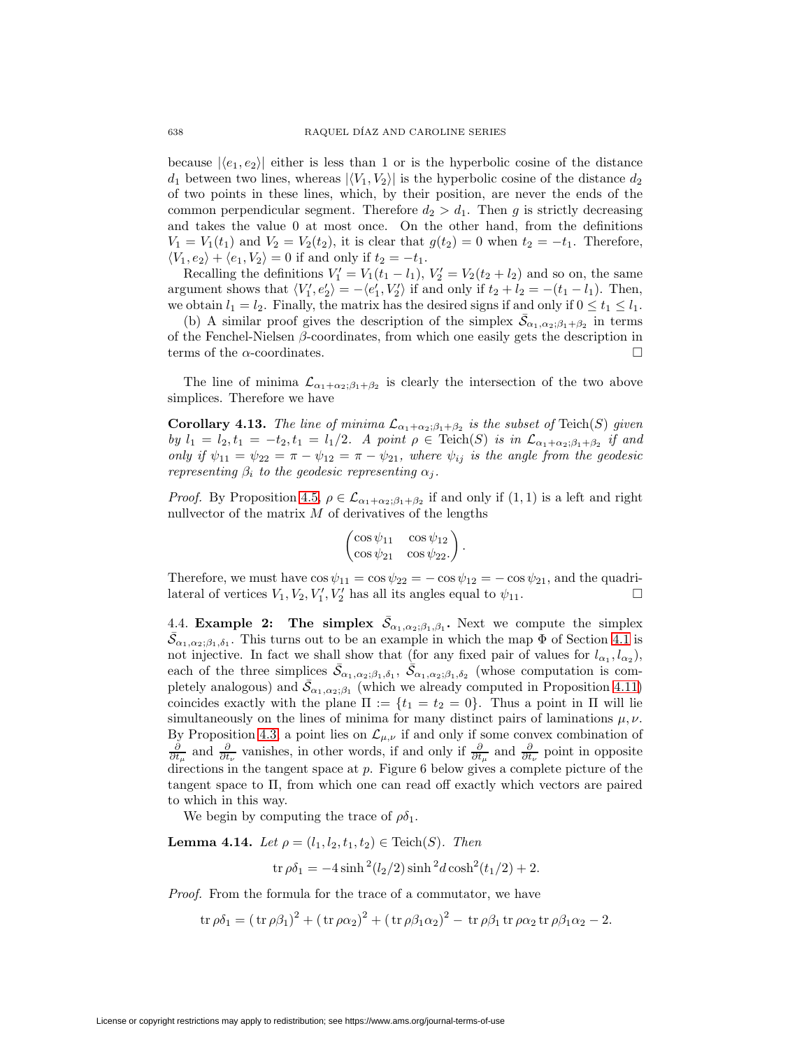because $|\langle e_1, e_2\rangle|$ either is less than 1 or is the hyperbolic cosine of the distance $d_1$ between two lines, whereas $|\langle V_1, V_2\rangle|$ is the hyperbolic cosine of the distance $d_2$ of two points in these lines, which, by their position, are never the ends of the common perpendicular segment. Therefore $d_2 > d_1$. Then $g$ is strictly decreasing and takes the value 0 at most once. On the other hand, from the definitions $V_1 = V_1(t_1)$ and $V_2 = V_2(t_2)$, it is clear that $g(t_2) = 0$ when $t_2 = -t_1$. Therefore, $\langle V_1, e_2\rangle + \langle e_1, V_2\rangle = 0$ if and only if $t_2 = -t_1$.

Recalling the definitions $V_1' = V_1(t_1 - l_1)$, $V_2' = V_2(t_2 + l_2)$ and so on, the same argument shows that $\langle V_1', e_2'\rangle = -\langle e_1', V_2'\rangle$ if and only if $t_2 + l_2 = -(t_1 - l_1)$. Then, we obtain $l_1 = l_2$. Finally, the matrix has the desired signs if and only if $0 \leq t_1 \leq l_1$.

(b) A similar proof gives the description of the simplex $\bar{\mathcal{S}}_{\alpha_1,\alpha_2;\beta_1+\beta_2}$ in terms of the Fenchel-Nielsen $\beta$-coordinates, from which one easily gets the description in terms of the $\alpha$-coordinates. □

The line of minima $\mathcal{L}_{\alpha_1+\alpha_2;\beta_1+\beta_2}$ is clearly the intersection of the two above simplices. Therefore we have

**Corollary 4.13.** *The line of minima $\mathcal{L}_{\alpha_1+\alpha_2;\beta_1+\beta_2}$ is the subset of* Teich$(S)$ *given by $l_1 = l_2, t_1 = -t_2, t_1 = l_1/2$. A point $\rho \in$ Teich$(S)$ is in $\mathcal{L}_{\alpha_1+\alpha_2;\beta_1+\beta_2}$ if and only if $\psi_{11} = \psi_{22} = \pi - \psi_{12} = \pi - \psi_{21}$, where $\psi_{ij}$ is the angle from the geodesic representing $\beta_i$ to the geodesic representing $\alpha_j$.*

*Proof.* By Proposition 4.5, $\rho \in \mathcal{L}_{\alpha_1+\alpha_2;\beta_1+\beta_2}$ if and only if $(1,1)$ is a left and right nullvector of the matrix $M$ of derivatives of the lengths

$$\begin{pmatrix} \cos\psi_{11} & \cos\psi_{12} \\ \cos\psi_{21} & \cos\psi_{22}. \end{pmatrix}.$$

Therefore, we must have $\cos\psi_{11} = \cos\psi_{22} = -\cos\psi_{12} = -\cos\psi_{21}$, and the quadrilateral of vertices $V_1, V_2, V_1', V_2'$ has all its angles equal to $\psi_{11}$. □

4.4. **Example 2: The simplex $\bar{\mathcal{S}}_{\alpha_1,\alpha_2;\beta_1,\beta_1}$.** Next we compute the simplex $\bar{\mathcal{S}}_{\alpha_1,\alpha_2;\beta_1,\delta_1}$. This turns out to be an example in which the map $\Phi$ of Section 4.1 is not injective. In fact we shall show that (for any fixed pair of values for $l_{\alpha_1}, l_{\alpha_2}$), each of the three simplices $\bar{\mathcal{S}}_{\alpha_1,\alpha_2;\beta_1,\delta_1}$, $\bar{\mathcal{S}}_{\alpha_1,\alpha_2;\beta_1,\delta_2}$ (whose computation is completely analogous) and $\bar{\mathcal{S}}_{\alpha_1,\alpha_2;\beta_1}$ (which we already computed in Proposition 4.11) coincides exactly with the plane $\Pi := \{t_1 = t_2 = 0\}$. Thus a point in $\Pi$ will lie simultaneously on the lines of minima for many distinct pairs of laminations $\mu, \nu$. By Proposition 4.3, a point lies on $\mathcal{L}_{\mu,\nu}$ if and only if some convex combination of $\frac{\partial}{\partial t_\mu}$ and $\frac{\partial}{\partial t_\nu}$ vanishes, in other words, if and only if $\frac{\partial}{\partial t_\mu}$ and $\frac{\partial}{\partial t_\nu}$ point in opposite directions in the tangent space at $p$. Figure 6 below gives a complete picture of the tangent space to $\Pi$, from which one can read off exactly which vectors are paired to which in this way.

We begin by computing the trace of $\rho\delta_1$.

**Lemma 4.14.** *Let $\rho = (l_1, l_2, t_1, t_2) \in$ Teich$(S)$. Then*

$$\operatorname{tr}\rho\delta_1 = -4\sinh^2(l_2/2)\sinh^2 d\cosh^2(t_1/2) + 2.$$

*Proof.* From the formula for the trace of a commutator, we have

$$\operatorname{tr}\rho\delta_1 = (\operatorname{tr}\rho\beta_1)^2 + (\operatorname{tr}\rho\alpha_2)^2 + (\operatorname{tr}\rho\beta_1\alpha_2)^2 - \operatorname{tr}\rho\beta_1 \operatorname{tr}\rho\alpha_2 \operatorname{tr}\rho\beta_1\alpha_2 - 2.$$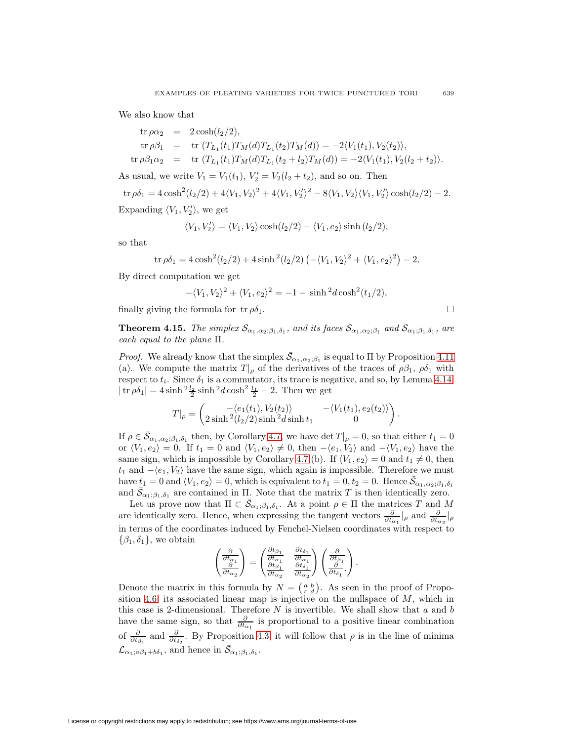We also know that

$$
\begin{aligned}
\operatorname{tr}\rho\alpha_2 &= 2\cosh(l_2/2),\\
\operatorname{tr}\rho\beta_1 &= \operatorname{tr}\left(T_{L_1}(t_1)T_M(d)T_{L_1}(t_2)T_M(d)\right) = -2\langle V_1(t_1), V_2(t_2)\rangle,\\
\operatorname{tr}\rho\beta_1\alpha_2 &= \operatorname{tr}\left(T_{L_1}(t_1)T_M(d)T_{L_1}(t_2+l_2)T_M(d)\right) = -2\langle V_1(t_1), V_2(l_2+t_2)\rangle.
\end{aligned}
$$

As usual, we write $V_1 = V_1(t_1)$, $V_2' = V_2(l_2+t_2)$, and so on. Then

$$
\operatorname{tr}\rho\delta_1 = 4\cosh^2(l_2/2) + 4\langle V_1, V_2\rangle^2 + 4\langle V_1, V_2'\rangle^2 - 8\langle V_1, V_2\rangle\langle V_1, V_2'\rangle\cosh(l_2/2) - 2.
$$

Expanding $\langle V_1, V_2'\rangle$, we get

$$
\langle V_1, V_2'\rangle = \langle V_1, V_2\rangle\cosh(l_2/2) + \langle V_1, e_2\rangle\sinh(l_2/2),
$$

so that

$$
\operatorname{tr}\rho\delta_1 = 4\cosh^2(l_2/2) + 4\sinh^2(l_2/2)\left(-\langle V_1, V_2\rangle^2 + \langle V_1, e_2\rangle^2\right) - 2.
$$

By direct computation we get

$$
-\langle V_1, V_2\rangle^2 + \langle V_1, e_2\rangle^2 = -1 - \sinh^2 d\cosh^2(t_1/2),
$$

finally giving the formula for $\operatorname{tr}\rho\delta_1$. □

**Theorem 4.15.** *The simplex $\mathcal{S}_{\alpha_1,\alpha_2;\beta_1,\delta_1}$, and its faces $\mathcal{S}_{\alpha_1,\alpha_2;\beta_1}$ and $\mathcal{S}_{\alpha_1;\beta_1,\delta_1}$, are each equal to the plane $\Pi$.*

*Proof.* We already know that the simplex $\bar{\mathcal{S}}_{\alpha_1,\alpha_2;\beta_1}$ is equal to $\Pi$ by Proposition 4.11 (a). We compute the matrix $T|_\rho$ of the derivatives of the traces of $\rho\beta_1$, $\rho\delta_1$ with respect to $t_i$. Since $\delta_1$ is a commutator, its trace is negative, and so, by Lemma 4.14, $|\operatorname{tr}\rho\delta_1| = 4\sinh^2\frac{l_2}{2}\sinh^2 d\cosh^2\frac{t_1}{2} - 2$. Then we get

$$
T|_\rho = \begin{pmatrix} -\langle e_1(t_1), V_2(t_2)\rangle & -\langle V_1(t_1), e_2(t_2)\rangle \\ 2\sinh^2(l_2/2)\sinh^2 d\sinh t_1 & 0 \end{pmatrix}.
$$

If $\rho \in \bar{\mathcal{S}}_{\alpha_1,\alpha_2;\beta_1,\delta_1}$ then, by Corollary 4.7, we have $\det T|_\rho = 0$, so that either $t_1 = 0$ or $\langle V_1, e_2\rangle = 0$. If $t_1 = 0$ and $\langle V_1, e_2\rangle \neq 0$, then $-\langle e_1, V_2\rangle$ and $-\langle V_1, e_2\rangle$ have the same sign, which is impossible by Corollary 4.7 (b). If $\langle V_1, e_2\rangle = 0$ and $t_1 \neq 0$, then $t_1$ and $-\langle e_1, V_2\rangle$ have the same sign, which again is impossible. Therefore we must have $t_1 = 0$ and $\langle V_1, e_2\rangle = 0$, which is equivalent to $t_1 = 0, t_2 = 0$. Hence $\bar{\mathcal{S}}_{\alpha_1,\alpha_2;\beta_1,\delta_1}$ and $\bar{\mathcal{S}}_{\alpha_1;\beta_1,\delta_1}$ are contained in $\Pi$. Note that the matrix $T$ is then identically zero.

Let us prove now that $\Pi \subset \bar{\mathcal{S}}_{\alpha_1;\beta_1,\delta_1}$. At a point $\rho \in \Pi$ the matrices $T$ and $M$ are identically zero. Hence, when expressing the tangent vectors $\frac{\partial}{\partial t_{\alpha_1}}|_\rho$ and $\frac{\partial}{\partial t_{\alpha_2}}|_\rho$ in terms of the coordinates induced by Fenchel-Nielsen coordinates with respect to $\{\beta_1, \delta_1\}$, we obtain

$$
\begin{pmatrix} \frac{\partial}{\partial t_{\alpha_1}} \\ \frac{\partial}{\partial t_{\alpha_2}} \end{pmatrix} = \begin{pmatrix} \frac{\partial t_{\beta_1}}{\partial t_{\alpha_1}} & \frac{\partial t_{\delta_1}}{\partial t_{\alpha_1}} \\ \frac{\partial t_{\beta_1}}{\partial t_{\alpha_2}} & \frac{\partial t_{\delta_1}}{\partial t_{\alpha_2}} \end{pmatrix} \begin{pmatrix} \frac{\partial}{\partial t_{\beta_1}} \\ \frac{\partial}{\partial t_{\delta_1}}. \end{pmatrix}.
$$

Denote the matrix in this formula by $N = \left(\begin{smallmatrix} a & b \\ c & d \end{smallmatrix}\right)$. As seen in the proof of Proposition 4.6, its associated linear map is injective on the nullspace of $M$, which in this case is 2-dimensional. Therefore $N$ is invertible. We shall show that $a$ and $b$ have the same sign, so that $\frac{\partial}{\partial t_{\alpha_1}}$ is proportional to a positive linear combination of $\frac{\partial}{\partial t_{\beta_1}}$ and $\frac{\partial}{\partial t_{\delta_2}}$. By Proposition 4.3, it will follow that $\rho$ is in the line of minima $\mathcal{L}_{\alpha_1;a\beta_1+b\delta_1}$, and hence in $\bar{\mathcal{S}}_{\alpha_1;\beta_1,\delta_1}$.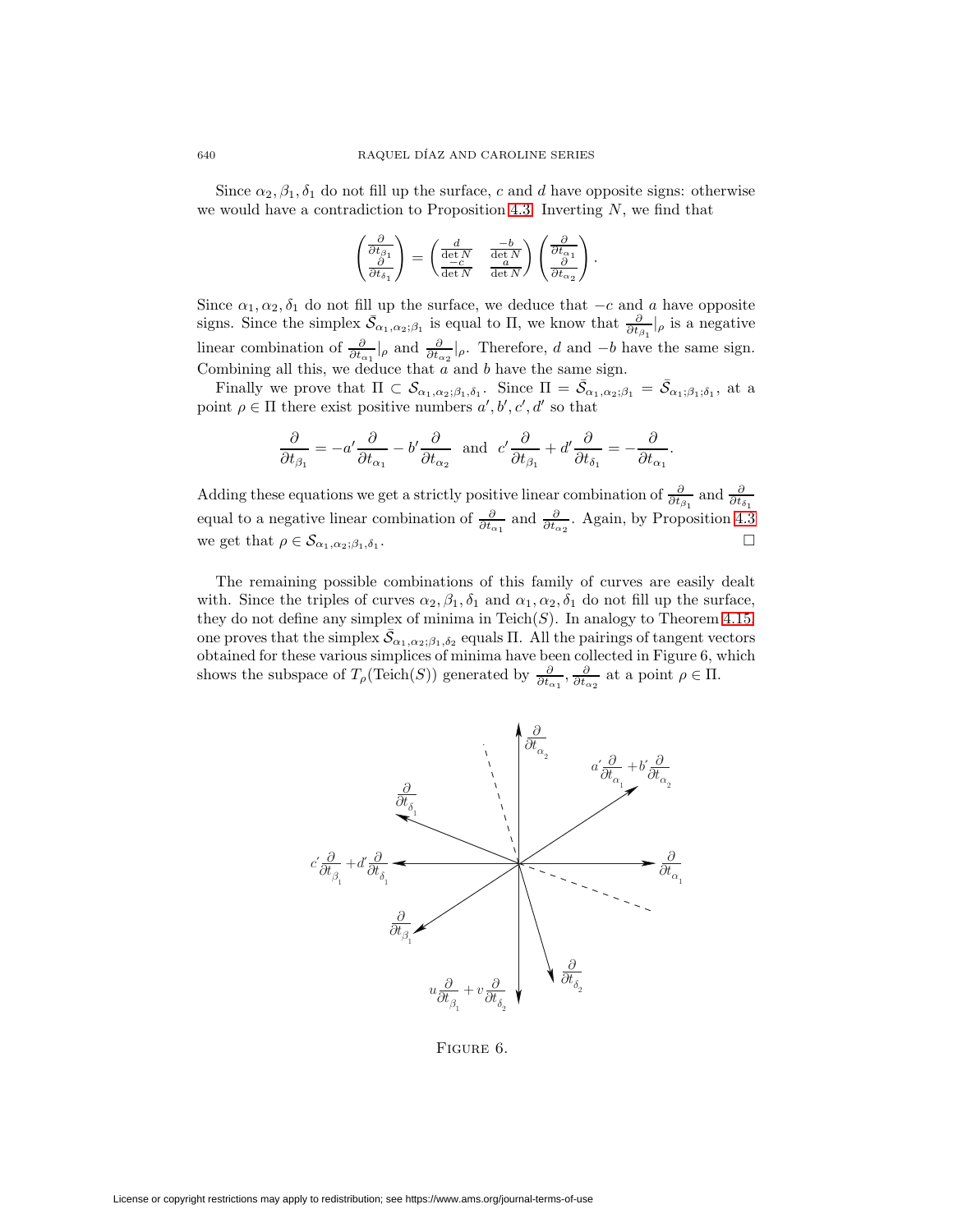Since $\alpha_2, \beta_1, \delta_1$ do not fill up the surface, $c$ and $d$ have opposite signs: otherwise we would have a contradiction to Proposition 4.3. Inverting $N$, we find that

$$\begin{pmatrix} \frac{\partial}{\partial t_{\beta_1}} \\ \frac{\partial}{\partial t_{\delta_1}} \end{pmatrix} = \begin{pmatrix} \frac{d}{\det N} & \frac{-b}{\det N} \\ \frac{-c}{\det N} & \frac{a}{\det N} \end{pmatrix} \begin{pmatrix} \frac{\partial}{\partial t_{\alpha_1}} \\ \frac{\partial}{\partial t_{\alpha_2}} \end{pmatrix}.$$

Since $\alpha_1, \alpha_2, \delta_1$ do not fill up the surface, we deduce that $-c$ and $a$ have opposite signs. Since the simplex $\bar{\mathcal{S}}_{\alpha_1,\alpha_2;\beta_1}$ is equal to $\Pi$, we know that $\frac{\partial}{\partial t_{\beta_1}}|_\rho$ is a negative linear combination of $\frac{\partial}{\partial t_{\alpha_1}}|_\rho$ and $\frac{\partial}{\partial t_{\alpha_2}}|_\rho$. Therefore, $d$ and $-b$ have the same sign. Combining all this, we deduce that $a$ and $b$ have the same sign.

Finally we prove that $\Pi \subset \mathcal{S}_{\alpha_1,\alpha_2;\beta_1,\delta_1}$. Since $\Pi = \bar{\mathcal{S}}_{\alpha_1,\alpha_2;\beta_1} = \bar{\mathcal{S}}_{\alpha_1;\beta_1;\delta_1}$, at a point $\rho \in \Pi$ there exist positive numbers $a', b', c', d'$ so that

$$\frac{\partial}{\partial t_{\beta_1}} = -a'\frac{\partial}{\partial t_{\alpha_1}} - b'\frac{\partial}{\partial t_{\alpha_2}} \text{ and } c'\frac{\partial}{\partial t_{\beta_1}} + d'\frac{\partial}{\partial t_{\delta_1}} = -\frac{\partial}{\partial t_{\alpha_1}}.$$

Adding these equations we get a strictly positive linear combination of $\frac{\partial}{\partial t_{\beta_1}}$ and $\frac{\partial}{\partial t_{\delta_1}}$ equal to a negative linear combination of $\frac{\partial}{\partial t_{\alpha_1}}$ and $\frac{\partial}{\partial t_{\alpha_2}}$. Again, by Proposition 4.3 we get that $\rho \in \mathcal{S}_{\alpha_1,\alpha_2;\beta_1,\delta_1}$. □

The remaining possible combinations of this family of curves are easily dealt with. Since the triples of curves $\alpha_2, \beta_1, \delta_1$ and $\alpha_1, \alpha_2, \delta_1$ do not fill up the surface, they do not define any simplex of minima in $\text{Teich}(S)$. In analogy to Theorem 4.15, one proves that the simplex $\bar{\mathcal{S}}_{\alpha_1,\alpha_2;\beta_1,\delta_2}$ equals $\Pi$. All the pairings of tangent vectors obtained for these various simplices of minima have been collected in Figure 6, which shows the subspace of $T_\rho(\text{Teich}(S))$ generated by $\frac{\partial}{\partial t_{\alpha_1}}, \frac{\partial}{\partial t_{\alpha_2}}$ at a point $\rho \in \Pi$.

FIGURE 6.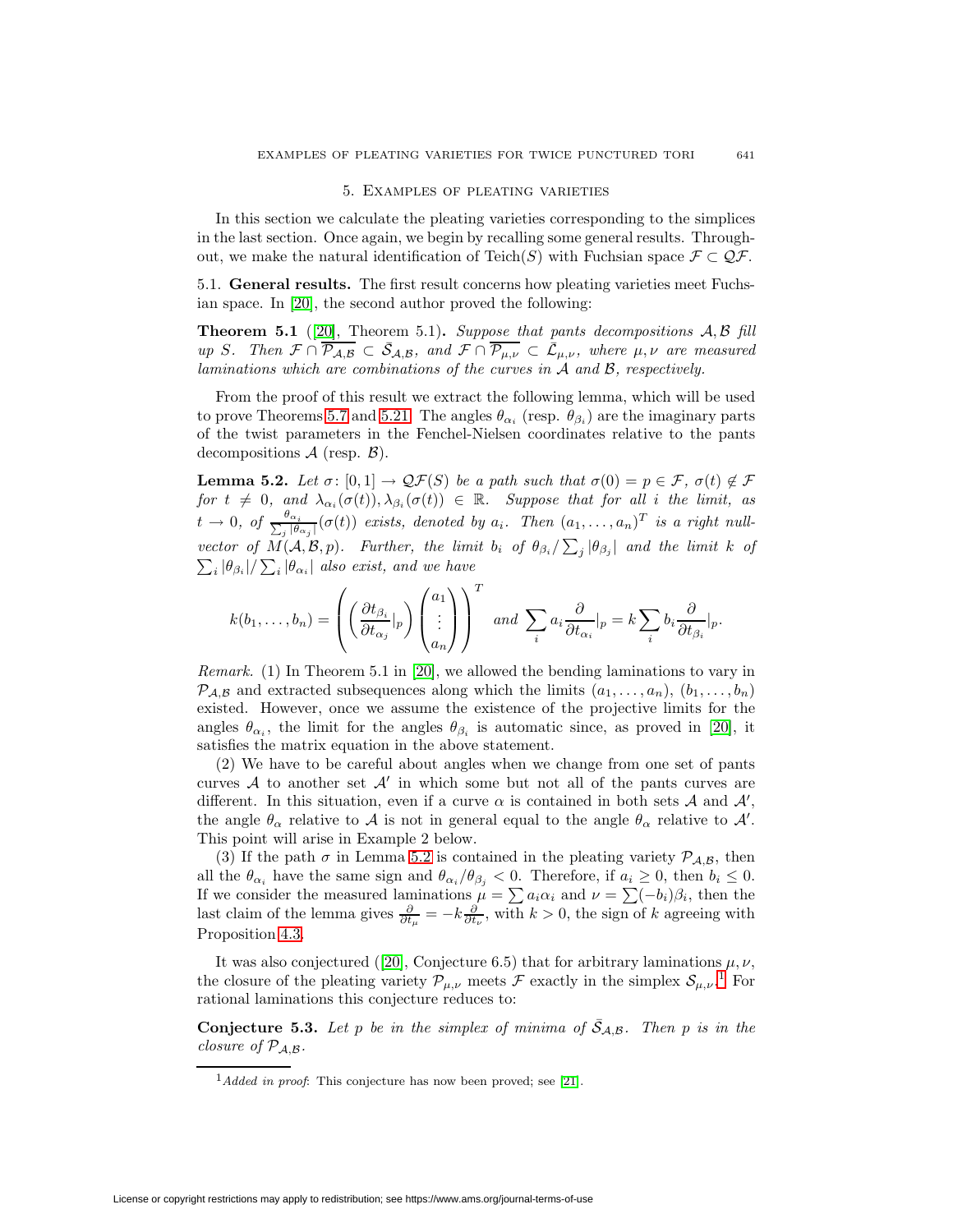## 5. Examples of pleating varieties

In this section we calculate the pleating varieties corresponding to the simplices in the last section. Once again, we begin by recalling some general results. Throughout, we make the natural identification of Teich($S$) with Fuchsian space $\mathcal{F} \subset \mathcal{QF}$.

### 5.1. General results.

The first result concerns how pleating varieties meet Fuchsian space. In [20], the second author proved the following:

**Theorem 5.1** ([20], Theorem 5.1)**.** *Suppose that pants decompositions $\mathcal{A}, \mathcal{B}$ fill up $S$. Then $\mathcal{F} \cap \overline{\mathcal{P}_{\mathcal{A},\mathcal{B}}} \subset \bar{\mathcal{S}}_{\mathcal{A},\mathcal{B}}$, and $\mathcal{F} \cap \overline{\mathcal{P}_{\mu,\nu}} \subset \bar{\mathcal{L}}_{\mu,\nu}$, where $\mu, \nu$ are measured laminations which are combinations of the curves in $\mathcal{A}$ and $\mathcal{B}$, respectively.*

From the proof of this result we extract the following lemma, which will be used to prove Theorems 5.7 and 5.21. The angles $\theta_{\alpha_i}$ (resp. $\theta_{\beta_i}$) are the imaginary parts of the twist parameters in the Fenchel-Nielsen coordinates relative to the pants decompositions $\mathcal{A}$ (resp. $\mathcal{B}$).

**Lemma 5.2.** *Let $\sigma\colon [0,1] \to \mathcal{QF}(S)$ be a path such that $\sigma(0) = p \in \mathcal{F}$, $\sigma(t) \notin \mathcal{F}$ for $t \neq 0$, and $\lambda_{\alpha_i}(\sigma(t)), \lambda_{\beta_i}(\sigma(t)) \in \mathbb{R}$. Suppose that for all $i$ the limit, as $t \to 0$, of $\frac{\theta_{\alpha_i}}{\sum_j |\theta_{\alpha_j}|}(\sigma(t))$ exists, denoted by $a_i$. Then $(a_1, \ldots, a_n)^T$ is a right null-vector of $M(\mathcal{A}, \mathcal{B}, p)$. Further, the limit $b_i$ of $\theta_{\beta_i}/\sum_j |\theta_{\beta_j}|$ and the limit $k$ of $\sum_i |\theta_{\beta_i}|/\sum_i |\theta_{\alpha_i}|$ also exist, and we have*

$$k(b_1, \ldots, b_n) = \left( \left( \frac{\partial t_{\beta_i}}{\partial t_{\alpha_j}}|_p \right) \begin{pmatrix} a_1 \\ \vdots \\ a_n \end{pmatrix} \right)^T \quad \text{and} \quad \sum_i a_i \frac{\partial}{\partial t_{\alpha_i}}|_p = k \sum_i b_i \frac{\partial}{\partial t_{\beta_i}}|_p.$$

*Remark.* (1) In Theorem 5.1 in [20], we allowed the bending laminations to vary in $\mathcal{P}_{\mathcal{A},\mathcal{B}}$ and extracted subsequences along which the limits $(a_1, \ldots, a_n)$, $(b_1, \ldots, b_n)$ existed. However, once we assume the existence of the projective limits for the angles $\theta_{\alpha_i}$, the limit for the angles $\theta_{\beta_i}$ is automatic since, as proved in [20], it satisfies the matrix equation in the above statement.

(2) We have to be careful about angles when we change from one set of pants curves $\mathcal{A}$ to another set $\mathcal{A}'$ in which some but not all of the pants curves are different. In this situation, even if a curve $\alpha$ is contained in both sets $\mathcal{A}$ and $\mathcal{A}'$, the angle $\theta_\alpha$ relative to $\mathcal{A}$ is not in general equal to the angle $\theta_\alpha$ relative to $\mathcal{A}'$. This point will arise in Example 2 below.

(3) If the path $\sigma$ in Lemma 5.2 is contained in the pleating variety $\mathcal{P}_{\mathcal{A},\mathcal{B}}$, then all the $\theta_{\alpha_i}$ have the same sign and $\theta_{\alpha_i}/\theta_{\beta_j} < 0$. Therefore, if $a_i \geq 0$, then $b_i \leq 0$. If we consider the measured laminations $\mu = \sum a_i \alpha_i$ and $\nu = \sum (-b_i)\beta_i$, then the last claim of the lemma gives $\frac{\partial}{\partial t_\mu} = -k \frac{\partial}{\partial t_\nu}$, with $k > 0$, the sign of $k$ agreeing with Proposition 4.3.

It was also conjectured ([20], Conjecture 6.5) that for arbitrary laminations $\mu, \nu$, the closure of the pleating variety $\mathcal{P}_{\mu,\nu}$ meets $\mathcal{F}$ exactly in the simplex $\mathcal{S}_{\mu,\nu}$.[1] For rational laminations this conjecture reduces to:

**Conjecture 5.3.** *Let $p$ be in the simplex of minima of $\bar{\mathcal{S}}_{\mathcal{A},\mathcal{B}}$. Then $p$ is in the closure of $\mathcal{P}_{\mathcal{A},\mathcal{B}}$.*

---

[1] *Added in proof*: This conjecture has now been proved; see [21].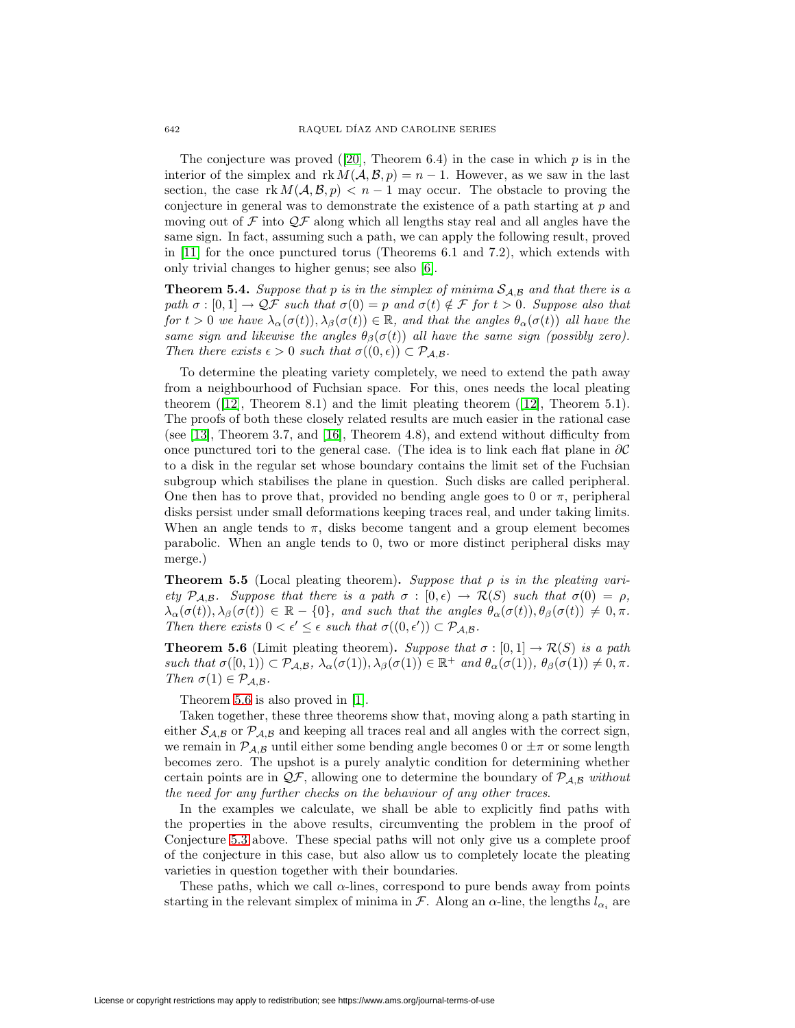The conjecture was proved ([20], Theorem 6.4) in the case in which $p$ is in the interior of the simplex and $\operatorname{rk} M(\mathcal{A}, \mathcal{B}, p) = n-1$. However, as we saw in the last section, the case $\operatorname{rk} M(\mathcal{A}, \mathcal{B}, p) < n-1$ may occur. The obstacle to proving the conjecture in general was to demonstrate the existence of a path starting at $p$ and moving out of $\mathcal{F}$ into $\mathcal{QF}$ along which all lengths stay real and all angles have the same sign. In fact, assuming such a path, we can apply the following result, proved in [11] for the once punctured torus (Theorems 6.1 and 7.2), which extends with only trivial changes to higher genus; see also [6].

**Theorem 5.4.** *Suppose that $p$ is in the simplex of minima $\mathcal{S}_{\mathcal{A},\mathcal{B}}$ and that there is a path $\sigma : [0,1] \to \mathcal{QF}$ such that $\sigma(0) = p$ and $\sigma(t) \notin \mathcal{F}$ for $t > 0$. Suppose also that for $t > 0$ we have $\lambda_\alpha(\sigma(t)), \lambda_\beta(\sigma(t)) \in \mathbb{R}$, and that the angles $\theta_\alpha(\sigma(t))$ all have the same sign and likewise the angles $\theta_\beta(\sigma(t))$ all have the same sign (possibly zero). Then there exists $\epsilon > 0$ such that $\sigma((0,\epsilon)) \subset \mathcal{P}_{\mathcal{A},\mathcal{B}}$.*

To determine the pleating variety completely, we need to extend the path away from a neighbourhood of Fuchsian space. For this, ones needs the local pleating theorem ([12], Theorem 8.1) and the limit pleating theorem ([12], Theorem 5.1). The proofs of both these closely related results are much easier in the rational case (see [13], Theorem 3.7, and [16], Theorem 4.8), and extend without difficulty from once punctured tori to the general case. (The idea is to link each flat plane in $\partial\mathcal{C}$ to a disk in the regular set whose boundary contains the limit set of the Fuchsian subgroup which stabilises the plane in question. Such disks are called peripheral. One then has to prove that, provided no bending angle goes to 0 or $\pi$, peripheral disks persist under small deformations keeping traces real, and under taking limits. When an angle tends to $\pi$, disks become tangent and a group element becomes parabolic. When an angle tends to 0, two or more distinct peripheral disks may merge.)

**Theorem 5.5** (Local pleating theorem)**.** *Suppose that $\rho$ is in the pleating variety $\mathcal{P}_{\mathcal{A},\mathcal{B}}$. Suppose that there is a path $\sigma : [0,\epsilon) \to \mathcal{R}(S)$ such that $\sigma(0) = \rho$, $\lambda_\alpha(\sigma(t)), \lambda_\beta(\sigma(t)) \in \mathbb{R} - \{0\}$, and such that the angles $\theta_\alpha(\sigma(t)), \theta_\beta(\sigma(t)) \neq 0, \pi$. Then there exists $0 < \epsilon' \leq \epsilon$ such that $\sigma((0,\epsilon')) \subset \mathcal{P}_{\mathcal{A},\mathcal{B}}$.*

**Theorem 5.6** (Limit pleating theorem)**.** *Suppose that $\sigma : [0,1] \to \mathcal{R}(S)$ is a path such that $\sigma([0,1)) \subset \mathcal{P}_{\mathcal{A},\mathcal{B}}$, $\lambda_\alpha(\sigma(1)), \lambda_\beta(\sigma(1)) \in \mathbb{R}^+$ and $\theta_\alpha(\sigma(1))$, $\theta_\beta(\sigma(1)) \neq 0, \pi$. Then $\sigma(1) \in \mathcal{P}_{\mathcal{A},\mathcal{B}}$.*

Theorem 5.6 is also proved in [1].

Taken together, these three theorems show that, moving along a path starting in either $\mathcal{S}_{\mathcal{A},\mathcal{B}}$ or $\mathcal{P}_{\mathcal{A},\mathcal{B}}$ and keeping all traces real and all angles with the correct sign, we remain in $\mathcal{P}_{\mathcal{A},\mathcal{B}}$ until either some bending angle becomes 0 or $\pm\pi$ or some length becomes zero. The upshot is a purely analytic condition for determining whether certain points are in $\mathcal{QF}$, allowing one to determine the boundary of $\mathcal{P}_{\mathcal{A},\mathcal{B}}$ *without the need for any further checks on the behaviour of any other traces*.

In the examples we calculate, we shall be able to explicitly find paths with the properties in the above results, circumventing the problem in the proof of Conjecture 5.3 above. These special paths will not only give us a complete proof of the conjecture in this case, but also allow us to completely locate the pleating varieties in question together with their boundaries.

These paths, which we call $\alpha$-lines, correspond to pure bends away from points starting in the relevant simplex of minima in $\mathcal{F}$. Along an $\alpha$-line, the lengths $l_{\alpha_i}$ are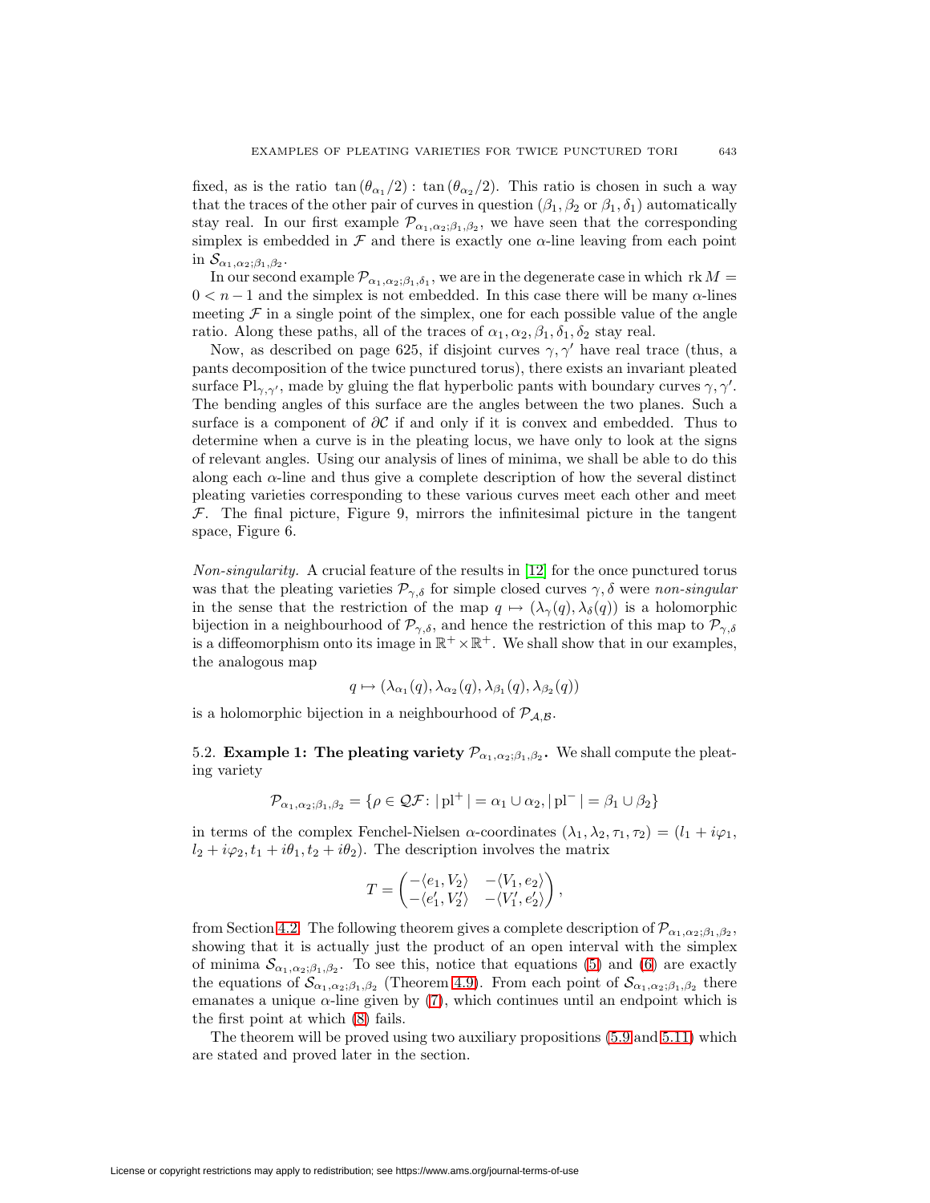fixed, as is the ratio $\tan(\theta_{\alpha_1}/2) : \tan(\theta_{\alpha_2}/2)$. This ratio is chosen in such a way that the traces of the other pair of curves in question ($\beta_1, \beta_2$ or $\beta_1, \delta_1$) automatically stay real. In our first example $\mathcal{P}_{\alpha_1,\alpha_2;\beta_1,\beta_2}$, we have seen that the corresponding simplex is embedded in $\mathcal{F}$ and there is exactly one $\alpha$-line leaving from each point in $\mathcal{S}_{\alpha_1,\alpha_2;\beta_1,\beta_2}$.

In our second example $\mathcal{P}_{\alpha_1,\alpha_2;\beta_1,\delta_1}$, we are in the degenerate case in which $\operatorname{rk} M = 0 < n-1$ and the simplex is not embedded. In this case there will be many $\alpha$-lines meeting $\mathcal{F}$ in a single point of the simplex, one for each possible value of the angle ratio. Along these paths, all of the traces of $\alpha_1, \alpha_2, \beta_1, \delta_1, \delta_2$ stay real.

Now, as described on page 625, if disjoint curves $\gamma, \gamma'$ have real trace (thus, a pants decomposition of the twice punctured torus), there exists an invariant pleated surface $\mathrm{Pl}_{\gamma,\gamma'}$, made by gluing the flat hyperbolic pants with boundary curves $\gamma, \gamma'$. The bending angles of this surface are the angles between the two planes. Such a surface is a component of $\partial\mathcal{C}$ if and only if it is convex and embedded. Thus to determine when a curve is in the pleating locus, we have only to look at the signs of relevant angles. Using our analysis of lines of minima, we shall be able to do this along each $\alpha$-line and thus give a complete description of how the several distinct pleating varieties corresponding to these various curves meet each other and meet $\mathcal{F}$. The final picture, Figure 9, mirrors the infinitesimal picture in the tangent space, Figure 6.

*Non-singularity.* A crucial feature of the results in [12] for the once punctured torus was that the pleating varieties $\mathcal{P}_{\gamma,\delta}$ for simple closed curves $\gamma, \delta$ were *non-singular* in the sense that the restriction of the map $q \mapsto (\lambda_\gamma(q), \lambda_\delta(q))$ is a holomorphic bijection in a neighbourhood of $\mathcal{P}_{\gamma,\delta}$, and hence the restriction of this map to $\mathcal{P}_{\gamma,\delta}$ is a diffeomorphism onto its image in $\mathbb{R}^+ \times \mathbb{R}^+$. We shall show that in our examples, the analogous map

$$q \mapsto (\lambda_{\alpha_1}(q), \lambda_{\alpha_2}(q), \lambda_{\beta_1}(q), \lambda_{\beta_2}(q))$$

is a holomorphic bijection in a neighbourhood of $\mathcal{P}_{\mathcal{A},\mathcal{B}}$.

5.2. **Example 1: The pleating variety $\mathcal{P}_{\alpha_1,\alpha_2;\beta_1,\beta_2}$.** We shall compute the pleating variety

$$\mathcal{P}_{\alpha_1,\alpha_2;\beta_1,\beta_2} = \{\rho \in \mathcal{QF} \colon |\,\mathrm{pl}^+\,| = \alpha_1 \cup \alpha_2, |\,\mathrm{pl}^-\,| = \beta_1 \cup \beta_2\}$$

in terms of the complex Fenchel-Nielsen $\alpha$-coordinates $(\lambda_1, \lambda_2, \tau_1, \tau_2) = (l_1 + i\varphi_1, l_2 + i\varphi_2, t_1 + i\theta_1, t_2 + i\theta_2)$. The description involves the matrix

$$T = \begin{pmatrix} -\langle e_1, V_2\rangle & -\langle V_1, e_2\rangle \\ -\langle e_1', V_2'\rangle & -\langle V_1', e_2'\rangle \end{pmatrix},$$

from Section 4.2. The following theorem gives a complete description of $\mathcal{P}_{\alpha_1,\alpha_2;\beta_1,\beta_2}$, showing that it is actually just the product of an open interval with the simplex of minima $\mathcal{S}_{\alpha_1,\alpha_2;\beta_1,\beta_2}$. To see this, notice that equations (5) and (6) are exactly the equations of $\mathcal{S}_{\alpha_1,\alpha_2;\beta_1,\beta_2}$ (Theorem 4.9). From each point of $\mathcal{S}_{\alpha_1,\alpha_2;\beta_1,\beta_2}$ there emanates a unique $\alpha$-line given by (7), which continues until an endpoint which is the first point at which (8) fails.

The theorem will be proved using two auxiliary propositions (5.9 and 5.11) which are stated and proved later in the section.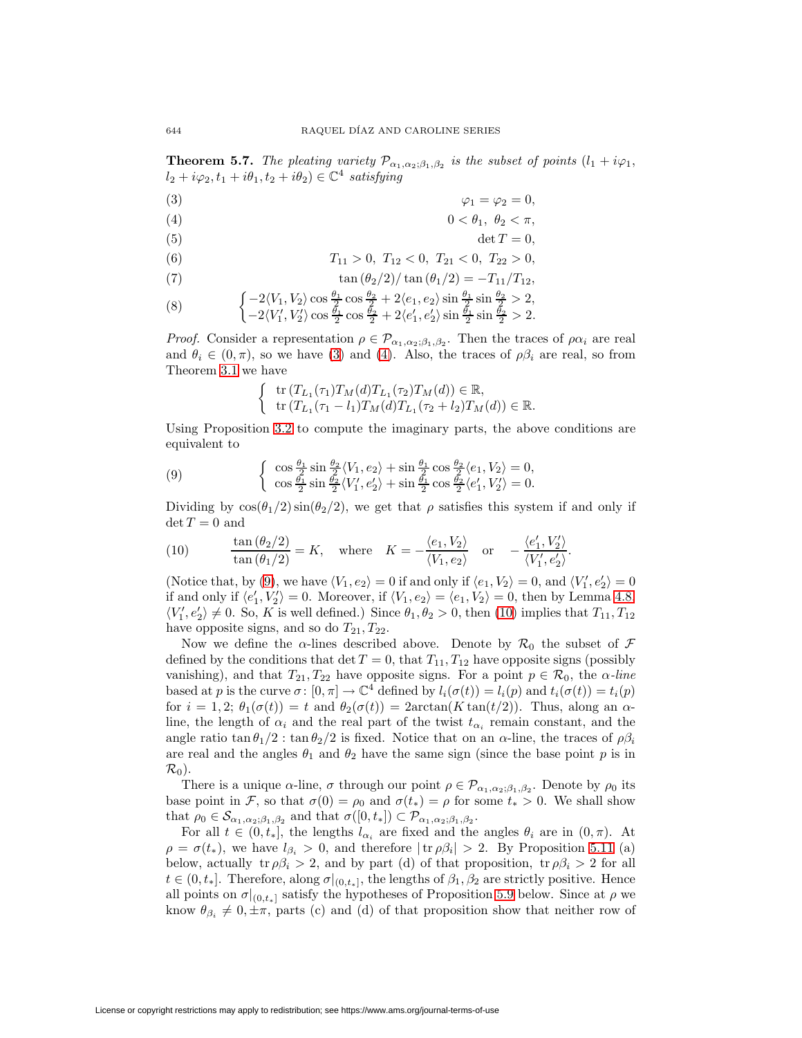**Theorem 5.7.** *The pleating variety $\mathcal{P}_{\alpha_1,\alpha_2;\beta_1,\beta_2}$ is the subset of points $(l_1 + i\varphi_1, l_2 + i\varphi_2, t_1 + i\theta_1, t_2 + i\theta_2) \in \mathbb{C}^4$ satisfying*

$$\varphi_1 = \varphi_2 = 0, \tag{3}$$

$$0 < \theta_1,\ \theta_2 < \pi, \tag{4}$$

$$\det T = 0, \tag{5}$$

$$T_{11} > 0,\ T_{12} < 0,\ T_{21} < 0,\ T_{22} > 0, \tag{6}$$

$$\tan(\theta_2/2)/\tan(\theta_1/2) = -T_{11}/T_{12}, \tag{7}$$

$$\begin{cases} -2\langle V_1, V_2\rangle \cos\frac{\theta_1}{2}\cos\frac{\theta_2}{2} + 2\langle e_1, e_2\rangle \sin\frac{\theta_1}{2}\sin\frac{\theta_2}{2} > 2, \\ -2\langle V_1', V_2'\rangle \cos\frac{\theta_1}{2}\cos\frac{\theta_2}{2} + 2\langle e_1', e_2'\rangle \sin\frac{\theta_1}{2}\sin\frac{\theta_2}{2} > 2. \end{cases} \tag{8}$$

*Proof.* Consider a representation $\rho \in \mathcal{P}_{\alpha_1,\alpha_2;\beta_1,\beta_2}$. Then the traces of $\rho\alpha_i$ are real and $\theta_i \in (0,\pi)$, so we have (3) and (4). Also, the traces of $\rho\beta_i$ are real, so from Theorem 3.1 we have

$$\begin{cases} \operatorname{tr}(T_{L_1}(\tau_1)T_M(d)T_{L_1}(\tau_2)T_M(d)) \in \mathbb{R}, \\ \operatorname{tr}(T_{L_1}(\tau_1 - l_1)T_M(d)T_{L_1}(\tau_2 + l_2)T_M(d)) \in \mathbb{R}. \end{cases}$$

Using Proposition 3.2 to compute the imaginary parts, the above conditions are equivalent to

$$\begin{cases} \cos\frac{\theta_1}{2}\sin\frac{\theta_2}{2}\langle V_1, e_2\rangle + \sin\frac{\theta_1}{2}\cos\frac{\theta_2}{2}\langle e_1, V_2\rangle = 0, \\ \cos\frac{\theta_1}{2}\sin\frac{\theta_2}{2}\langle V_1', e_2'\rangle + \sin\frac{\theta_1}{2}\cos\frac{\theta_2}{2}\langle e_1', V_2'\rangle = 0. \end{cases} \tag{9}$$

Dividing by $\cos(\theta_1/2)\sin(\theta_2/2)$, we get that $\rho$ satisfies this system if and only if $\det T = 0$ and

$$\frac{\tan(\theta_2/2)}{\tan(\theta_1/2)} = K, \quad \text{where} \quad K = -\frac{\langle e_1, V_2\rangle}{\langle V_1, e_2\rangle} \quad \text{or} \quad -\frac{\langle e_1', V_2'\rangle}{\langle V_1', e_2'\rangle}. \tag{10}$$

(Notice that, by (9), we have $\langle V_1, e_2\rangle = 0$ if and only if $\langle e_1, V_2\rangle = 0$, and $\langle V_1', e_2'\rangle = 0$ if and only if $\langle e_1', V_2'\rangle = 0$. Moreover, if $\langle V_1, e_2\rangle = \langle e_1, V_2\rangle = 0$, then by Lemma 4.8 $\langle V_1', e_2'\rangle \neq 0$. So, $K$ is well defined.) Since $\theta_1, \theta_2 > 0$, then (10) implies that $T_{11}, T_{12}$ have opposite signs, and so do $T_{21}, T_{22}$.

Now we define the $\alpha$-lines described above. Denote by $\mathcal{R}_0$ the subset of $\mathcal{F}$ defined by the conditions that $\det T = 0$, that $T_{11}, T_{12}$ have opposite signs (possibly vanishing), and that $T_{21}, T_{22}$ have opposite signs. For a point $p \in \mathcal{R}_0$, the *$\alpha$-line* based at $p$ is the curve $\sigma\colon [0,\pi] \to \mathbb{C}^4$ defined by $l_i(\sigma(t)) = l_i(p)$ and $t_i(\sigma(t)) = t_i(p)$ for $i = 1,2$; $\theta_1(\sigma(t)) = t$ and $\theta_2(\sigma(t)) = 2\arctan(K\tan(t/2))$. Thus, along an $\alpha$-line, the length of $\alpha_i$ and the real part of the twist $t_{\alpha_i}$ remain constant, and the angle ratio $\tan\theta_1/2 : \tan\theta_2/2$ is fixed. Notice that on an $\alpha$-line, the traces of $\rho\beta_i$ are real and the angles $\theta_1$ and $\theta_2$ have the same sign (since the base point $p$ is in $\mathcal{R}_0$).

There is a unique $\alpha$-line, $\sigma$ through our point $\rho \in \mathcal{P}_{\alpha_1,\alpha_2;\beta_1,\beta_2}$. Denote by $\rho_0$ its base point in $\mathcal{F}$, so that $\sigma(0) = \rho_0$ and $\sigma(t_*) = \rho$ for some $t_* > 0$. We shall show that $\rho_0 \in \mathcal{S}_{\alpha_1,\alpha_2;\beta_1,\beta_2}$ and that $\sigma([0,t_*]) \subset \mathcal{P}_{\alpha_1,\alpha_2;\beta_1,\beta_2}$.

For all $t \in (0,t_*]$, the lengths $l_{\alpha_i}$ are fixed and the angles $\theta_i$ are in $(0,\pi)$. At $\rho = \sigma(t_*)$, we have $l_{\beta_i} > 0$, and therefore $|\operatorname{tr}\rho\beta_i| > 2$. By Proposition 5.11 (a) below, actually $\operatorname{tr}\rho\beta_i > 2$, and by part (d) of that proposition, $\operatorname{tr}\rho\beta_i > 2$ for all $t \in (0,t_*]$. Therefore, along $\sigma|_{(0,t_*]}$, the lengths of $\beta_1, \beta_2$ are strictly positive. Hence all points on $\sigma|_{(0,t_*]}$ satisfy the hypotheses of Proposition 5.9 below. Since at $\rho$ we know $\theta_{\beta_i} \neq 0, \pm\pi$, parts (c) and (d) of that proposition show that neither row of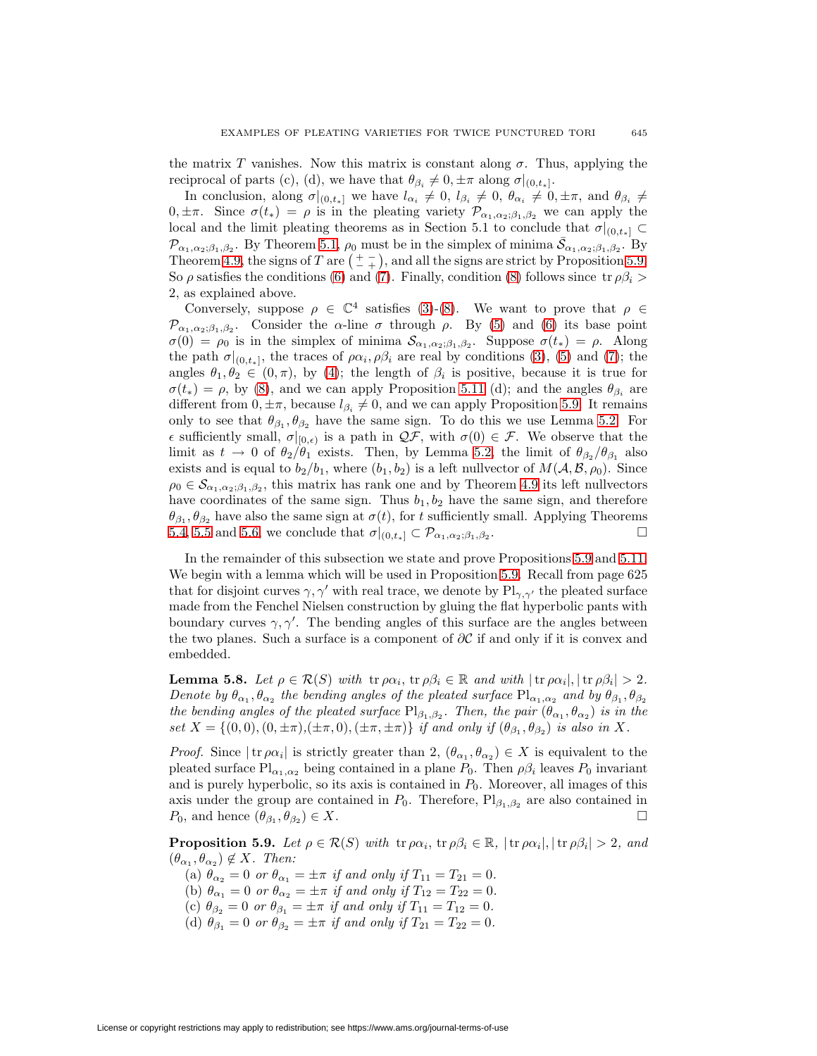the matrix $T$ vanishes. Now this matrix is constant along $\sigma$. Thus, applying the reciprocal of parts (c), (d), we have that $\theta_{\beta_i} \neq 0, \pm\pi$ along $\sigma|_{(0,t_*]}$.

In conclusion, along $\sigma|_{(0,t_*]}$ we have $l_{\alpha_i} \neq 0$, $l_{\beta_i} \neq 0$, $\theta_{\alpha_i} \neq 0, \pm\pi$, and $\theta_{\beta_i} \neq 0, \pm\pi$. Since $\sigma(t_*) = \rho$ is in the pleating variety $\mathcal{P}_{\alpha_1,\alpha_2;\beta_1,\beta_2}$ we can apply the local and the limit pleating theorems as in Section 5.1 to conclude that $\sigma|_{(0,t_*]} \subset \mathcal{P}_{\alpha_1,\alpha_2;\beta_1,\beta_2}$. By Theorem 5.1, $\rho_0$ must be in the simplex of minima $\bar{\mathcal{S}}_{\alpha_1,\alpha_2;\beta_1,\beta_2}$. By Theorem 4.9, the signs of $T$ are $\left(\begin{smallmatrix} + & - \\ - & + \end{smallmatrix}\right)$, and all the signs are strict by Proposition 5.9. So $\rho$ satisfies the conditions (6) and (7). Finally, condition (8) follows since $\operatorname{tr}\rho\beta_i > 2$, as explained above.

Conversely, suppose $\rho \in \mathbb{C}^4$ satisfies (3)-(8). We want to prove that $\rho \in \mathcal{P}_{\alpha_1,\alpha_2;\beta_1,\beta_2}$. Consider the $\alpha$-line $\sigma$ through $\rho$. By (5) and (6) its base point $\sigma(0) = \rho_0$ is in the simplex of minima $\mathcal{S}_{\alpha_1,\alpha_2;\beta_1,\beta_2}$. Suppose $\sigma(t_*) = \rho$. Along the path $\sigma|_{(0,t_*]}$, the traces of $\rho\alpha_i, \rho\beta_i$ are real by conditions (3), (5) and (7); the angles $\theta_1, \theta_2 \in (0,\pi)$, by (4); the length of $\beta_i$ is positive, because it is true for $\sigma(t_*) = \rho$, by (8), and we can apply Proposition 5.11 (d); and the angles $\theta_{\beta_i}$ are different from $0, \pm\pi$, because $l_{\beta_i} \neq 0$, and we can apply Proposition 5.9. It remains only to see that $\theta_{\beta_1}, \theta_{\beta_2}$ have the same sign. To do this we use Lemma 5.2. For $\epsilon$ sufficiently small, $\sigma|_{[0,\epsilon)}$ is a path in $\mathcal{QF}$, with $\sigma(0) \in \mathcal{F}$. We observe that the limit as $t \to 0$ of $\theta_2/\theta_1$ exists. Then, by Lemma 5.2, the limit of $\theta_{\beta_2}/\theta_{\beta_1}$ also exists and is equal to $b_2/b_1$, where $(b_1, b_2)$ is a left nullvector of $M(\mathcal{A}, \mathcal{B}, \rho_0)$. Since $\rho_0 \in \mathcal{S}_{\alpha_1,\alpha_2;\beta_1,\beta_2}$, this matrix has rank one and by Theorem 4.9 its left nullvectors have coordinates of the same sign. Thus $b_1, b_2$ have the same sign, and therefore $\theta_{\beta_1}, \theta_{\beta_2}$ have also the same sign at $\sigma(t)$, for $t$ sufficiently small. Applying Theorems 5.4, 5.5 and 5.6, we conclude that $\sigma|_{(0,t_*]} \subset \mathcal{P}_{\alpha_1,\alpha_2;\beta_1,\beta_2}$. $\square$

In the remainder of this subsection we state and prove Propositions 5.9 and 5.11. We begin with a lemma which will be used in Proposition 5.9. Recall from page 625 that for disjoint curves $\gamma, \gamma'$ with real trace, we denote by $\mathrm{Pl}_{\gamma,\gamma'}$ the pleated surface made from the Fenchel Nielsen construction by gluing the flat hyperbolic pants with boundary curves $\gamma, \gamma'$. The bending angles of this surface are the angles between the two planes. Such a surface is a component of $\partial\mathcal{C}$ if and only if it is convex and embedded.

**Lemma 5.8.** *Let $\rho \in \mathcal{R}(S)$ with $\operatorname{tr}\rho\alpha_i, \operatorname{tr}\rho\beta_i \in \mathbb{R}$ and with $|\operatorname{tr}\rho\alpha_i|, |\operatorname{tr}\rho\beta_i| > 2$. Denote by $\theta_{\alpha_1}, \theta_{\alpha_2}$ the bending angles of the pleated surface $\mathrm{Pl}_{\alpha_1,\alpha_2}$ and by $\theta_{\beta_1}, \theta_{\beta_2}$ the bending angles of the pleated surface $\mathrm{Pl}_{\beta_1,\beta_2}$. Then, the pair $(\theta_{\alpha_1}, \theta_{\alpha_2})$ is in the set $X = \{(0,0), (0,\pm\pi), (\pm\pi, 0), (\pm\pi, \pm\pi)\}$ if and only if $(\theta_{\beta_1}, \theta_{\beta_2})$ is also in $X$.*

*Proof.* Since $|\operatorname{tr}\rho\alpha_i|$ is strictly greater than 2, $(\theta_{\alpha_1}, \theta_{\alpha_2}) \in X$ is equivalent to the pleated surface $\mathrm{Pl}_{\alpha_1,\alpha_2}$ being contained in a plane $P_0$. Then $\rho\beta_i$ leaves $P_0$ invariant and is purely hyperbolic, so its axis is contained in $P_0$. Moreover, all images of this axis under the group are contained in $P_0$. Therefore, $\mathrm{Pl}_{\beta_1,\beta_2}$ are also contained in $P_0$, and hence $(\theta_{\beta_1}, \theta_{\beta_2}) \in X$. $\square$

**Proposition 5.9.** *Let $\rho \in \mathcal{R}(S)$ with $\operatorname{tr}\rho\alpha_i, \operatorname{tr}\rho\beta_i \in \mathbb{R}$, $|\operatorname{tr}\rho\alpha_i|, |\operatorname{tr}\rho\beta_i| > 2$, and $(\theta_{\alpha_1}, \theta_{\alpha_2}) \notin X$. Then:*

(a) *$\theta_{\alpha_2} = 0$ or $\theta_{\alpha_1} = \pm\pi$ if and only if $T_{11} = T_{21} = 0$.*
(b) *$\theta_{\alpha_1} = 0$ or $\theta_{\alpha_2} = \pm\pi$ if and only if $T_{12} = T_{22} = 0$.*
(c) *$\theta_{\beta_2} = 0$ or $\theta_{\beta_1} = \pm\pi$ if and only if $T_{11} = T_{12} = 0$.*
(d) *$\theta_{\beta_1} = 0$ or $\theta_{\beta_2} = \pm\pi$ if and only if $T_{21} = T_{22} = 0$.*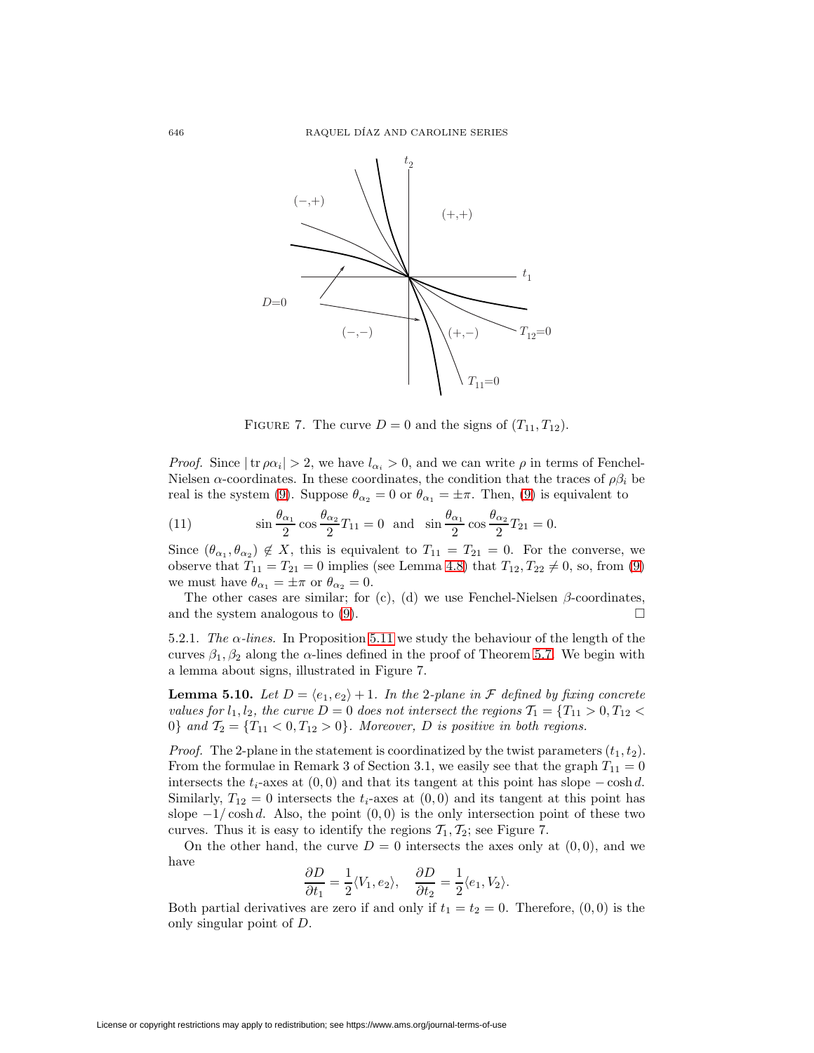FIGURE 7. The curve $D = 0$ and the signs of $(T_{11}, T_{12})$.

*Proof.* Since $|\operatorname{tr} \rho\alpha_i| > 2$, we have $l_{\alpha_i} > 0$, and we can write $\rho$ in terms of Fenchel-Nielsen $\alpha$-coordinates. In these coordinates, the condition that the traces of $\rho\beta_i$ be real is the system (9). Suppose $\theta_{\alpha_2} = 0$ or $\theta_{\alpha_1} = \pm\pi$. Then, (9) is equivalent to

$$\sin\frac{\theta_{\alpha_1}}{2}\cos\frac{\theta_{\alpha_2}}{2}T_{11} = 0 \quad \text{and} \quad \sin\frac{\theta_{\alpha_1}}{2}\cos\frac{\theta_{\alpha_2}}{2}T_{21} = 0. \tag{11}$$

Since $(\theta_{\alpha_1}, \theta_{\alpha_2}) \notin X$, this is equivalent to $T_{11} = T_{21} = 0$. For the converse, we observe that $T_{11} = T_{21} = 0$ implies (see Lemma 4.8) that $T_{12}, T_{22} \neq 0$, so, from (9) we must have $\theta_{\alpha_1} = \pm\pi$ or $\theta_{\alpha_2} = 0$.

The other cases are similar; for (c), (d) we use Fenchel-Nielsen $\beta$-coordinates, and the system analogous to (9). $\square$

5.2.1. *The $\alpha$-lines.* In Proposition 5.11 we study the behaviour of the length of the curves $\beta_1, \beta_2$ along the $\alpha$-lines defined in the proof of Theorem 5.7. We begin with a lemma about signs, illustrated in Figure 7.

**Lemma 5.10.** *Let $D = \langle e_1, e_2\rangle + 1$. In the 2-plane in $\mathcal{F}$ defined by fixing concrete values for $l_1, l_2$, the curve $D = 0$ does not intersect the regions $\mathcal{T}_1 = \{T_{11} > 0, T_{12} < 0\}$ and $\mathcal{T}_2 = \{T_{11} < 0, T_{12} > 0\}$. Moreover, $D$ is positive in both regions.*

*Proof.* The 2-plane in the statement is coordinatized by the twist parameters $(t_1, t_2)$. From the formulae in Remark 3 of Section 3.1, we easily see that the graph $T_{11} = 0$ intersects the $t_i$-axes at $(0,0)$ and that its tangent at this point has slope $-\cosh d$. Similarly, $T_{12} = 0$ intersects the $t_i$-axes at $(0,0)$ and its tangent at this point has slope $-1/\cosh d$. Also, the point $(0,0)$ is the only intersection point of these two curves. Thus it is easy to identify the regions $\mathcal{T}_1, \mathcal{T}_2$; see Figure 7.

On the other hand, the curve $D = 0$ intersects the axes only at $(0,0)$, and we have

$$\frac{\partial D}{\partial t_1} = \frac{1}{2}\langle V_1, e_2\rangle, \quad \frac{\partial D}{\partial t_2} = \frac{1}{2}\langle e_1, V_2\rangle.$$

Both partial derivatives are zero if and only if $t_1 = t_2 = 0$. Therefore, $(0,0)$ is the only singular point of $D$.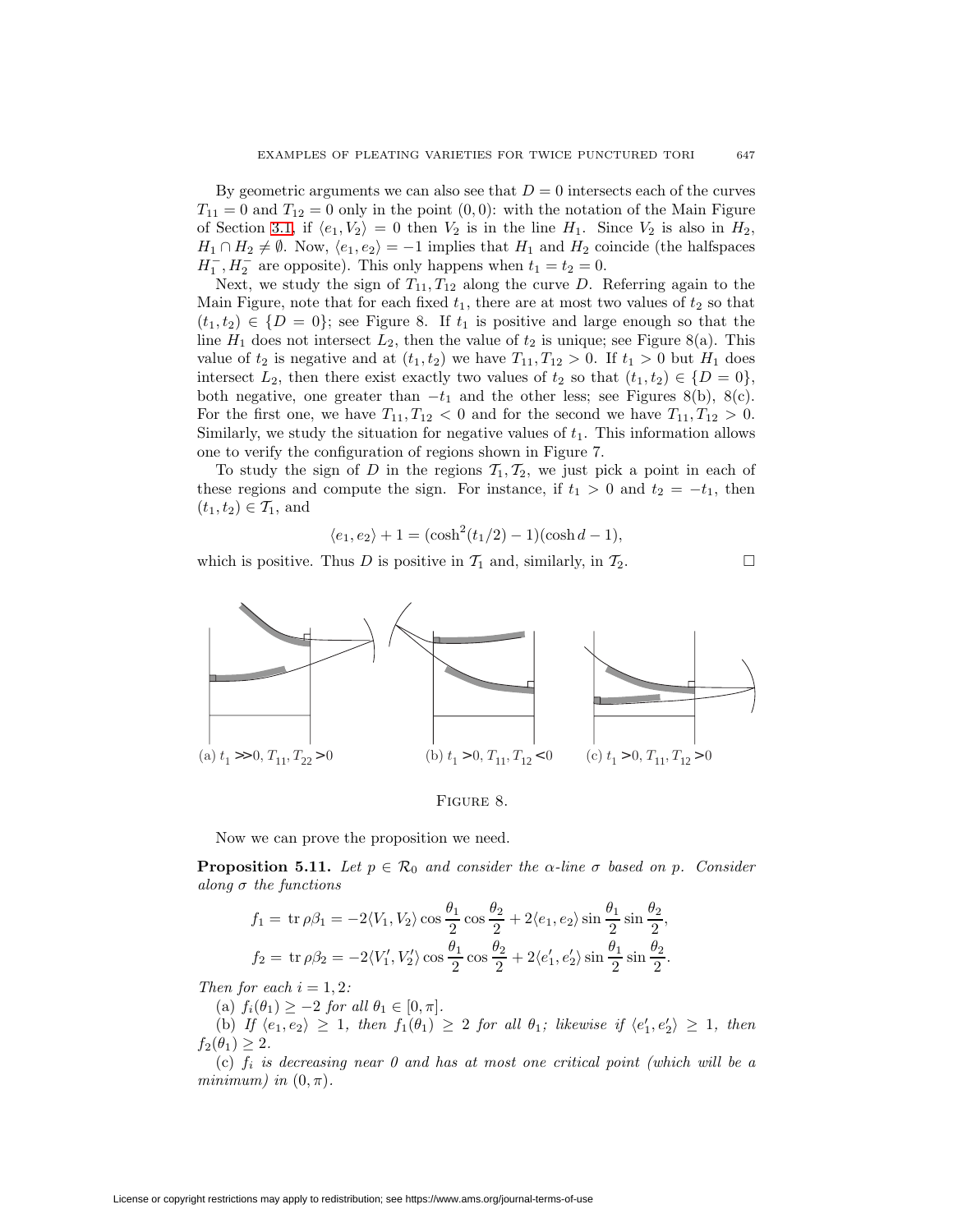By geometric arguments we can also see that $D = 0$ intersects each of the curves $T_{11} = 0$ and $T_{12} = 0$ only in the point $(0, 0)$: with the notation of the Main Figure of Section 3.1, if $\langle e_1, V_2 \rangle = 0$ then $V_2$ is in the line $H_1$. Since $V_2$ is also in $H_2$, $H_1 \cap H_2 \neq \emptyset$. Now, $\langle e_1, e_2 \rangle = -1$ implies that $H_1$ and $H_2$ coincide (the halfspaces $H_1^-, H_2^-$ are opposite). This only happens when $t_1 = t_2 = 0$.

Next, we study the sign of $T_{11}, T_{12}$ along the curve $D$. Referring again to the Main Figure, note that for each fixed $t_1$, there are at most two values of $t_2$ so that $(t_1, t_2) \in \{D = 0\}$; see Figure 8. If $t_1$ is positive and large enough so that the line $H_1$ does not intersect $L_2$, then the value of $t_2$ is unique; see Figure 8(a). This value of $t_2$ is negative and at $(t_1, t_2)$ we have $T_{11}, T_{12} > 0$. If $t_1 > 0$ but $H_1$ does intersect $L_2$, then there exist exactly two values of $t_2$ so that $(t_1, t_2) \in \{D = 0\}$, both negative, one greater than $-t_1$ and the other less; see Figures 8(b), 8(c). For the first one, we have $T_{11}, T_{12} < 0$ and for the second we have $T_{11}, T_{12} > 0$. Similarly, we study the situation for negative values of $t_1$. This information allows one to verify the configuration of regions shown in Figure 7.

To study the sign of $D$ in the regions $\mathcal{T}_1, \mathcal{T}_2$, we just pick a point in each of these regions and compute the sign. For instance, if $t_1 > 0$ and $t_2 = -t_1$, then $(t_1, t_2) \in \mathcal{T}_1$, and

$$\langle e_1, e_2 \rangle + 1 = (\cosh^2(t_1/2) - 1)(\cosh d - 1),$$

which is positive. Thus $D$ is positive in $\mathcal{T}_1$ and, similarly, in $\mathcal{T}_2$. $\square$

(a) $t_1 \gg 0, T_{11}, T_{22} > 0$ (b) $t_1 > 0, T_{11}, T_{12} < 0$ (c) $t_1 > 0, T_{11}, T_{12} > 0$

FIGURE 8.

Now we can prove the proposition we need.

**Proposition 5.11.** *Let $p \in \mathcal{R}_0$ and consider the $\alpha$-line $\sigma$ based on $p$. Consider along $\sigma$ the functions*

$$f_1 = \operatorname{tr} \rho\beta_1 = -2\langle V_1, V_2 \rangle \cos\frac{\theta_1}{2}\cos\frac{\theta_2}{2} + 2\langle e_1, e_2 \rangle \sin\frac{\theta_1}{2}\sin\frac{\theta_2}{2},$$

$$f_2 = \operatorname{tr} \rho\beta_2 = -2\langle V_1', V_2' \rangle \cos\frac{\theta_1}{2}\cos\frac{\theta_2}{2} + 2\langle e_1', e_2' \rangle \sin\frac{\theta_1}{2}\sin\frac{\theta_2}{2}.$$

*Then for each $i = 1, 2$:*

(a) *$f_i(\theta_1) \geq -2$ for all $\theta_1 \in [0, \pi]$.*

(b) *If $\langle e_1, e_2 \rangle \geq 1$, then $f_1(\theta_1) \geq 2$ for all $\theta_1$; likewise if $\langle e_1', e_2' \rangle \geq 1$, then $f_2(\theta_1) \geq 2$.*

(c) *$f_i$ is decreasing near 0 and has at most one critical point (which will be a minimum) in $(0, \pi)$.*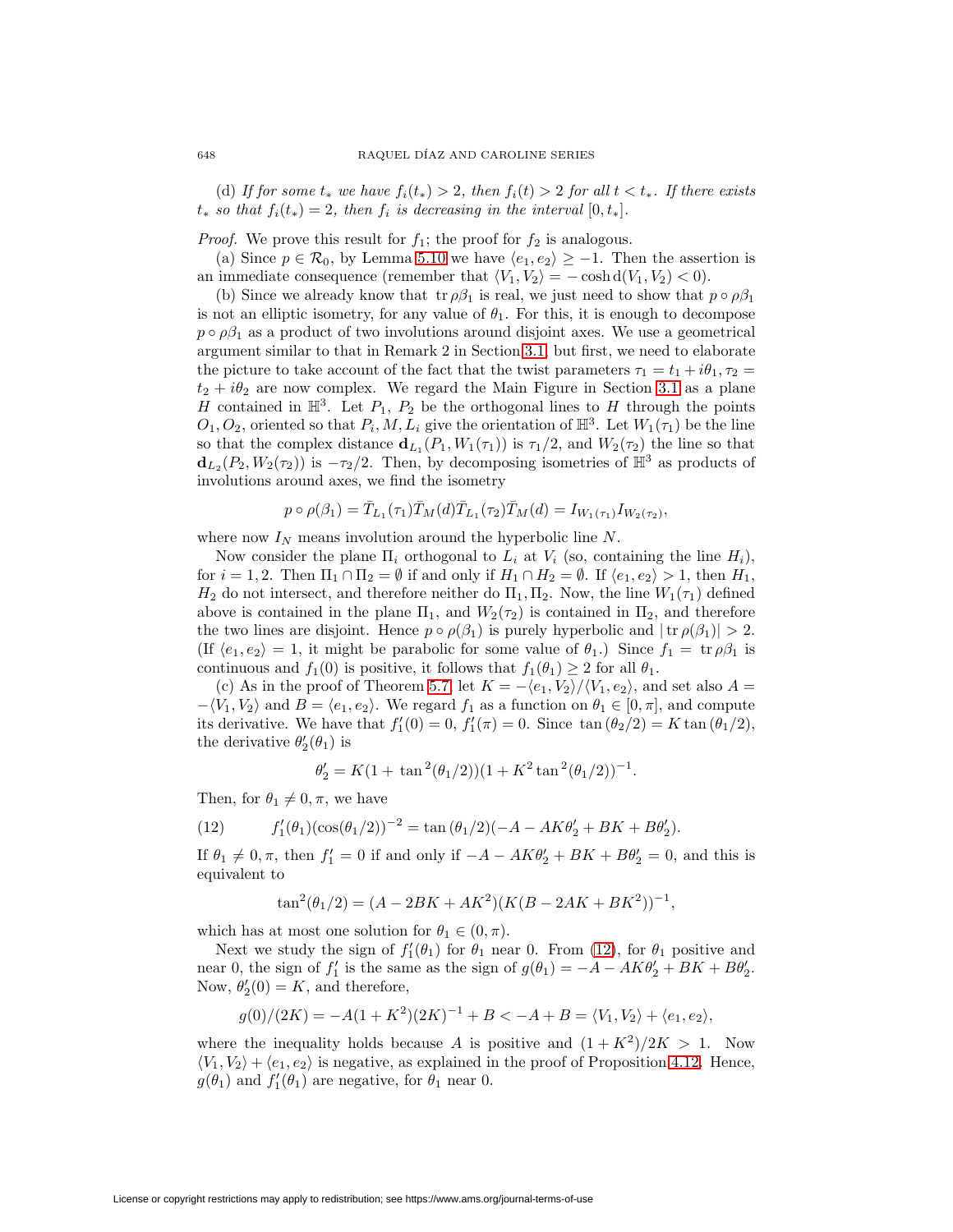(d) *If for some $t_*$ we have $f_i(t_*) > 2$, then $f_i(t) > 2$ for all $t < t_*$. If there exists $t_*$ so that $f_i(t_*) = 2$, then $f_i$ is decreasing in the interval $[0, t_*]$.*

*Proof.* We prove this result for $f_1$; the proof for $f_2$ is analogous.

(a) Since $p \in \mathcal{R}_0$, by Lemma 5.10 we have $\langle e_1, e_2 \rangle \geq -1$. Then the assertion is an immediate consequence (remember that $\langle V_1, V_2 \rangle = -\cosh \mathrm{d}(V_1, V_2) < 0$).

(b) Since we already know that $\operatorname{tr} \rho\beta_1$ is real, we just need to show that $p \circ \rho\beta_1$ is not an elliptic isometry, for any value of $\theta_1$. For this, it is enough to decompose $p \circ \rho\beta_1$ as a product of two involutions around disjoint axes. We use a geometrical argument similar to that in Remark 2 in Section 3.1, but first, we need to elaborate the picture to take account of the fact that the twist parameters $\tau_1 = t_1 + i\theta_1, \tau_2 = t_2 + i\theta_2$ are now complex. We regard the Main Figure in Section 3.1 as a plane $H$ contained in $\mathbb{H}^3$. Let $P_1$, $P_2$ be the orthogonal lines to $H$ through the points $O_1, O_2$, oriented so that $P_i, M, L_i$ give the orientation of $\mathbb{H}^3$. Let $W_1(\tau_1)$ be the line so that the complex distance $\mathbf{d}_{L_1}(P_1, W_1(\tau_1))$ is $\tau_1/2$, and $W_2(\tau_2)$ the line so that $\mathbf{d}_{L_2}(P_2, W_2(\tau_2))$ is $-\tau_2/2$. Then, by decomposing isometries of $\mathbb{H}^3$ as products of involutions around axes, we find the isometry

$$p \circ \rho(\beta_1) = \bar{T}_{L_1}(\tau_1)\bar{T}_M(d)\bar{T}_{L_1}(\tau_2)\bar{T}_M(d) = I_{W_1(\tau_1)} I_{W_2(\tau_2)},$$

where now $I_N$ means involution around the hyperbolic line $N$.

Now consider the plane $\Pi_i$ orthogonal to $L_i$ at $V_i$ (so, containing the line $H_i$), for $i = 1, 2$. Then $\Pi_1 \cap \Pi_2 = \emptyset$ if and only if $H_1 \cap H_2 = \emptyset$. If $\langle e_1, e_2 \rangle > 1$, then $H_1$, $H_2$ do not intersect, and therefore neither do $\Pi_1, \Pi_2$. Now, the line $W_1(\tau_1)$ defined above is contained in the plane $\Pi_1$, and $W_2(\tau_2)$ is contained in $\Pi_2$, and therefore the two lines are disjoint. Hence $p \circ \rho(\beta_1)$ is purely hyperbolic and $|\operatorname{tr} \rho(\beta_1)| > 2$. (If $\langle e_1, e_2 \rangle = 1$, it might be parabolic for some value of $\theta_1$.) Since $f_1 = \operatorname{tr} \rho\beta_1$ is continuous and $f_1(0)$ is positive, it follows that $f_1(\theta_1) \geq 2$ for all $\theta_1$.

(c) As in the proof of Theorem 5.7, let $K = -\langle e_1, V_2 \rangle / \langle V_1, e_2 \rangle$, and set also $A = -\langle V_1, V_2 \rangle$ and $B = \langle e_1, e_2 \rangle$. We regard $f_1$ as a function on $\theta_1 \in [0, \pi]$, and compute its derivative. We have that $f_1'(0) = 0$, $f_1'(\pi) = 0$. Since $\tan(\theta_2/2) = K \tan(\theta_1/2)$, the derivative $\theta_2'(\theta_1)$ is

$$\theta_2' = K(1 + \tan^2(\theta_1/2))(1 + K^2 \tan^2(\theta_1/2))^{-1}.$$

Then, for $\theta_1 \neq 0, \pi$, we have

$$f_1'(\theta_1)(\cos(\theta_1/2))^{-2} = \tan(\theta_1/2)(-A - AK\theta_2' + BK + B\theta_2'). \tag{12}$$

If $\theta_1 \neq 0, \pi$, then $f_1' = 0$ if and only if $-A - AK\theta_2' + BK + B\theta_2' = 0$, and this is equivalent to

$$\tan^2(\theta_1/2) = (A - 2BK + AK^2)(K(B - 2AK + BK^2))^{-1},$$

which has at most one solution for $\theta_1 \in (0, \pi)$.

Next we study the sign of $f_1'(\theta_1)$ for $\theta_1$ near 0. From (12), for $\theta_1$ positive and near 0, the sign of $f_1'$ is the same as the sign of $g(\theta_1) = -A - AK\theta_2' + BK + B\theta_2'$. Now, $\theta_2'(0) = K$, and therefore,

$$g(0)/(2K) = -A(1 + K^2)(2K)^{-1} + B < -A + B = \langle V_1, V_2 \rangle + \langle e_1, e_2 \rangle,$$

where the inequality holds because $A$ is positive and $(1 + K^2)/2K > 1$. Now $\langle V_1, V_2 \rangle + \langle e_1, e_2 \rangle$ is negative, as explained in the proof of Proposition 4.12. Hence, $g(\theta_1)$ and $f_1'(\theta_1)$ are negative, for $\theta_1$ near 0.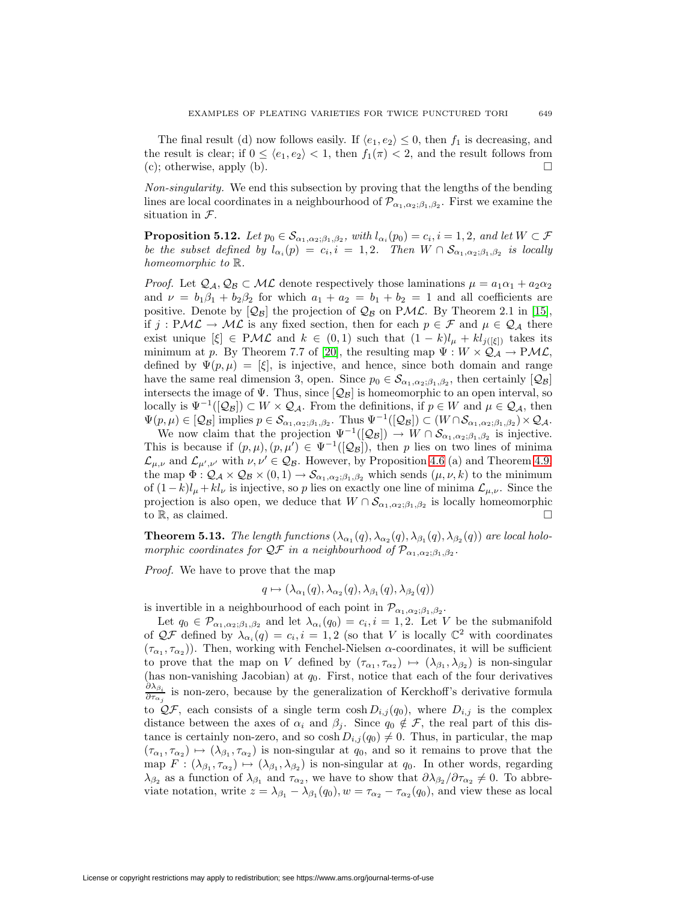The final result (d) now follows easily. If $\langle e_1, e_2\rangle \le 0$, then $f_1$ is decreasing, and the result is clear; if $0 \le \langle e_1, e_2\rangle < 1$, then $f_1(\pi) < 2$, and the result follows from (c); otherwise, apply (b). $\square$

*Non-singularity.* We end this subsection by proving that the lengths of the bending lines are local coordinates in a neighbourhood of $\mathcal{P}_{\alpha_1,\alpha_2;\beta_1,\beta_2}$. First we examine the situation in $\mathcal{F}$.

**Proposition 5.12.** *Let $p_0 \in \mathcal{S}_{\alpha_1,\alpha_2;\beta_1,\beta_2}$, with $l_{\alpha_i}(p_0) = c_i$, $i = 1, 2$, and let $W \subset \mathcal{F}$ be the subset defined by $l_{\alpha_i}(p) = c_i$, $i = 1, 2$. Then $W \cap \mathcal{S}_{\alpha_1,\alpha_2;\beta_1,\beta_2}$ is locally homeomorphic to $\mathbb{R}$.*

*Proof.* Let $\mathcal{Q}_{\mathcal{A}}, \mathcal{Q}_{\mathcal{B}} \subset \mathcal{ML}$ denote respectively those laminations $\mu = a_1\alpha_1 + a_2\alpha_2$ and $\nu = b_1\beta_1 + b_2\beta_2$ for which $a_1 + a_2 = b_1 + b_2 = 1$ and all coefficients are positive. Denote by $[\mathcal{Q}_{\mathcal{B}}]$ the projection of $\mathcal{Q}_{\mathcal{B}}$ on $\mathrm{P}\mathcal{ML}$. By Theorem 2.1 in [15], if $j : \mathrm{P}\mathcal{ML} \to \mathcal{ML}$ is any fixed section, then for each $p \in \mathcal{F}$ and $\mu \in \mathcal{Q}_{\mathcal{A}}$ there exist unique $[\xi] \in \mathrm{P}\mathcal{ML}$ and $k \in (0, 1)$ such that $(1 - k)l_\mu + kl_{j([\xi])}$ takes its minimum at $p$. By Theorem 7.7 of [20], the resulting map $\Psi : W \times \mathcal{Q}_{\mathcal{A}} \to \mathrm{P}\mathcal{ML}$, defined by $\Psi(p, \mu) = [\xi]$, is injective, and hence, since both domain and range have the same real dimension 3, open. Since $p_0 \in \mathcal{S}_{\alpha_1,\alpha_2;\beta_1,\beta_2}$, then certainly $[\mathcal{Q}_{\mathcal{B}}]$ intersects the image of $\Psi$. Thus, since $[\mathcal{Q}_{\mathcal{B}}]$ is homeomorphic to an open interval, so locally is $\Psi^{-1}([\mathcal{Q}_{\mathcal{B}}]) \subset W \times \mathcal{Q}_{\mathcal{A}}$. From the definitions, if $p \in W$ and $\mu \in \mathcal{Q}_{\mathcal{A}}$, then $\Psi(p, \mu) \in [\mathcal{Q}_{\mathcal{B}}]$ implies $p \in \mathcal{S}_{\alpha_1,\alpha_2;\beta_1,\beta_2}$. Thus $\Psi^{-1}([\mathcal{Q}_{\mathcal{B}}]) \subset (W \cap \mathcal{S}_{\alpha_1,\alpha_2;\beta_1,\beta_2}) \times \mathcal{Q}_{\mathcal{A}}$.

We now claim that the projection $\Psi^{-1}([\mathcal{Q}_{\mathcal{B}}]) \to W \cap \mathcal{S}_{\alpha_1,\alpha_2;\beta_1,\beta_2}$ is injective. This is because if $(p, \mu), (p, \mu') \in \Psi^{-1}([\mathcal{Q}_{\mathcal{B}}])$, then $p$ lies on two lines of minima $\mathcal{L}_{\mu,\nu}$ and $\mathcal{L}_{\mu',\nu'}$ with $\nu, \nu' \in \mathcal{Q}_{\mathcal{B}}$. However, by Proposition 4.6 (a) and Theorem 4.9, the map $\Phi : \mathcal{Q}_{\mathcal{A}} \times \mathcal{Q}_{\mathcal{B}} \times (0, 1) \to \mathcal{S}_{\alpha_1,\alpha_2;\beta_1,\beta_2}$ which sends $(\mu, \nu, k)$ to the minimum of $(1-k)l_\mu + kl_\nu$ is injective, so $p$ lies on exactly one line of minima $\mathcal{L}_{\mu,\nu}$. Since the projection is also open, we deduce that $W \cap \mathcal{S}_{\alpha_1,\alpha_2;\beta_1,\beta_2}$ is locally homeomorphic to $\mathbb{R}$, as claimed. $\square$

**Theorem 5.13.** *The length functions $(\lambda_{\alpha_1}(q), \lambda_{\alpha_2}(q), \lambda_{\beta_1}(q), \lambda_{\beta_2}(q))$ are local holomorphic coordinates for $\mathcal{QF}$ in a neighbourhood of $\mathcal{P}_{\alpha_1,\alpha_2;\beta_1,\beta_2}$.*

*Proof.* We have to prove that the map

$$q \mapsto (\lambda_{\alpha_1}(q), \lambda_{\alpha_2}(q), \lambda_{\beta_1}(q), \lambda_{\beta_2}(q))$$

is invertible in a neighbourhood of each point in $\mathcal{P}_{\alpha_1,\alpha_2;\beta_1,\beta_2}$.

Let $q_0 \in \mathcal{P}_{\alpha_1,\alpha_2;\beta_1,\beta_2}$ and let $\lambda_{\alpha_i}(q_0) = c_i$, $i = 1, 2$. Let $V$ be the submanifold of $\mathcal{QF}$ defined by $\lambda_{\alpha_i}(q) = c_i$, $i = 1, 2$ (so that $V$ is locally $\mathbb{C}^2$ with coordinates $(\tau_{\alpha_1}, \tau_{\alpha_2})$). Then, working with Fenchel-Nielsen $\alpha$-coordinates, it will be sufficient to prove that the map on $V$ defined by $(\tau_{\alpha_1}, \tau_{\alpha_2}) \mapsto (\lambda_{\beta_1}, \lambda_{\beta_2})$ is non-singular (has non-vanishing Jacobian) at $q_0$. First, notice that each of the four derivatives $\frac{\partial \lambda_{\beta_i}}{\partial \tau_{\alpha_j}}$ is non-zero, because by the generalization of Kerckhoff's derivative formula to $\mathcal{QF}$, each consists of a single term $\cosh D_{i,j}(q_0)$, where $D_{i,j}$ is the complex distance between the axes of $\alpha_i$ and $\beta_j$. Since $q_0 \notin \mathcal{F}$, the real part of this distance is certainly non-zero, and so $\cosh D_{i,j}(q_0) \neq 0$. Thus, in particular, the map $(\tau_{\alpha_1}, \tau_{\alpha_2}) \mapsto (\lambda_{\beta_1}, \tau_{\alpha_2})$ is non-singular at $q_0$, and so it remains to prove that the map $F : (\lambda_{\beta_1}, \tau_{\alpha_2}) \mapsto (\lambda_{\beta_1}, \lambda_{\beta_2})$ is non-singular at $q_0$. In other words, regarding $\lambda_{\beta_2}$ as a function of $\lambda_{\beta_1}$ and $\tau_{\alpha_2}$, we have to show that $\partial\lambda_{\beta_2}/\partial\tau_{\alpha_2} \neq 0$. To abbreviate notation, write $z = \lambda_{\beta_1} - \lambda_{\beta_1}(q_0)$, $w = \tau_{\alpha_2} - \tau_{\alpha_2}(q_0)$, and view these as local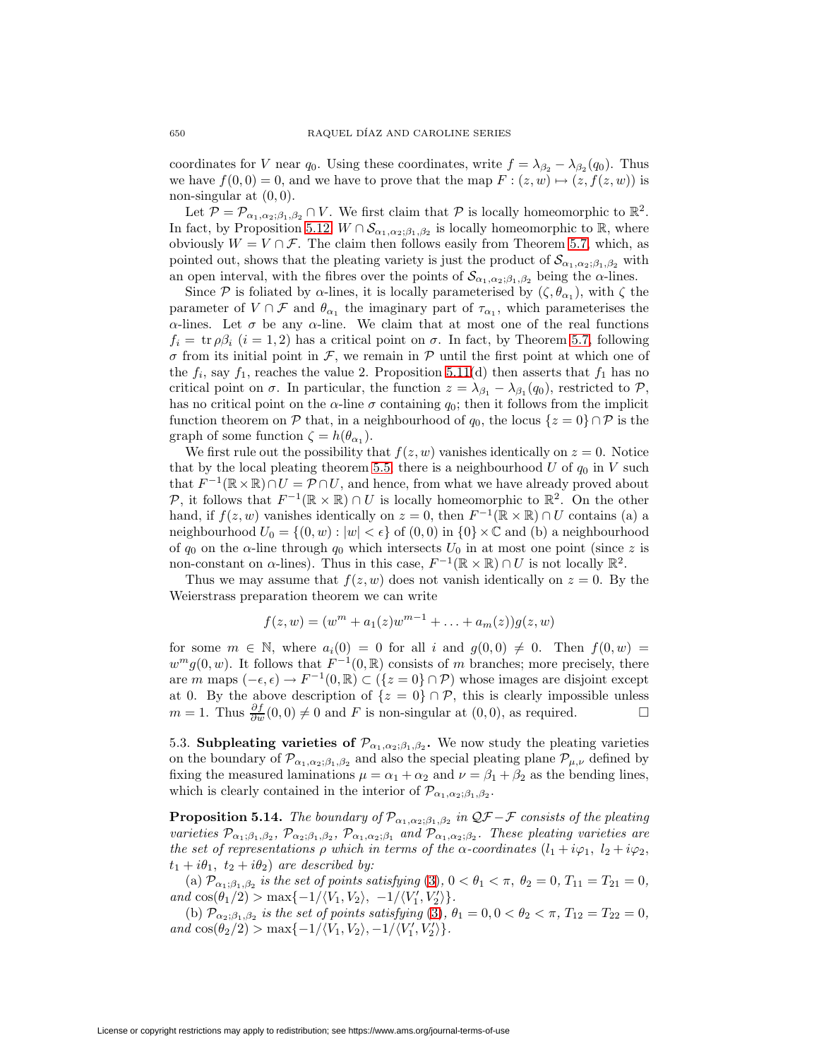coordinates for $V$ near $q_0$. Using these coordinates, write $f = \lambda_{\beta_2} - \lambda_{\beta_2}(q_0)$. Thus we have $f(0,0) = 0$, and we have to prove that the map $F : (z, w) \mapsto (z, f(z, w))$ is non-singular at $(0, 0)$.

Let $\mathcal{P} = \mathcal{P}_{\alpha_1,\alpha_2;\beta_1,\beta_2} \cap V$. We first claim that $\mathcal{P}$ is locally homeomorphic to $\mathbb{R}^2$. In fact, by Proposition 5.12, $W \cap \mathcal{S}_{\alpha_1,\alpha_2;\beta_1,\beta_2}$ is locally homeomorphic to $\mathbb{R}$, where obviously $W = V \cap \mathcal{F}$. The claim then follows easily from Theorem 5.7, which, as pointed out, shows that the pleating variety is just the product of $\mathcal{S}_{\alpha_1,\alpha_2;\beta_1,\beta_2}$ with an open interval, with the fibres over the points of $\mathcal{S}_{\alpha_1,\alpha_2;\beta_1,\beta_2}$ being the $\alpha$-lines.

Since $\mathcal{P}$ is foliated by $\alpha$-lines, it is locally parameterised by $(\zeta, \theta_{\alpha_1})$, with $\zeta$ the parameter of $V \cap \mathcal{F}$ and $\theta_{\alpha_1}$ the imaginary part of $\tau_{\alpha_1}$, which parameterises the $\alpha$-lines. Let $\sigma$ be any $\alpha$-line. We claim that at most one of the real functions $f_i = \operatorname{tr} \rho\beta_i$ $(i = 1, 2)$ has a critical point on $\sigma$. In fact, by Theorem 5.7, following $\sigma$ from its initial point in $\mathcal{F}$, we remain in $\mathcal{P}$ until the first point at which one of the $f_i$, say $f_1$, reaches the value 2. Proposition 5.11(d) then asserts that $f_1$ has no critical point on $\sigma$. In particular, the function $z = \lambda_{\beta_1} - \lambda_{\beta_1}(q_0)$, restricted to $\mathcal{P}$, has no critical point on the $\alpha$-line $\sigma$ containing $q_0$; then it follows from the implicit function theorem on $\mathcal{P}$ that, in a neighbourhood of $q_0$, the locus $\{z = 0\} \cap \mathcal{P}$ is the graph of some function $\zeta = h(\theta_{\alpha_1})$.

We first rule out the possibility that $f(z, w)$ vanishes identically on $z = 0$. Notice that by the local pleating theorem 5.5, there is a neighbourhood $U$ of $q_0$ in $V$ such that $F^{-1}(\mathbb{R} \times \mathbb{R}) \cap U = \mathcal{P} \cap U$, and hence, from what we have already proved about $\mathcal{P}$, it follows that $F^{-1}(\mathbb{R} \times \mathbb{R}) \cap U$ is locally homeomorphic to $\mathbb{R}^2$. On the other hand, if $f(z, w)$ vanishes identically on $z = 0$, then $F^{-1}(\mathbb{R} \times \mathbb{R}) \cap U$ contains (a) a neighbourhood $U_0 = \{(0, w) : |w| < \epsilon\}$ of $(0, 0)$ in $\{0\} \times \mathbb{C}$ and (b) a neighbourhood of $q_0$ on the $\alpha$-line through $q_0$ which intersects $U_0$ in at most one point (since $z$ is non-constant on $\alpha$-lines). Thus in this case, $F^{-1}(\mathbb{R} \times \mathbb{R}) \cap U$ is not locally $\mathbb{R}^2$.

Thus we may assume that $f(z, w)$ does not vanish identically on $z = 0$. By the Weierstrass preparation theorem we can write

$$f(z, w) = (w^m + a_1(z)w^{m-1} + \ldots + a_m(z))g(z, w)$$

for some $m \in \mathbb{N}$, where $a_i(0) = 0$ for all $i$ and $g(0, 0) \neq 0$. Then $f(0, w) = w^m g(0, w)$. It follows that $F^{-1}(0, \mathbb{R})$ consists of $m$ branches; more precisely, there are $m$ maps $(-\epsilon, \epsilon) \to F^{-1}(0, \mathbb{R}) \subset (\{z = 0\} \cap \mathcal{P})$ whose images are disjoint except at 0. By the above description of $\{z = 0\} \cap \mathcal{P}$, this is clearly impossible unless $m = 1$. Thus $\frac{\partial f}{\partial w}(0, 0) \neq 0$ and $F$ is non-singular at $(0, 0)$, as required. □

5.3. **Subpleating varieties of $\mathcal{P}_{\alpha_1,\alpha_2;\beta_1,\beta_2}$.** We now study the pleating varieties on the boundary of $\mathcal{P}_{\alpha_1,\alpha_2;\beta_1,\beta_2}$ and also the special pleating plane $\mathcal{P}_{\mu,\nu}$ defined by fixing the measured laminations $\mu = \alpha_1 + \alpha_2$ and $\nu = \beta_1 + \beta_2$ as the bending lines, which is clearly contained in the interior of $\mathcal{P}_{\alpha_1,\alpha_2;\beta_1,\beta_2}$.

**Proposition 5.14.** *The boundary of $\mathcal{P}_{\alpha_1,\alpha_2;\beta_1,\beta_2}$ in $\mathcal{QF} - \mathcal{F}$ consists of the pleating varieties $\mathcal{P}_{\alpha_1;\beta_1,\beta_2}$, $\mathcal{P}_{\alpha_2;\beta_1,\beta_2}$, $\mathcal{P}_{\alpha_1,\alpha_2;\beta_1}$ and $\mathcal{P}_{\alpha_1,\alpha_2;\beta_2}$. These pleating varieties are the set of representations $\rho$ which in terms of the $\alpha$-coordinates $(l_1 + i\varphi_1,\ l_2 + i\varphi_2,$ $t_1 + i\theta_1,\ t_2 + i\theta_2)$ are described by:*

(a) *$\mathcal{P}_{\alpha_1;\beta_1,\beta_2}$ is the set of points satisfying (3), $0 < \theta_1 < \pi$, $\theta_2 = 0$, $T_{11} = T_{21} = 0$, and $\cos(\theta_1/2) > \max\{-1/\langle V_1, V_2\rangle,\ -1/\langle V_1', V_2'\rangle\}$.*

(b) *$\mathcal{P}_{\alpha_2;\beta_1,\beta_2}$ is the set of points satisfying (3), $\theta_1 = 0, 0 < \theta_2 < \pi$, $T_{12} = T_{22} = 0$, and $\cos(\theta_2/2) > \max\{-1/\langle V_1, V_2\rangle, -1/\langle V_1', V_2'\rangle\}$.*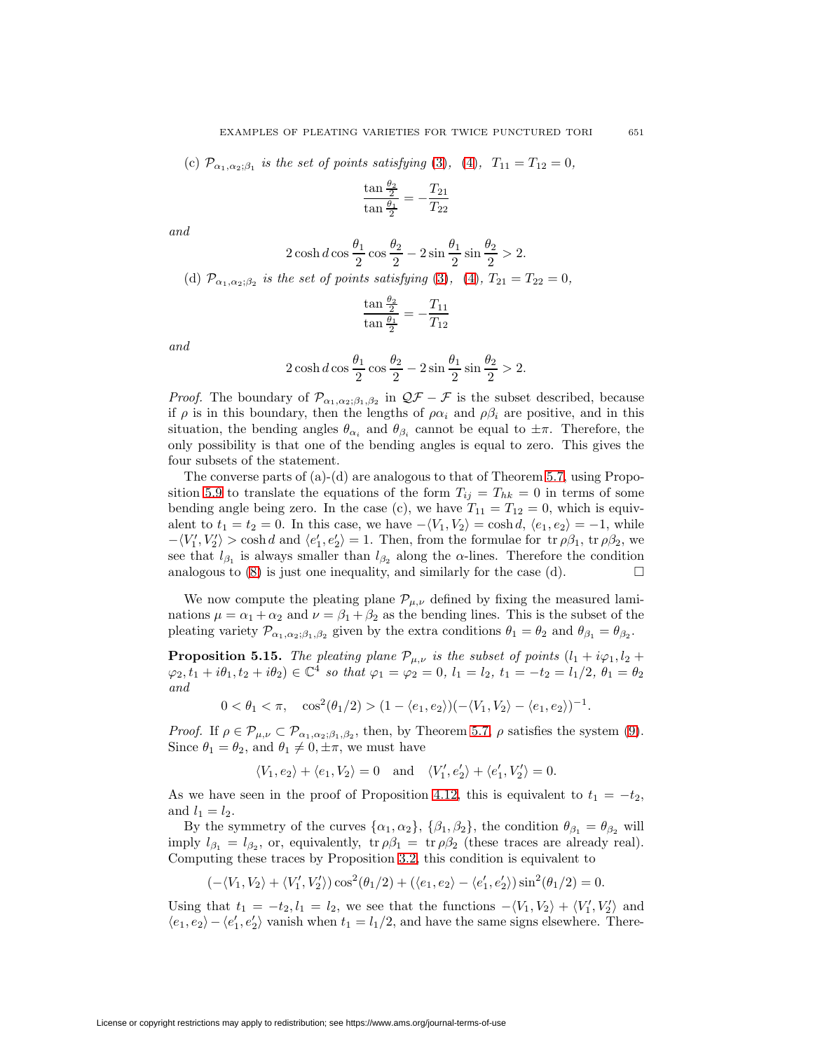(c) $\mathcal{P}_{\alpha_1,\alpha_2;\beta_1}$ *is the set of points satisfying* (3), (4), $T_{11} = T_{12} = 0$,

$$\frac{\tan\frac{\theta_2}{2}}{\tan\frac{\theta_1}{2}} = -\frac{T_{21}}{T_{22}}$$

*and*

$$2\cosh d \cos\frac{\theta_1}{2}\cos\frac{\theta_2}{2} - 2\sin\frac{\theta_1}{2}\sin\frac{\theta_2}{2} > 2.$$

(d) $\mathcal{P}_{\alpha_1,\alpha_2;\beta_2}$ *is the set of points satisfying* (3), (4), $T_{21} = T_{22} = 0$,

$$\frac{\tan\frac{\theta_2}{2}}{\tan\frac{\theta_1}{2}} = -\frac{T_{11}}{T_{12}}$$

*and*

$$2\cosh d \cos\frac{\theta_1}{2}\cos\frac{\theta_2}{2} - 2\sin\frac{\theta_1}{2}\sin\frac{\theta_2}{2} > 2.$$

*Proof.* The boundary of $\mathcal{P}_{\alpha_1,\alpha_2;\beta_1,\beta_2}$ in $\mathcal{QF} - \mathcal{F}$ is the subset described, because if $\rho$ is in this boundary, then the lengths of $\rho\alpha_i$ and $\rho\beta_i$ are positive, and in this situation, the bending angles $\theta_{\alpha_i}$ and $\theta_{\beta_i}$ cannot be equal to $\pm\pi$. Therefore, the only possibility is that one of the bending angles is equal to zero. This gives the four subsets of the statement.

The converse parts of (a)-(d) are analogous to that of Theorem 5.7, using Proposition 5.9 to translate the equations of the form $T_{ij} = T_{hk} = 0$ in terms of some bending angle being zero. In the case (c), we have $T_{11} = T_{12} = 0$, which is equivalent to $t_1 = t_2 = 0$. In this case, we have $-\langle V_1, V_2\rangle = \cosh d$, $\langle e_1, e_2\rangle = -1$, while $-\langle V_1', V_2'\rangle > \cosh d$ and $\langle e_1', e_2'\rangle = 1$. Then, from the formulae for $\operatorname{tr}\rho\beta_1$, $\operatorname{tr}\rho\beta_2$, we see that $l_{\beta_1}$ is always smaller than $l_{\beta_2}$ along the $\alpha$-lines. Therefore the condition analogous to (8) is just one inequality, and similarly for the case (d). $\square$

We now compute the pleating plane $\mathcal{P}_{\mu,\nu}$ defined by fixing the measured laminations $\mu = \alpha_1 + \alpha_2$ and $\nu = \beta_1 + \beta_2$ as the bending lines. This is the subset of the pleating variety $\mathcal{P}_{\alpha_1,\alpha_2;\beta_1,\beta_2}$ given by the extra conditions $\theta_1 = \theta_2$ and $\theta_{\beta_1} = \theta_{\beta_2}$.

**Proposition 5.15.** *The pleating plane $\mathcal{P}_{\mu,\nu}$ is the subset of points $(l_1 + i\varphi_1, l_2 + \varphi_2, t_1 + i\theta_1, t_2 + i\theta_2) \in \mathbb{C}^4$ so that $\varphi_1 = \varphi_2 = 0$, $l_1 = l_2$, $t_1 = -t_2 = l_1/2$, $\theta_1 = \theta_2$ and*

$$0 < \theta_1 < \pi, \quad \cos^2(\theta_1/2) > (1 - \langle e_1, e_2\rangle)(-\langle V_1, V_2\rangle - \langle e_1, e_2\rangle)^{-1}.$$

*Proof.* If $\rho \in \mathcal{P}_{\mu,\nu} \subset \mathcal{P}_{\alpha_1,\alpha_2;\beta_1,\beta_2}$, then, by Theorem 5.7, $\rho$ satisfies the system (9). Since $\theta_1 = \theta_2$, and $\theta_1 \neq 0, \pm\pi$, we must have

$$\langle V_1, e_2\rangle + \langle e_1, V_2\rangle = 0 \quad \text{and} \quad \langle V_1', e_2'\rangle + \langle e_1', V_2'\rangle = 0.$$

As we have seen in the proof of Proposition 4.12, this is equivalent to $t_1 = -t_2$, and $l_1 = l_2$.

By the symmetry of the curves $\{\alpha_1, \alpha_2\}$, $\{\beta_1, \beta_2\}$, the condition $\theta_{\beta_1} = \theta_{\beta_2}$ will imply $l_{\beta_1} = l_{\beta_2}$, or, equivalently, $\operatorname{tr}\rho\beta_1 = \operatorname{tr}\rho\beta_2$ (these traces are already real). Computing these traces by Proposition 3.2, this condition is equivalent to

$$(-\langle V_1, V_2\rangle + \langle V_1', V_2'\rangle)\cos^2(\theta_1/2) + (\langle e_1, e_2\rangle - \langle e_1', e_2'\rangle)\sin^2(\theta_1/2) = 0.$$

Using that $t_1 = -t_2, l_1 = l_2$, we see that the functions $-\langle V_1, V_2\rangle + \langle V_1', V_2'\rangle$ and $\langle e_1, e_2\rangle - \langle e_1', e_2'\rangle$ vanish when $t_1 = l_1/2$, and have the same signs elsewhere. There-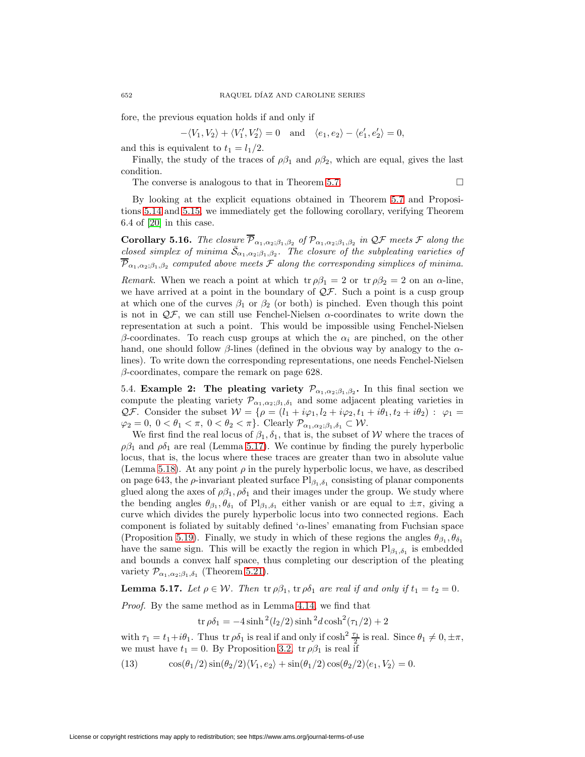fore, the previous equation holds if and only if

$$-\langle V_1, V_2\rangle + \langle V_1', V_2'\rangle = 0 \quad \text{and} \quad \langle e_1, e_2\rangle - \langle e_1', e_2'\rangle = 0,$$

and this is equivalent to $t_1 = l_1/2$.

Finally, the study of the traces of $\rho\beta_1$ and $\rho\beta_2$, which are equal, gives the last condition.

The converse is analogous to that in Theorem 5.7. □

By looking at the explicit equations obtained in Theorem 5.7 and Propositions 5.14 and 5.15, we immediately get the following corollary, verifying Theorem 6.4 of [20] in this case.

**Corollary 5.16.** *The closure $\overline{\mathcal{P}}_{\alpha_1,\alpha_2;\beta_1,\beta_2}$ of $\mathcal{P}_{\alpha_1,\alpha_2;\beta_1,\beta_2}$ in $\mathcal{QF}$ meets $\mathcal{F}$ along the closed simplex of minima $\bar{\mathcal{S}}_{\alpha_1,\alpha_2;\beta_1,\beta_2}$. The closure of the subpleating varieties of $\overline{\mathcal{P}}_{\alpha_1,\alpha_2;\beta_1,\beta_2}$ computed above meets $\mathcal{F}$ along the corresponding simplices of minima.*

*Remark.* When we reach a point at which $\operatorname{tr}\rho\beta_1 = 2$ or $\operatorname{tr}\rho\beta_2 = 2$ on an $\alpha$-line, we have arrived at a point in the boundary of $\mathcal{QF}$. Such a point is a cusp group at which one of the curves $\beta_1$ or $\beta_2$ (or both) is pinched. Even though this point is not in $\mathcal{QF}$, we can still use Fenchel-Nielsen $\alpha$-coordinates to write down the representation at such a point. This would be impossible using Fenchel-Nielsen $\beta$-coordinates. To reach cusp groups at which the $\alpha_i$ are pinched, on the other hand, one should follow $\beta$-lines (defined in the obvious way by analogy to the $\alpha$-lines). To write down the corresponding representations, one needs Fenchel-Nielsen $\beta$-coordinates, compare the remark on page 628.

5.4. **Example 2: The pleating variety $\mathcal{P}_{\alpha_1,\alpha_2;\beta_1,\beta_2}$.** In this final section we compute the pleating variety $\mathcal{P}_{\alpha_1,\alpha_2;\beta_1,\delta_1}$ and some adjacent pleating varieties in $\mathcal{QF}$. Consider the subset $\mathcal{W} = \{\rho = (l_1 + i\varphi_1, l_2 + i\varphi_2, t_1 + i\theta_1, t_2 + i\theta_2) : \varphi_1 = \varphi_2 = 0,\ 0 < \theta_1 < \pi,\ 0 < \theta_2 < \pi\}$. Clearly $\mathcal{P}_{\alpha_1,\alpha_2;\beta_1,\delta_1} \subset \mathcal{W}$.

We first find the real locus of $\beta_1, \delta_1$, that is, the subset of $\mathcal{W}$ where the traces of $\rho\beta_1$ and $\rho\delta_1$ are real (Lemma 5.17). We continue by finding the purely hyperbolic locus, that is, the locus where these traces are greater than two in absolute value (Lemma 5.18). At any point $\rho$ in the purely hyperbolic locus, we have, as described on page 643, the $\rho$-invariant pleated surface $\mathrm{Pl}_{\beta_1,\delta_1}$ consisting of planar components glued along the axes of $\rho\beta_1, \rho\delta_1$ and their images under the group. We study where the bending angles $\theta_{\beta_1}, \theta_{\delta_1}$ of $\mathrm{Pl}_{\beta_1,\delta_1}$ either vanish or are equal to $\pm\pi$, giving a curve which divides the purely hyperbolic locus into two connected regions. Each component is foliated by suitably defined '$\alpha$-lines' emanating from Fuchsian space (Proposition 5.19). Finally, we study in which of these regions the angles $\theta_{\beta_1}, \theta_{\delta_1}$ have the same sign. This will be exactly the region in which $\mathrm{Pl}_{\beta_1,\delta_1}$ is embedded and bounds a convex half space, thus completing our description of the pleating variety $\mathcal{P}_{\alpha_1,\alpha_2;\beta_1,\delta_1}$ (Theorem 5.21).

**Lemma 5.17.** *Let $\rho \in \mathcal{W}$. Then $\operatorname{tr}\rho\beta_1$, $\operatorname{tr}\rho\delta_1$ are real if and only if $t_1 = t_2 = 0$.*

*Proof.* By the same method as in Lemma 4.14, we find that

$$\operatorname{tr}\rho\delta_1 = -4\sinh^2(l_2/2)\sinh^2 d\cosh^2(\tau_1/2) + 2$$

with $\tau_1 = t_1 + i\theta_1$. Thus $\operatorname{tr}\rho\delta_1$ is real if and only if $\cosh^2\frac{\tau_1}{2}$ is real. Since $\theta_1 \neq 0, \pm\pi$, we must have $t_1 = 0$. By Proposition 3.2, $\operatorname{tr}\rho\beta_1$ is real if

$$\cos(\theta_1/2)\sin(\theta_2/2)\langle V_1, e_2\rangle + \sin(\theta_1/2)\cos(\theta_2/2)\langle e_1, V_2\rangle = 0. \tag{13}$$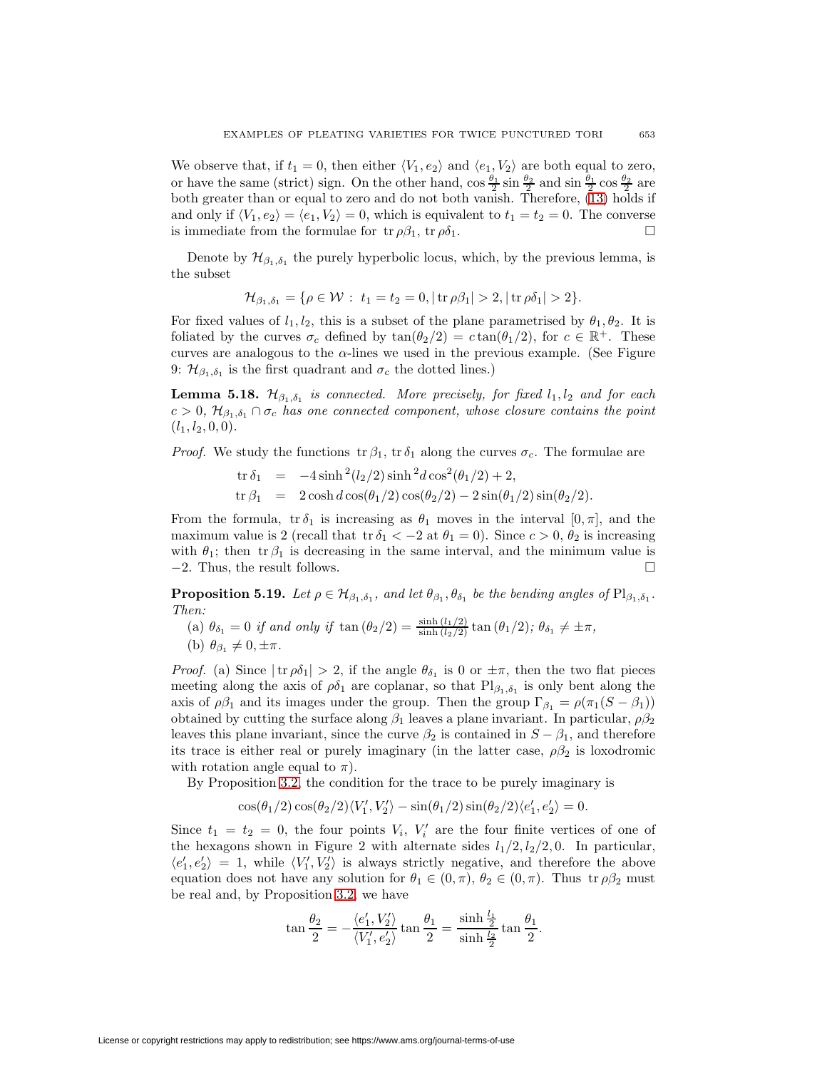We observe that, if $t_1 = 0$, then either $\langle V_1, e_2\rangle$ and $\langle e_1, V_2\rangle$ are both equal to zero, or have the same (strict) sign. On the other hand, $\cos\frac{\theta_1}{2}\sin\frac{\theta_2}{2}$ and $\sin\frac{\theta_1}{2}\cos\frac{\theta_2}{2}$ are both greater than or equal to zero and do not both vanish. Therefore, (13) holds if and only if $\langle V_1, e_2\rangle = \langle e_1, V_2\rangle = 0$, which is equivalent to $t_1 = t_2 = 0$. The converse is immediate from the formulae for $\operatorname{tr}\rho\beta_1$, $\operatorname{tr}\rho\delta_1$. $\square$

Denote by $\mathcal{H}_{\beta_1,\delta_1}$ the purely hyperbolic locus, which, by the previous lemma, is the subset

$$\mathcal{H}_{\beta_1,\delta_1} = \{\rho \in \mathcal{W} :\ t_1 = t_2 = 0, |\operatorname{tr}\rho\beta_1| > 2, |\operatorname{tr}\rho\delta_1| > 2\}.$$

For fixed values of $l_1, l_2$, this is a subset of the plane parametrised by $\theta_1, \theta_2$. It is foliated by the curves $\sigma_c$ defined by $\tan(\theta_2/2) = c\tan(\theta_1/2)$, for $c \in \mathbb{R}^+$. These curves are analogous to the $\alpha$-lines we used in the previous example. (See Figure 9: $\mathcal{H}_{\beta_1,\delta_1}$ is the first quadrant and $\sigma_c$ the dotted lines.)

**Lemma 5.18.** *$\mathcal{H}_{\beta_1,\delta_1}$ is connected. More precisely, for fixed $l_1, l_2$ and for each $c > 0$, $\mathcal{H}_{\beta_1,\delta_1} \cap \sigma_c$ has one connected component, whose closure contains the point $(l_1, l_2, 0, 0)$.*

*Proof.* We study the functions $\operatorname{tr}\beta_1$, $\operatorname{tr}\delta_1$ along the curves $\sigma_c$. The formulae are

$$\begin{aligned}
\operatorname{tr}\delta_1 &= -4\sinh^2(l_2/2)\sinh^2 d\cos^2(\theta_1/2) + 2,\\
\operatorname{tr}\beta_1 &= 2\cosh d\cos(\theta_1/2)\cos(\theta_2/2) - 2\sin(\theta_1/2)\sin(\theta_2/2).
\end{aligned}$$

From the formula, $\operatorname{tr}\delta_1$ is increasing as $\theta_1$ moves in the interval $[0,\pi]$, and the maximum value is 2 (recall that $\operatorname{tr}\delta_1 < -2$ at $\theta_1 = 0$). Since $c > 0$, $\theta_2$ is increasing with $\theta_1$; then $\operatorname{tr}\beta_1$ is decreasing in the same interval, and the minimum value is $-2$. Thus, the result follows. $\square$

**Proposition 5.19.** *Let $\rho \in \mathcal{H}_{\beta_1,\delta_1}$, and let $\theta_{\beta_1}, \theta_{\delta_1}$ be the bending angles of $\mathrm{Pl}_{\beta_1,\delta_1}$. Then:*

(a) *$\theta_{\delta_1} = 0$ if and only if $\tan(\theta_2/2) = \frac{\sinh(l_1/2)}{\sinh(l_2/2)}\tan(\theta_1/2)$; $\theta_{\delta_1} \neq \pm\pi$,*

(b) *$\theta_{\beta_1} \neq 0, \pm\pi$.*

*Proof.* (a) Since $|\operatorname{tr}\rho\delta_1| > 2$, if the angle $\theta_{\delta_1}$ is 0 or $\pm\pi$, then the two flat pieces meeting along the axis of $\rho\delta_1$ are coplanar, so that $\mathrm{Pl}_{\beta_1,\delta_1}$ is only bent along the axis of $\rho\beta_1$ and its images under the group. Then the group $\Gamma_{\beta_1} = \rho(\pi_1(S - \beta_1))$ obtained by cutting the surface along $\beta_1$ leaves a plane invariant. In particular, $\rho\beta_2$ leaves this plane invariant, since the curve $\beta_2$ is contained in $S - \beta_1$, and therefore its trace is either real or purely imaginary (in the latter case, $\rho\beta_2$ is loxodromic with rotation angle equal to $\pi$).

By Proposition 3.2, the condition for the trace to be purely imaginary is

$$\cos(\theta_1/2)\cos(\theta_2/2)\langle V_1', V_2'\rangle - \sin(\theta_1/2)\sin(\theta_2/2)\langle e_1', e_2'\rangle = 0.$$

Since $t_1 = t_2 = 0$, the four points $V_i$, $V_i'$ are the four finite vertices of one of the hexagons shown in Figure 2 with alternate sides $l_1/2, l_2/2, 0$. In particular, $\langle e_1', e_2'\rangle = 1$, while $\langle V_1', V_2'\rangle$ is always strictly negative, and therefore the above equation does not have any solution for $\theta_1 \in (0,\pi)$, $\theta_2 \in (0,\pi)$. Thus $\operatorname{tr}\rho\beta_2$ must be real and, by Proposition 3.2, we have

$$\tan\frac{\theta_2}{2} = -\frac{\langle e_1', V_2'\rangle}{\langle V_1', e_2'\rangle}\tan\frac{\theta_1}{2} = \frac{\sinh\frac{l_1}{2}}{\sinh\frac{l_2}{2}}\tan\frac{\theta_1}{2}.$$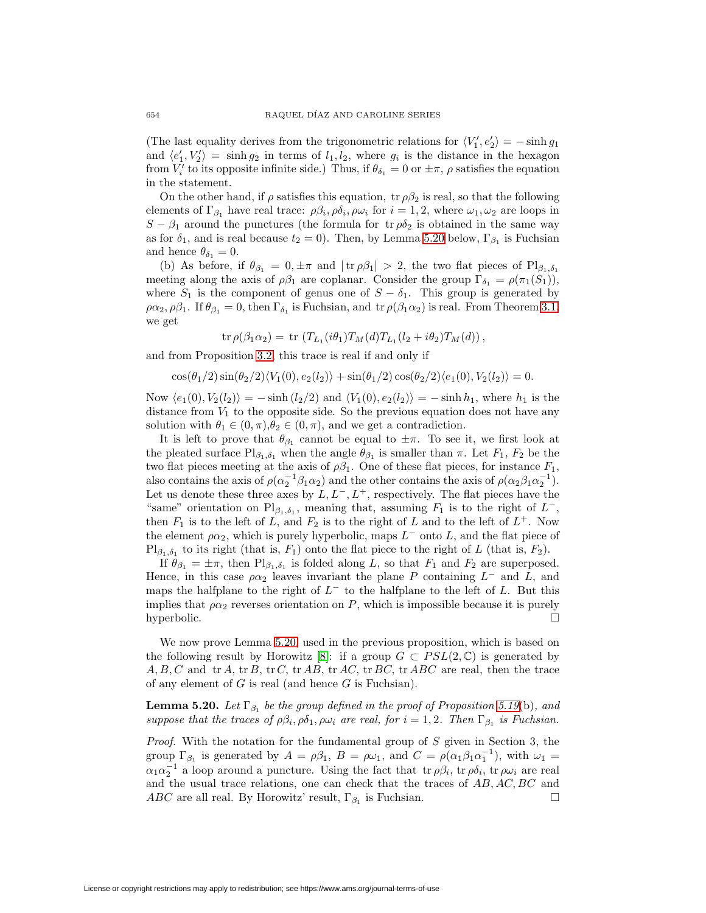(The last equality derives from the trigonometric relations for $\langle V_1', e_2' \rangle = -\sinh g_1$ and $\langle e_1', V_2' \rangle = \sinh g_2$ in terms of $l_1, l_2$, where $g_i$ is the distance in the hexagon from $V_i'$ to its opposite infinite side.) Thus, if $\theta_{\delta_1} = 0$ or $\pm\pi$, $\rho$ satisfies the equation in the statement.

On the other hand, if $\rho$ satisfies this equation, $\operatorname{tr} \rho\beta_2$ is real, so that the following elements of $\Gamma_{\beta_1}$ have real trace: $\rho\beta_i, \rho\delta_i, \rho\omega_i$ for $i = 1, 2$, where $\omega_1, \omega_2$ are loops in $S - \beta_1$ around the punctures (the formula for $\operatorname{tr} \rho\delta_2$ is obtained in the same way as for $\delta_1$, and is real because $t_2 = 0$). Then, by Lemma 5.20 below, $\Gamma_{\beta_1}$ is Fuchsian and hence $\theta_{\delta_1} = 0$.

(b) As before, if $\theta_{\beta_1} = 0, \pm\pi$ and $|\operatorname{tr} \rho\beta_1| > 2$, the two flat pieces of $\mathrm{Pl}_{\beta_1,\delta_1}$ meeting along the axis of $\rho\beta_1$ are coplanar. Consider the group $\Gamma_{\delta_1} = \rho(\pi_1(S_1))$, where $S_1$ is the component of genus one of $S - \delta_1$. This group is generated by $\rho\alpha_2, \rho\beta_1$. If $\theta_{\beta_1} = 0$, then $\Gamma_{\delta_1}$ is Fuchsian, and $\operatorname{tr} \rho(\beta_1\alpha_2)$ is real. From Theorem 3.1 we get

$$\operatorname{tr} \rho(\beta_1\alpha_2) = \operatorname{tr} \left( T_{L_1}(i\theta_1) T_M(d) T_{L_1}(l_2 + i\theta_2) T_M(d) \right),$$

and from Proposition 3.2, this trace is real if and only if

$$\cos(\theta_1/2)\sin(\theta_2/2)\langle V_1(0), e_2(l_2)\rangle + \sin(\theta_1/2)\cos(\theta_2/2)\langle e_1(0), V_2(l_2)\rangle = 0.$$

Now $\langle e_1(0), V_2(l_2)\rangle = -\sinh(l_2/2)$ and $\langle V_1(0), e_2(l_2)\rangle = -\sinh h_1$, where $h_1$ is the distance from $V_1$ to the opposite side. So the previous equation does not have any solution with $\theta_1 \in (0,\pi), \theta_2 \in (0,\pi)$, and we get a contradiction.

It is left to prove that $\theta_{\beta_1}$ cannot be equal to $\pm\pi$. To see it, we first look at the pleated surface $\mathrm{Pl}_{\beta_1,\delta_1}$ when the angle $\theta_{\beta_1}$ is smaller than $\pi$. Let $F_1$, $F_2$ be the two flat pieces meeting at the axis of $\rho\beta_1$. One of these flat pieces, for instance $F_1$, also contains the axis of $\rho(\alpha_2^{-1}\beta_1\alpha_2)$ and the other contains the axis of $\rho(\alpha_2\beta_1\alpha_2^{-1})$. Let us denote these three axes by $L, L^-, L^+$, respectively. The flat pieces have the "same" orientation on $\mathrm{Pl}_{\beta_1,\delta_1}$, meaning that, assuming $F_1$ is to the right of $L^-$, then $F_1$ is to the left of $L$, and $F_2$ is to the right of $L$ and to the left of $L^+$. Now the element $\rho\alpha_2$, which is purely hyperbolic, maps $L^-$ onto $L$, and the flat piece of $\mathrm{Pl}_{\beta_1,\delta_1}$ to its right (that is, $F_1$) onto the flat piece to the right of $L$ (that is, $F_2$).

If $\theta_{\beta_1} = \pm\pi$, then $\mathrm{Pl}_{\beta_1,\delta_1}$ is folded along $L$, so that $F_1$ and $F_2$ are superposed. Hence, in this case $\rho\alpha_2$ leaves invariant the plane $P$ containing $L^-$ and $L$, and maps the halfplane to the right of $L^-$ to the halfplane to the left of $L$. But this implies that $\rho\alpha_2$ reverses orientation on $P$, which is impossible because it is purely hyperbolic. $\square$

We now prove Lemma 5.20, used in the previous proposition, which is based on the following result by Horowitz [8]: if a group $G \subset PSL(2,\mathbb{C})$ is generated by $A, B, C$ and $\operatorname{tr} A$, $\operatorname{tr} B$, $\operatorname{tr} C$, $\operatorname{tr} AB$, $\operatorname{tr} AC$, $\operatorname{tr} BC$, $\operatorname{tr} ABC$ are real, then the trace of any element of $G$ is real (and hence $G$ is Fuchsian).

**Lemma 5.20.** *Let $\Gamma_{\beta_1}$ be the group defined in the proof of Proposition 5.19*(b)*, and suppose that the traces of $\rho\beta_i, \rho\delta_1, \rho\omega_i$ are real, for $i = 1, 2$. Then $\Gamma_{\beta_1}$ is Fuchsian.*

*Proof.* With the notation for the fundamental group of $S$ given in Section 3, the group $\Gamma_{\beta_1}$ is generated by $A = \rho\beta_1$, $B = \rho\omega_1$, and $C = \rho(\alpha_1\beta_1\alpha_1^{-1})$, with $\omega_1 = \alpha_1\alpha_2^{-1}$ a loop around a puncture. Using the fact that $\operatorname{tr} \rho\beta_i$, $\operatorname{tr} \rho\delta_i$, $\operatorname{tr} \rho\omega_i$ are real and the usual trace relations, one can check that the traces of $AB, AC, BC$ and $ABC$ are all real. By Horowitz' result, $\Gamma_{\beta_1}$ is Fuchsian. $\square$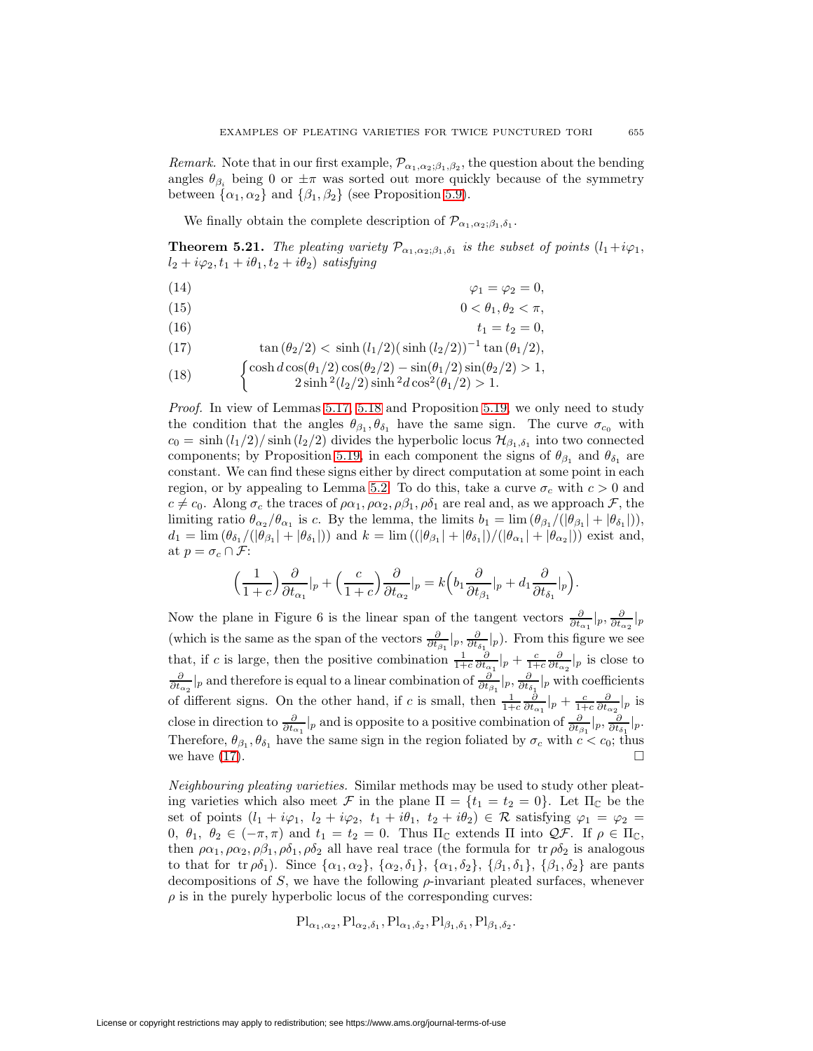*Remark.* Note that in our first example, $\mathcal{P}_{\alpha_1,\alpha_2;\beta_1,\beta_2}$, the question about the bending angles $\theta_{\beta_i}$ being 0 or $\pm\pi$ was sorted out more quickly because of the symmetry between $\{\alpha_1, \alpha_2\}$ and $\{\beta_1, \beta_2\}$ (see Proposition 5.9).

We finally obtain the complete description of $\mathcal{P}_{\alpha_1,\alpha_2;\beta_1,\delta_1}$.

**Theorem 5.21.** *The pleating variety $\mathcal{P}_{\alpha_1,\alpha_2;\beta_1,\delta_1}$ is the subset of points $(l_1+i\varphi_1, l_2+i\varphi_2, t_1+i\theta_1, t_2+i\theta_2)$ satisfying*

$$\varphi_1 = \varphi_2 = 0, \tag{14}$$

$$0 < \theta_1, \theta_2 < \pi, \tag{15}$$

$$t_1 = t_2 = 0, \tag{16}$$

$$\tan(\theta_2/2) < \sinh(l_1/2)(\sinh(l_2/2))^{-1}\tan(\theta_1/2), \tag{17}$$

$$\begin{cases} \cosh d\cos(\theta_1/2)\cos(\theta_2/2) - \sin(\theta_1/2)\sin(\theta_2/2) > 1, \\ 2\sinh^2(l_2/2)\sinh^2 d\cos^2(\theta_1/2) > 1. \end{cases} \tag{18}$$

*Proof.* In view of Lemmas 5.17, 5.18 and Proposition 5.19, we only need to study the condition that the angles $\theta_{\beta_1}, \theta_{\delta_1}$ have the same sign. The curve $\sigma_{c_0}$ with $c_0 = \sinh(l_1/2)/\sinh(l_2/2)$ divides the hyperbolic locus $\mathcal{H}_{\beta_1,\delta_1}$ into two connected components; by Proposition 5.19, in each component the signs of $\theta_{\beta_1}$ and $\theta_{\delta_1}$ are constant. We can find these signs either by direct computation at some point in each region, or by appealing to Lemma 5.2. To do this, take a curve $\sigma_c$ with $c > 0$ and $c \neq c_0$. Along $\sigma_c$ the traces of $\rho\alpha_1, \rho\alpha_2, \rho\beta_1, \rho\delta_1$ are real and, as we approach $\mathcal{F}$, the limiting ratio $\theta_{\alpha_2}/\theta_{\alpha_1}$ is $c$. By the lemma, the limits $b_1 = \lim(\theta_{\beta_1}/(|\theta_{\beta_1}| + |\theta_{\delta_1}|))$, $d_1 = \lim(\theta_{\delta_1}/(|\theta_{\beta_1}| + |\theta_{\delta_1}|))$ and $k = \lim((|\theta_{\beta_1}| + |\theta_{\delta_1}|)/(|\theta_{\alpha_1}| + |\theta_{\alpha_2}|))$ exist and, at $p = \sigma_c \cap \mathcal{F}$:

$$\Big(\frac{1}{1+c}\Big)\frac{\partial}{\partial t_{\alpha_1}}|_p + \Big(\frac{c}{1+c}\Big)\frac{\partial}{\partial t_{\alpha_2}}|_p = k\Big(b_1\frac{\partial}{\partial t_{\beta_1}}|_p + d_1\frac{\partial}{\partial t_{\delta_1}}|_p\Big).$$

Now the plane in Figure 6 is the linear span of the tangent vectors $\frac{\partial}{\partial t_{\alpha_1}}|_p, \frac{\partial}{\partial t_{\alpha_2}}|_p$ (which is the same as the span of the vectors $\frac{\partial}{\partial t_{\beta_1}}|_p, \frac{\partial}{\partial t_{\delta_1}}|_p$). From this figure we see that, if $c$ is large, then the positive combination $\frac{1}{1+c}\frac{\partial}{\partial t_{\alpha_1}}|_p + \frac{c}{1+c}\frac{\partial}{\partial t_{\alpha_2}}|_p$ is close to $\frac{\partial}{\partial t_{\alpha_2}}|_p$ and therefore is equal to a linear combination of $\frac{\partial}{\partial t_{\beta_1}}|_p, \frac{\partial}{\partial t_{\delta_1}}|_p$ with coefficients of different signs. On the other hand, if $c$ is small, then $\frac{1}{1+c}\frac{\partial}{\partial t_{\alpha_1}}|_p + \frac{c}{1+c}\frac{\partial}{\partial t_{\alpha_2}}|_p$ is close in direction to $\frac{\partial}{\partial t_{\alpha_1}}|_p$ and is opposite to a positive combination of $\frac{\partial}{\partial t_{\beta_1}}|_p, \frac{\partial}{\partial t_{\delta_1}}|_p$. Therefore, $\theta_{\beta_1}, \theta_{\delta_1}$ have the same sign in the region foliated by $\sigma_c$ with $c < c_0$; thus we have (17). $\square$

*Neighbouring pleating varieties.* Similar methods may be used to study other pleating varieties which also meet $\mathcal{F}$ in the plane $\Pi = \{t_1 = t_2 = 0\}$. Let $\Pi_{\mathbb{C}}$ be the set of points $(l_1 + i\varphi_1,\ l_2 + i\varphi_2,\ t_1 + i\theta_1,\ t_2 + i\theta_2) \in \mathcal{R}$ satisfying $\varphi_1 = \varphi_2 = 0,\ \theta_1,\ \theta_2 \in (-\pi, \pi)$ and $t_1 = t_2 = 0$. Thus $\Pi_{\mathbb{C}}$ extends $\Pi$ into $\mathcal{QF}$. If $\rho \in \Pi_{\mathbb{C}}$, then $\rho\alpha_1, \rho\alpha_2, \rho\beta_1, \rho\delta_1, \rho\delta_2$ all have real trace (the formula for $\operatorname{tr}\rho\delta_2$ is analogous to that for $\operatorname{tr}\rho\delta_1$). Since $\{\alpha_1, \alpha_2\}$, $\{\alpha_2, \delta_1\}$, $\{\alpha_1, \delta_2\}$, $\{\beta_1, \delta_1\}$, $\{\beta_1, \delta_2\}$ are pants decompositions of $S$, we have the following $\rho$-invariant pleated surfaces, whenever $\rho$ is in the purely hyperbolic locus of the corresponding curves:

$$\mathrm{Pl}_{\alpha_1,\alpha_2}, \mathrm{Pl}_{\alpha_2,\delta_1}, \mathrm{Pl}_{\alpha_1,\delta_2}, \mathrm{Pl}_{\beta_1,\delta_1}, \mathrm{Pl}_{\beta_1,\delta_2}.$$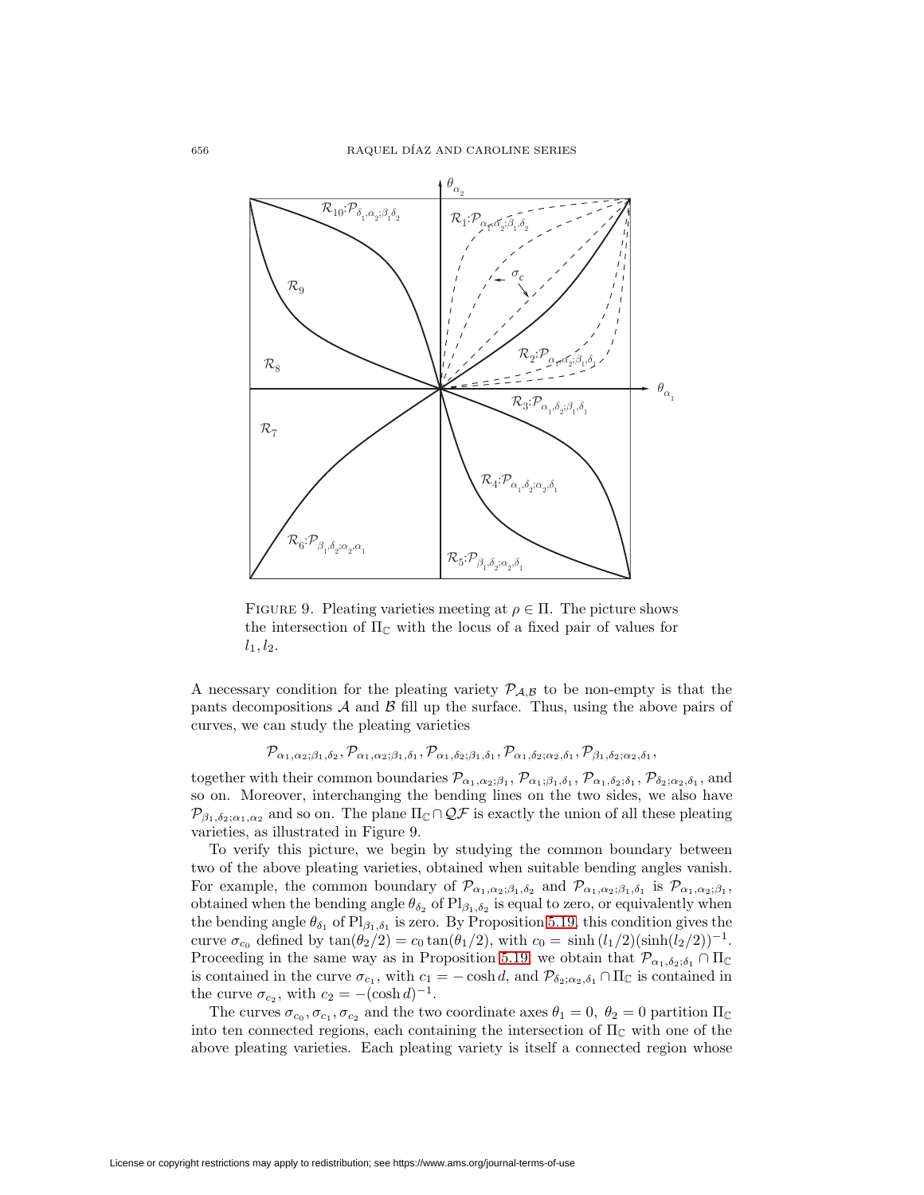FIGURE 9. Pleating varieties meeting at $\rho \in \Pi$. The picture shows the intersection of $\Pi_{\mathbb{C}}$ with the locus of a fixed pair of values for $l_1, l_2$.

A necessary condition for the pleating variety $\mathcal{P}_{\mathcal{A},\mathcal{B}}$ to be non-empty is that the pants decompositions $\mathcal{A}$ and $\mathcal{B}$ fill up the surface. Thus, using the above pairs of curves, we can study the pleating varieties

$$\mathcal{P}_{\alpha_1,\alpha_2;\beta_1,\delta_2}, \mathcal{P}_{\alpha_1,\alpha_2;\beta_1,\delta_1}, \mathcal{P}_{\alpha_1,\delta_2;\beta_1,\delta_1}, \mathcal{P}_{\alpha_1,\delta_2;\alpha_2,\delta_1}, \mathcal{P}_{\beta_1,\delta_2;\alpha_2,\delta_1},$$

together with their common boundaries $\mathcal{P}_{\alpha_1,\alpha_2;\beta_1}$, $\mathcal{P}_{\alpha_1;\beta_1,\delta_1}$, $\mathcal{P}_{\alpha_1,\delta_2;\delta_1}$, $\mathcal{P}_{\delta_2;\alpha_2,\delta_1}$, and so on. Moreover, interchanging the bending lines on the two sides, we also have $\mathcal{P}_{\beta_1,\delta_2;\alpha_1,\alpha_2}$ and so on. The plane $\Pi_{\mathbb{C}} \cap \mathcal{QF}$ is exactly the union of all these pleating varieties, as illustrated in Figure 9.

To verify this picture, we begin by studying the common boundary between two of the above pleating varieties, obtained when suitable bending angles vanish. For example, the common boundary of $\mathcal{P}_{\alpha_1,\alpha_2;\beta_1,\delta_2}$ and $\mathcal{P}_{\alpha_1,\alpha_2;\beta_1,\delta_1}$ is $\mathcal{P}_{\alpha_1,\alpha_2;\beta_1}$, obtained when the bending angle $\theta_{\delta_2}$ of $\text{Pl}_{\beta_1,\delta_2}$ is equal to zero, or equivalently when the bending angle $\theta_{\delta_1}$ of $\text{Pl}_{\beta_1,\delta_1}$ is zero. By Proposition 5.19, this condition gives the curve $\sigma_{c_0}$ defined by $\tan(\theta_2/2) = c_0 \tan(\theta_1/2)$, with $c_0 = \sinh(l_1/2)(\sinh(l_2/2))^{-1}$. Proceeding in the same way as in Proposition 5.19, we obtain that $\mathcal{P}_{\alpha_1,\delta_2;\delta_1} \cap \Pi_{\mathbb{C}}$ is contained in the curve $\sigma_{c_1}$, with $c_1 = -\cosh d$, and $\mathcal{P}_{\delta_2;\alpha_2,\delta_1} \cap \Pi_{\mathbb{C}}$ is contained in the curve $\sigma_{c_2}$, with $c_2 = -(\cosh d)^{-1}$.

The curves $\sigma_{c_0}, \sigma_{c_1}, \sigma_{c_2}$ and the two coordinate axes $\theta_1 = 0$, $\theta_2 = 0$ partition $\Pi_{\mathbb{C}}$ into ten connected regions, each containing the intersection of $\Pi_{\mathbb{C}}$ with one of the above pleating varieties. Each pleating variety is itself a connected region whose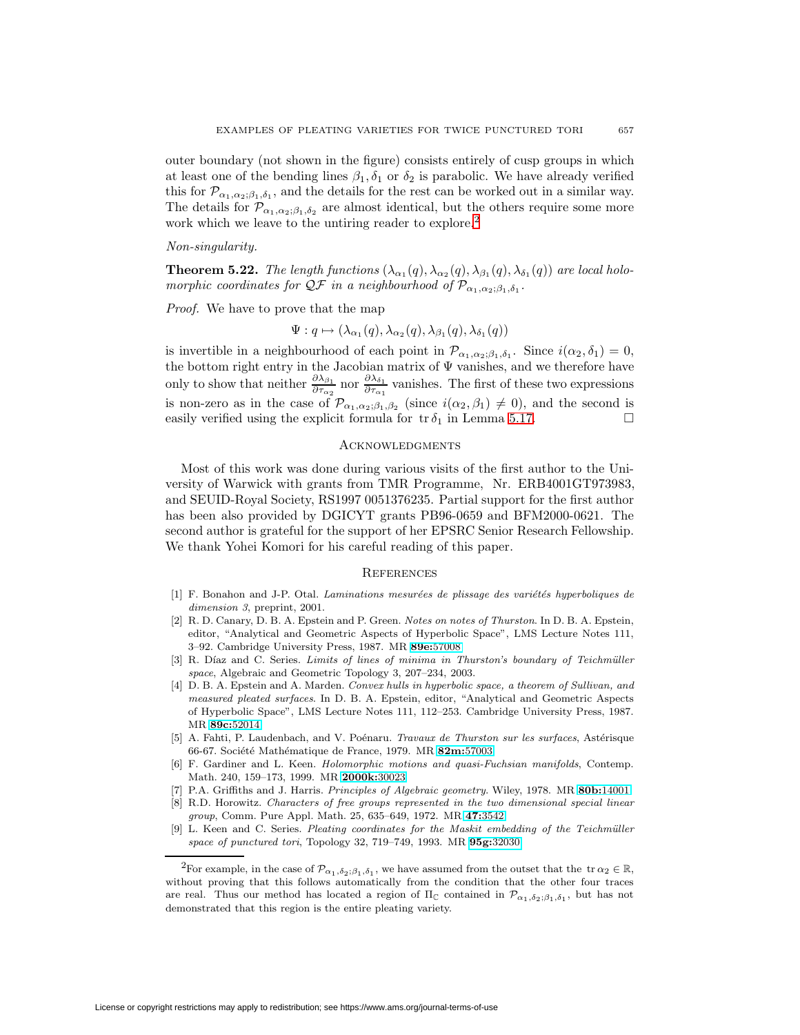outer boundary (not shown in the figure) consists entirely of cusp groups in which at least one of the bending lines $\beta_1, \delta_1$ or $\delta_2$ is parabolic. We have already verified this for $\mathcal{P}_{\alpha_1,\alpha_2;\beta_1,\delta_1}$, and the details for the rest can be worked out in a similar way. The details for $\mathcal{P}_{\alpha_1,\alpha_2;\beta_1,\delta_2}$ are almost identical, but the others require some more work which we leave to the untiring reader to explore.[2]

*Non-singularity.*

**Theorem 5.22.** *The length functions $(\lambda_{\alpha_1}(q), \lambda_{\alpha_2}(q), \lambda_{\beta_1}(q), \lambda_{\delta_1}(q))$ are local holomorphic coordinates for $\mathcal{QF}$ in a neighbourhood of $\mathcal{P}_{\alpha_1,\alpha_2;\beta_1,\delta_1}$.*

*Proof.* We have to prove that the map

$$\Psi : q \mapsto (\lambda_{\alpha_1}(q), \lambda_{\alpha_2}(q), \lambda_{\beta_1}(q), \lambda_{\delta_1}(q))$$

is invertible in a neighbourhood of each point in $\mathcal{P}_{\alpha_1,\alpha_2;\beta_1,\delta_1}$. Since $i(\alpha_2, \delta_1) = 0$, the bottom right entry in the Jacobian matrix of $\Psi$ vanishes, and we therefore have only to show that neither $\frac{\partial \lambda_{\beta_1}}{\partial \tau_{\alpha_2}}$ nor $\frac{\partial \lambda_{\delta_1}}{\partial \tau_{\alpha_1}}$ vanishes. The first of these two expressions is non-zero as in the case of $\mathcal{P}_{\alpha_1,\alpha_2;\beta_1,\beta_2}$ (since $i(\alpha_2, \beta_1) \neq 0$), and the second is easily verified using the explicit formula for $\operatorname{tr} \delta_1$ in Lemma 5.17. □

## Acknowledgments

Most of this work was done during various visits of the first author to the University of Warwick with grants from TMR Programme, Nr. ERB4001GT973983, and SEUID-Royal Society, RS1997 0051376235. Partial support for the first author has been also provided by DGICYT grants PB96-0659 and BFM2000-0621. The second author is grateful for the support of her EPSRC Senior Research Fellowship. We thank Yohei Komori for his careful reading of this paper.

## References

[1] F. Bonahon and J-P. Otal. *Laminations mesurées de plissage des variétés hyperboliques de dimension 3*, preprint, 2001.

[2] R. D. Canary, D. B. A. Epstein and P. Green. *Notes on notes of Thurston*. In D. B. A. Epstein, editor, "Analytical and Geometric Aspects of Hyperbolic Space", LMS Lecture Notes 111, 3–92. Cambridge University Press, 1987. MR **89e:**57008

[3] R. Díaz and C. Series. *Limits of lines of minima in Thurston's boundary of Teichmüller space*, Algebraic and Geometric Topology 3, 207–234, 2003.

[4] D. B. A. Epstein and A. Marden. *Convex hulls in hyperbolic space, a theorem of Sullivan, and measured pleated surfaces*. In D. B. A. Epstein, editor, "Analytical and Geometric Aspects of Hyperbolic Space", LMS Lecture Notes 111, 112–253. Cambridge University Press, 1987. MR **89c:**52014

[5] A. Fahti, P. Laudenbach, and V. Poénaru. *Travaux de Thurston sur les surfaces*, Astérisque 66-67. Société Mathématique de France, 1979. MR **82m:**57003

[6] F. Gardiner and L. Keen. *Holomorphic motions and quasi-Fuchsian manifolds*, Contemp. Math. 240, 159–173, 1999. MR **2000k:**30023

[7] P.A. Griffiths and J. Harris. *Principles of Algebraic geometry*. Wiley, 1978. MR **80b:**14001

[8] R.D. Horowitz. *Characters of free groups represented in the two dimensional special linear group*, Comm. Pure Appl. Math. 25, 635–649, 1972. MR **47:**3542

[9] L. Keen and C. Series. *Pleating coordinates for the Maskit embedding of the Teichmüller space of punctured tori*, Topology 32, 719–749, 1993. MR **95g:**32030

[2] For example, in the case of $\mathcal{P}_{\alpha_1,\delta_2;\beta_1,\delta_1}$, we have assumed from the outset that the $\operatorname{tr} \alpha_2 \in \mathbb{R}$, without proving that this follows automatically from the condition that the other four traces are real. Thus our method has located a region of $\Pi_{\mathbb{C}}$ contained in $\mathcal{P}_{\alpha_1,\delta_2;\beta_1,\delta_1}$, but has not demonstrated that this region is the entire pleating variety.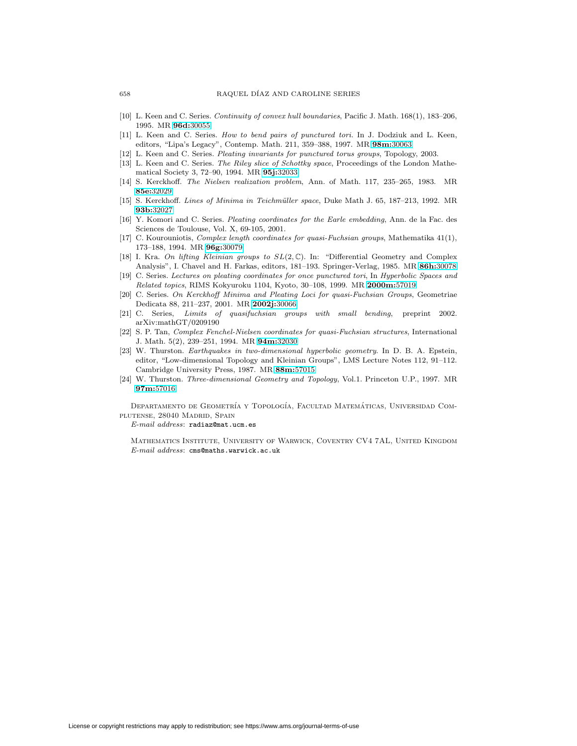[10] L. Keen and C. Series. *Continuity of convex hull boundaries*, Pacific J. Math. 168(1), 183–206, 1995. MR **96d:**30055

[11] L. Keen and C. Series. *How to bend pairs of punctured tori.* In J. Dodziuk and L. Keen, editors, "Lipa's Legacy", Contemp. Math. 211, 359–388, 1997. MR **98m:**30063

[12] L. Keen and C. Series. *Pleating invariants for punctured torus groups*, Topology, 2003.

[13] L. Keen and C. Series. *The Riley slice of Schottky space*, Proceedings of the London Mathematical Society 3, 72–90, 1994. MR **95j:**32033

[14] S. Kerckhoff. *The Nielsen realization problem*, Ann. of Math. 117, 235–265, 1983. MR **85e:**32029

[15] S. Kerckhoff. *Lines of Minima in Teichmüller space*, Duke Math J. 65, 187–213, 1992. MR **93b:**32027

[16] Y. Komori and C. Series. *Pleating coordinates for the Earle embedding*, Ann. de la Fac. des Sciences de Toulouse, Vol. X, 69-105, 2001.

[17] C. Kourouniotis, *Complex length coordinates for quasi-Fuchsian groups*, Mathematika 41(1), 173–188, 1994. MR **96g:**30079

[18] I. Kra. *On lifting Kleinian groups to $SL(2,\mathbb{C})$*. In: "Differential Geometry and Complex Analysis", I. Chavel and H. Farkas, editors, 181–193. Springer-Verlag, 1985. MR **86h:**30078

[19] C. Series. *Lectures on pleating coordinates for once punctured tori*, In *Hyperbolic Spaces and Related topics*, RIMS Kokyuroku 1104, Kyoto, 30–108, 1999. MR **2000m:**57019

[20] C. Series. *On Kerckhoff Minima and Pleating Loci for quasi-Fuchsian Groups*, Geometriae Dedicata 88, 211–237, 2001. MR **2002j:**30066

[21] C. Series, *Limits of quasifuchsian groups with small bending*, preprint 2002. arXiv:mathGT/0209190

[22] S. P. Tan, *Complex Fenchel-Nielsen coordinates for quasi-Fuchsian structures*, International J. Math. 5(2), 239–251, 1994. MR **94m:**32030

[23] W. Thurston. *Earthquakes in two-dimensional hyperbolic geometry*. In D. B. A. Epstein, editor, "Low-dimensional Topology and Kleinian Groups", LMS Lecture Notes 112, 91–112. Cambridge University Press, 1987. MR **88m:**57015

[24] W. Thurston. *Three-dimensional Geometry and Topology*, Vol.1. Princeton U.P., 1997. MR **97m:**57016

Departamento de Geometría y Topología, Facultad Matemáticas, Universidad Complutense, 28040 Madrid, Spain

*E-mail address*: `radiaz@mat.ucm.es`

Mathematics Institute, University of Warwick, Coventry CV4 7AL, United Kingdom

*E-mail address*: `cms@maths.warwick.ac.uk`